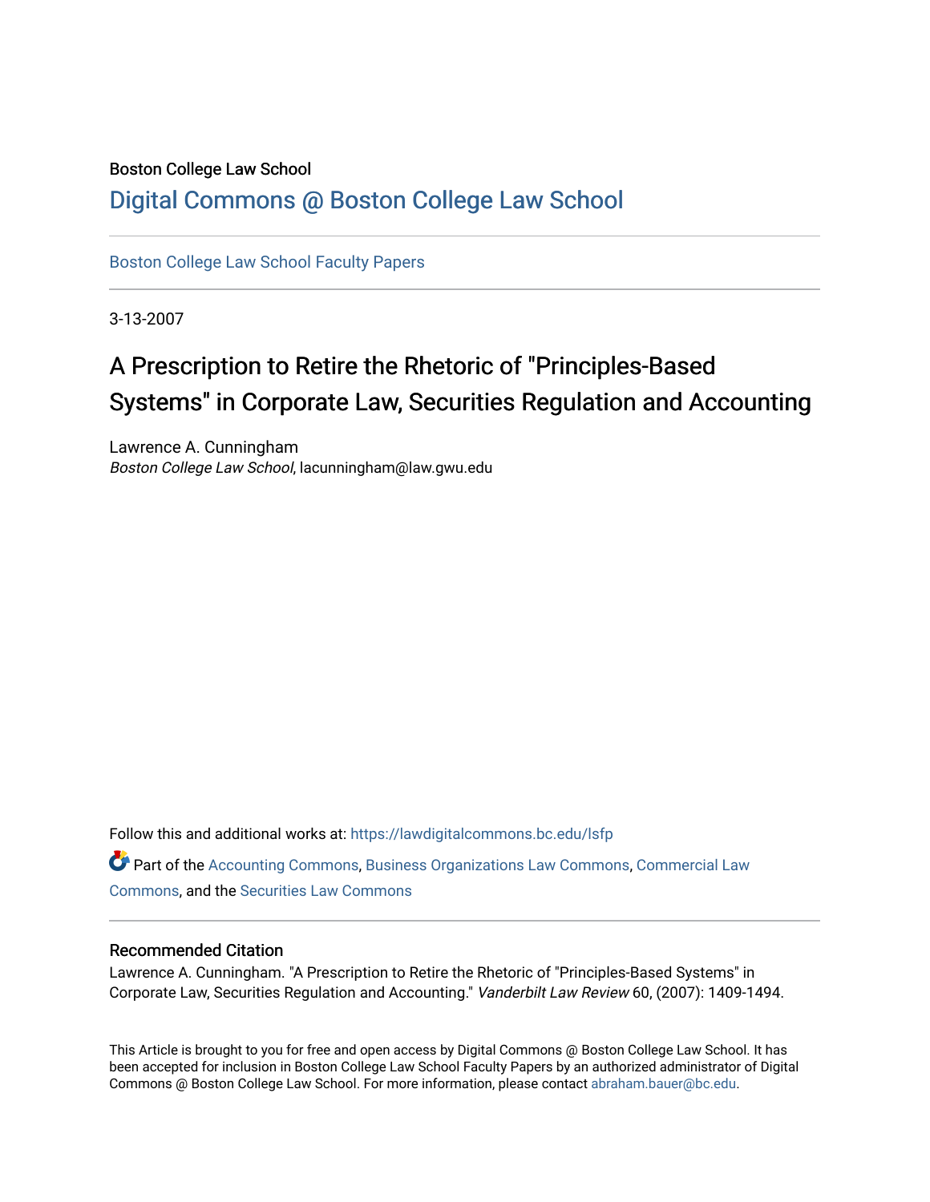Boston College Law School

# Digital Commons @ Boston College Law School

Boston College Law School Faculty Papers

3-13-2007

# A Prescription to Retire the Rhetoric of "Principles-Based Systems" in Corporate Law, Securities Regulation and Accounting

Lawrence A. Cunningham
*Boston College Law School*, lacunningham@law.gwu.edu

Follow this and additional works at: https://lawdigitalcommons.bc.edu/lsfp

Part of the Accounting Commons, Business Organizations Law Commons, Commercial Law Commons, and the Securities Law Commons

## Recommended Citation

Lawrence A. Cunningham. "A Prescription to Retire the Rhetoric of "Principles-Based Systems" in Corporate Law, Securities Regulation and Accounting." *Vanderbilt Law Review* 60, (2007): 1409-1494.

This Article is brought to you for free and open access by Digital Commons @ Boston College Law School. It has been accepted for inclusion in Boston College Law School Faculty Papers by an authorized administrator of Digital Commons @ Boston College Law School. For more information, please contact abraham.bauer@bc.edu.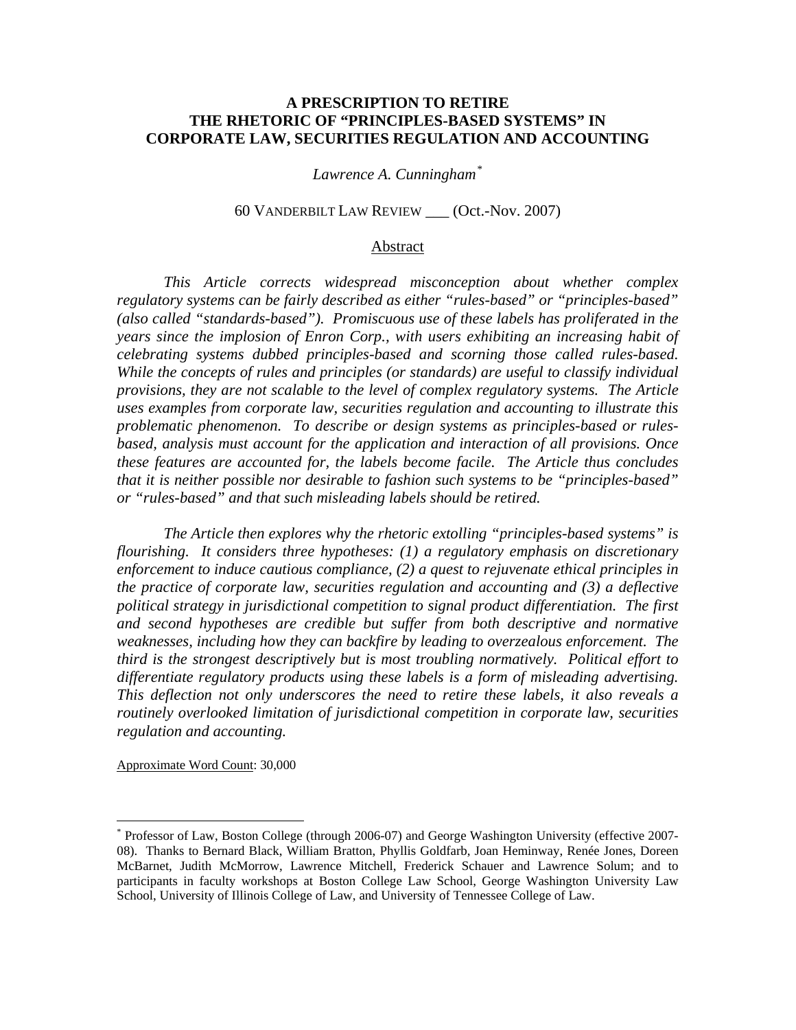# A PRESCRIPTION TO RETIRE THE RHETORIC OF "PRINCIPLES-BASED SYSTEMS" IN CORPORATE LAW, SECURITIES REGULATION AND ACCOUNTING

*Lawrence A. Cunningham*[*]

60 VANDERBILT LAW REVIEW ___ (Oct.-Nov. 2007)

## Abstract

*This Article corrects widespread misconception about whether complex regulatory systems can be fairly described as either "rules-based" or "principles-based" (also called "standards-based"). Promiscuous use of these labels has proliferated in the years since the implosion of Enron Corp., with users exhibiting an increasing habit of celebrating systems dubbed principles-based and scorning those called rules-based. While the concepts of rules and principles (or standards) are useful to classify individual provisions, they are not scalable to the level of complex regulatory systems. The Article uses examples from corporate law, securities regulation and accounting to illustrate this problematic phenomenon. To describe or design systems as principles-based or rules-based, analysis must account for the application and interaction of all provisions. Once these features are accounted for, the labels become facile. The Article thus concludes that it is neither possible nor desirable to fashion such systems to be "principles-based" or "rules-based" and that such misleading labels should be retired.*

*The Article then explores why the rhetoric extolling "principles-based systems" is flourishing. It considers three hypotheses: (1) a regulatory emphasis on discretionary enforcement to induce cautious compliance, (2) a quest to rejuvenate ethical principles in the practice of corporate law, securities regulation and accounting and (3) a deflective political strategy in jurisdictional competition to signal product differentiation. The first and second hypotheses are credible but suffer from both descriptive and normative weaknesses, including how they can backfire by leading to overzealous enforcement. The third is the strongest descriptively but is most troubling normatively. Political effort to differentiate regulatory products using these labels is a form of misleading advertising. This deflection not only underscores the need to retire these labels, it also reveals a routinely overlooked limitation of jurisdictional competition in corporate law, securities regulation and accounting.*

Approximate Word Count: 30,000

---

[*] Professor of Law, Boston College (through 2006-07) and George Washington University (effective 2007-08). Thanks to Bernard Black, William Bratton, Phyllis Goldfarb, Joan Heminway, Renée Jones, Doreen McBarnet, Judith McMorrow, Lawrence Mitchell, Frederick Schauer and Lawrence Solum; and to participants in faculty workshops at Boston College Law School, George Washington University Law School, University of Illinois College of Law, and University of Tennessee College of Law.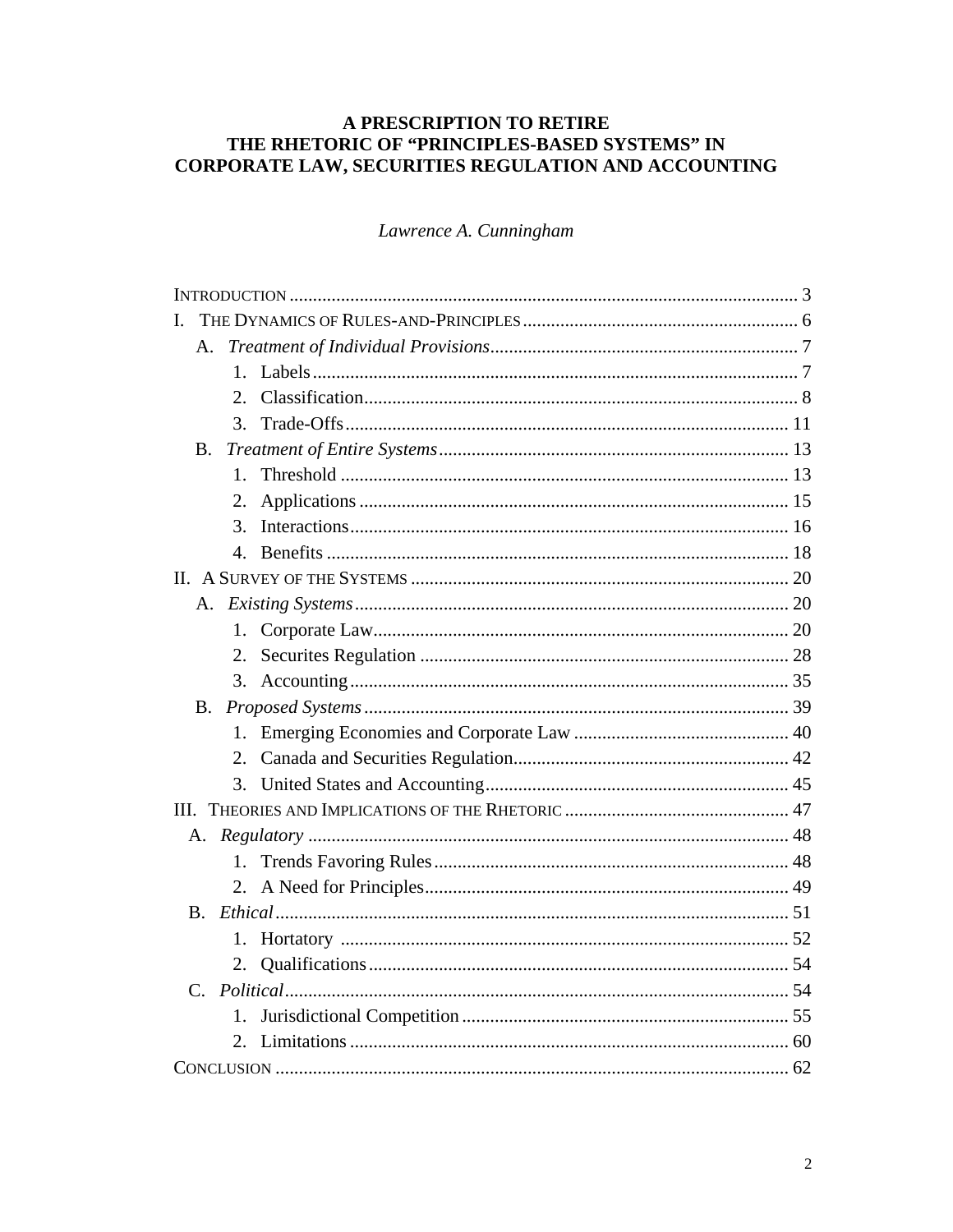# A PRESCRIPTION TO RETIRE THE RHETORIC OF "PRINCIPLES-BASED SYSTEMS" IN CORPORATE LAW, SECURITIES REGULATION AND ACCOUNTING

*Lawrence A. Cunningham*

INTRODUCTION ........ 3

I. THE DYNAMICS OF RULES-AND-PRINCIPLES ........ 6

- A. *Treatment of Individual Provisions* ........ 7
  1. Labels ........ 7
  2. Classification ........ 8
  3. Trade-Offs ........ 11
- B. *Treatment of Entire Systems* ........ 13
  1. Threshold ........ 13
  2. Applications ........ 15
  3. Interactions ........ 16
  4. Benefits ........ 18

II. A SURVEY OF THE SYSTEMS ........ 20

- A. *Existing Systems* ........ 20
  1. Corporate Law ........ 20
  2. Securites Regulation ........ 28
  3. Accounting ........ 35
- B. *Proposed Systems* ........ 39
  1. Emerging Economies and Corporate Law ........ 40
  2. Canada and Securities Regulation ........ 42
  3. United States and Accounting ........ 45

III. THEORIES AND IMPLICATIONS OF THE RHETORIC ........ 47

- A. *Regulatory* ........ 48
  1. Trends Favoring Rules ........ 48
  2. A Need for Principles ........ 49
- B. *Ethical* ........ 51
  1. Hortatory ........ 52
  2. Qualifications ........ 54
- C. *Political* ........ 54
  1. Jurisdictional Competition ........ 55
  2. Limitations ........ 60

CONCLUSION ........ 62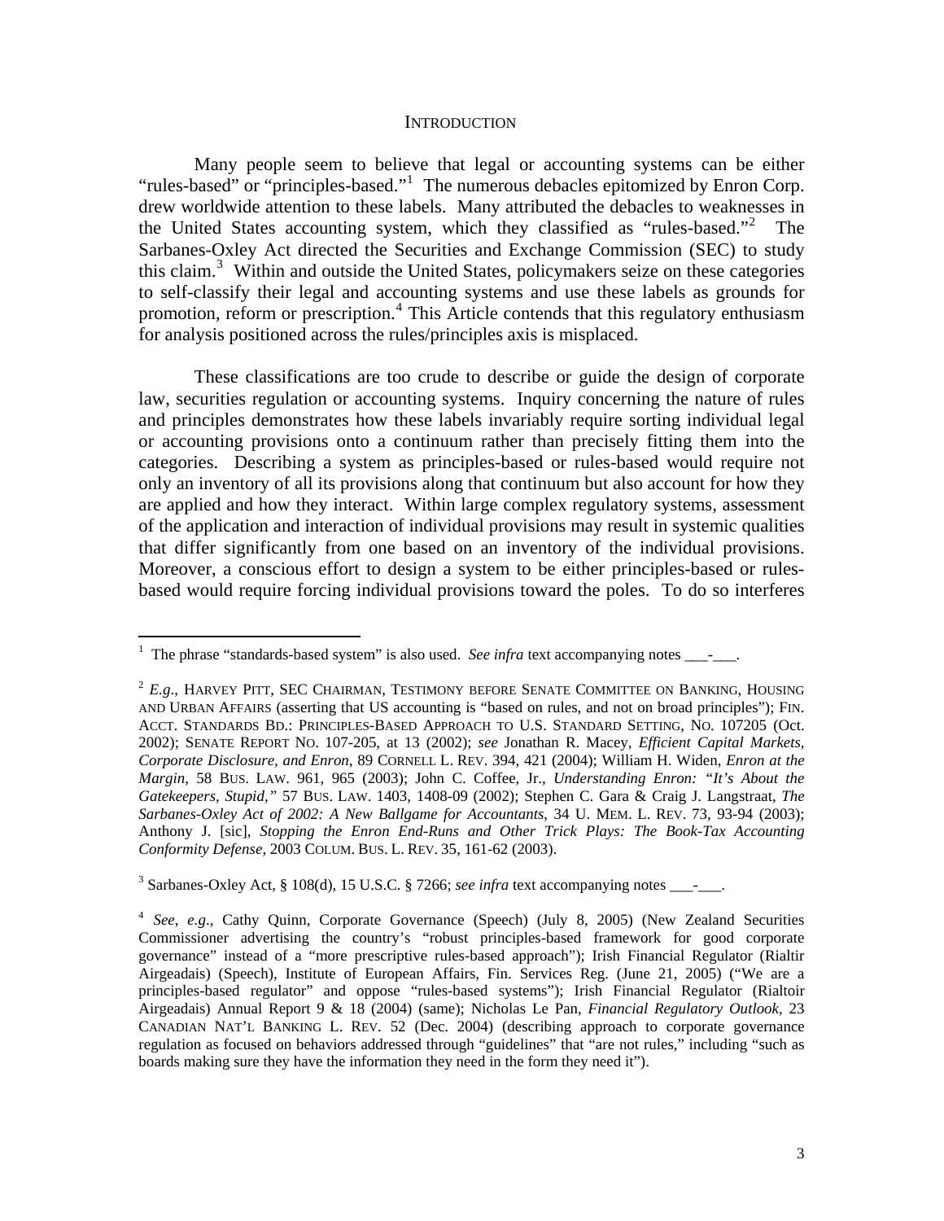## INTRODUCTION

Many people seem to believe that legal or accounting systems can be either "rules-based" or "principles-based."[1] The numerous debacles epitomized by Enron Corp. drew worldwide attention to these labels. Many attributed the debacles to weaknesses in the United States accounting system, which they classified as "rules-based."[2] The Sarbanes-Oxley Act directed the Securities and Exchange Commission (SEC) to study this claim.[3] Within and outside the United States, policymakers seize on these categories to self-classify their legal and accounting systems and use these labels as grounds for promotion, reform or prescription.[4] This Article contends that this regulatory enthusiasm for analysis positioned across the rules/principles axis is misplaced.

These classifications are too crude to describe or guide the design of corporate law, securities regulation or accounting systems. Inquiry concerning the nature of rules and principles demonstrates how these labels invariably require sorting individual legal or accounting provisions onto a continuum rather than precisely fitting them into the categories. Describing a system as principles-based or rules-based would require not only an inventory of all its provisions along that continuum but also account for how they are applied and how they interact. Within large complex regulatory systems, assessment of the application and interaction of individual provisions may result in systemic qualities that differ significantly from one based on an inventory of the individual provisions. Moreover, a conscious effort to design a system to be either principles-based or rules-based would require forcing individual provisions toward the poles. To do so interferes

---

[1] The phrase "standards-based system" is also used. *See infra* text accompanying notes ___-___.

[2] *E.g*., HARVEY PITT, SEC CHAIRMAN, TESTIMONY BEFORE SENATE COMMITTEE ON BANKING, HOUSING AND URBAN AFFAIRS (asserting that US accounting is "based on rules, and not on broad principles"); FIN. ACCT. STANDARDS BD.: PRINCIPLES-BASED APPROACH TO U.S. STANDARD SETTING, NO. 107205 (Oct. 2002); SENATE REPORT NO. 107-205, at 13 (2002); *see* Jonathan R. Macey, *Efficient Capital Markets, Corporate Disclosure, and Enron*, 89 CORNELL L. REV. 394, 421 (2004); William H. Widen, *Enron at the Margin*, 58 BUS. LAW. 961, 965 (2003); John C. Coffee, Jr., *Understanding Enron: "It's About the Gatekeepers, Stupid,"* 57 BUS. LAW. 1403, 1408-09 (2002); Stephen C. Gara & Craig J. Langstraat, *The Sarbanes-Oxley Act of 2002: A New Ballgame for Accountants*, 34 U. MEM. L. REV. 73, 93-94 (2003); Anthony J. [sic], *Stopping the Enron End-Runs and Other Trick Plays: The Book-Tax Accounting Conformity Defense*, 2003 COLUM. BUS. L. REV. 35, 161-62 (2003).

[3] Sarbanes-Oxley Act, § 108(d), 15 U.S.C. § 7266; *see infra* text accompanying notes ___-___.

[4] *See, e.g*., Cathy Quinn, Corporate Governance (Speech) (July 8, 2005) (New Zealand Securities Commissioner advertising the country's "robust principles-based framework for good corporate governance" instead of a "more prescriptive rules-based approach"); Irish Financial Regulator (Rialtir Airgeadais) (Speech), Institute of European Affairs, Fin. Services Reg. (June 21, 2005) ("We are a principles-based regulator" and oppose "rules-based systems"); Irish Financial Regulator (Rialtoir Airgeadais) Annual Report 9 & 18 (2004) (same); Nicholas Le Pan, *Financial Regulatory Outlook*, 23 CANADIAN NAT'L BANKING L. REV. 52 (Dec. 2004) (describing approach to corporate governance regulation as focused on behaviors addressed through "guidelines" that "are not rules," including "such as boards making sure they have the information they need in the form they need it").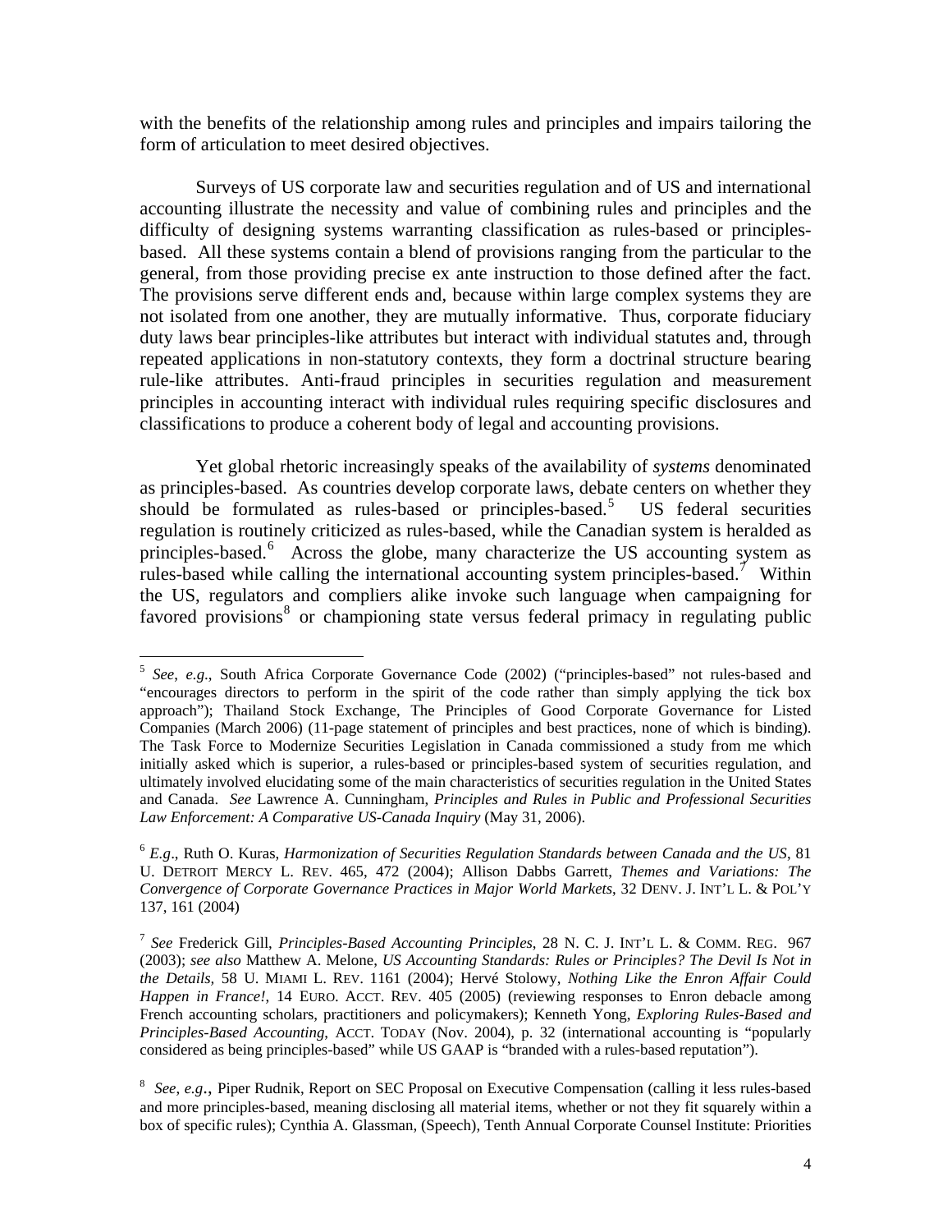with the benefits of the relationship among rules and principles and impairs tailoring the form of articulation to meet desired objectives.

Surveys of US corporate law and securities regulation and of US and international accounting illustrate the necessity and value of combining rules and principles and the difficulty of designing systems warranting classification as rules-based or principles-based. All these systems contain a blend of provisions ranging from the particular to the general, from those providing precise ex ante instruction to those defined after the fact. The provisions serve different ends and, because within large complex systems they are not isolated from one another, they are mutually informative. Thus, corporate fiduciary duty laws bear principles-like attributes but interact with individual statutes and, through repeated applications in non-statutory contexts, they form a doctrinal structure bearing rule-like attributes. Anti-fraud principles in securities regulation and measurement principles in accounting interact with individual rules requiring specific disclosures and classifications to produce a coherent body of legal and accounting provisions.

Yet global rhetoric increasingly speaks of the availability of *systems* denominated as principles-based. As countries develop corporate laws, debate centers on whether they should be formulated as rules-based or principles-based.[5] US federal securities regulation is routinely criticized as rules-based, while the Canadian system is heralded as principles-based.[6] Across the globe, many characterize the US accounting system as rules-based while calling the international accounting system principles-based.[7] Within the US, regulators and compliers alike invoke such language when campaigning for favored provisions[8] or championing state versus federal primacy in regulating public

---

[5] *See*, *e.g.*, South Africa Corporate Governance Code (2002) ("principles-based" not rules-based and "encourages directors to perform in the spirit of the code rather than simply applying the tick box approach"); Thailand Stock Exchange, The Principles of Good Corporate Governance for Listed Companies (March 2006) (11-page statement of principles and best practices, none of which is binding). The Task Force to Modernize Securities Legislation in Canada commissioned a study from me which initially asked which is superior, a rules-based or principles-based system of securities regulation, and ultimately involved elucidating some of the main characteristics of securities regulation in the United States and Canada. *See* Lawrence A. Cunningham, *Principles and Rules in Public and Professional Securities Law Enforcement: A Comparative US-Canada Inquiry* (May 31, 2006).

[6] *E.g*., Ruth O. Kuras, *Harmonization of Securities Regulation Standards between Canada and the US*, 81 U. DETROIT MERCY L. REV. 465, 472 (2004); Allison Dabbs Garrett, *Themes and Variations: The Convergence of Corporate Governance Practices in Major World Markets*, 32 DENV. J. INT'L L. & POL'Y 137, 161 (2004)

[7] *See* Frederick Gill, *Principles-Based Accounting Principles*, 28 N. C. J. INT'L L. & COMM. REG. 967 (2003); *see also* Matthew A. Melone, *US Accounting Standards: Rules or Principles? The Devil Is Not in the Details*, 58 U. MIAMI L. REV. 1161 (2004); Hervé Stolowy, *Nothing Like the Enron Affair Could Happen in France!*, 14 EURO. ACCT. REV. 405 (2005) (reviewing responses to Enron debacle among French accounting scholars, practitioners and policymakers); Kenneth Yong, *Exploring Rules-Based and Principles-Based Accounting*, ACCT. TODAY (Nov. 2004), p. 32 (international accounting is "popularly considered as being principles-based" while US GAAP is "branded with a rules-based reputation").

[8] *See*, *e.g*., Piper Rudnik, Report on SEC Proposal on Executive Compensation (calling it less rules-based and more principles-based, meaning disclosing all material items, whether or not they fit squarely within a box of specific rules); Cynthia A. Glassman, (Speech), Tenth Annual Corporate Counsel Institute: Priorities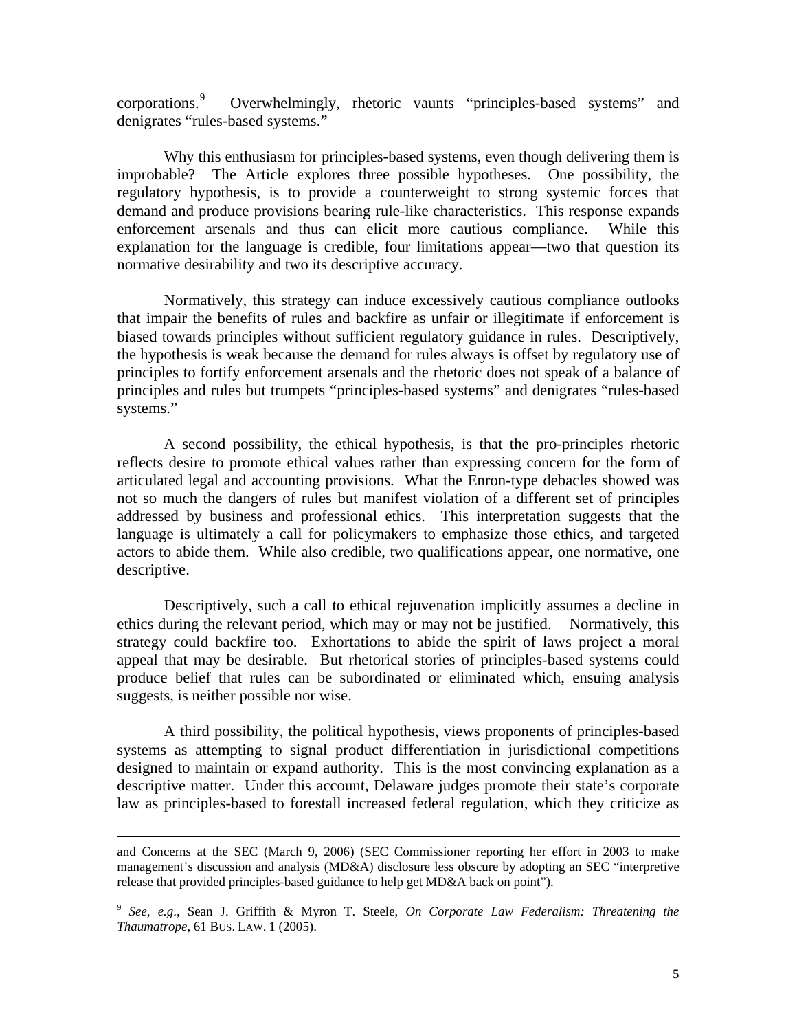corporations.[9] Overwhelmingly, rhetoric vaunts "principles-based systems" and denigrates "rules-based systems."

Why this enthusiasm for principles-based systems, even though delivering them is improbable? The Article explores three possible hypotheses. One possibility, the regulatory hypothesis, is to provide a counterweight to strong systemic forces that demand and produce provisions bearing rule-like characteristics. This response expands enforcement arsenals and thus can elicit more cautious compliance. While this explanation for the language is credible, four limitations appear—two that question its normative desirability and two its descriptive accuracy.

Normatively, this strategy can induce excessively cautious compliance outlooks that impair the benefits of rules and backfire as unfair or illegitimate if enforcement is biased towards principles without sufficient regulatory guidance in rules. Descriptively, the hypothesis is weak because the demand for rules always is offset by regulatory use of principles to fortify enforcement arsenals and the rhetoric does not speak of a balance of principles and rules but trumpets "principles-based systems" and denigrates "rules-based systems."

A second possibility, the ethical hypothesis, is that the pro-principles rhetoric reflects desire to promote ethical values rather than expressing concern for the form of articulated legal and accounting provisions. What the Enron-type debacles showed was not so much the dangers of rules but manifest violation of a different set of principles addressed by business and professional ethics. This interpretation suggests that the language is ultimately a call for policymakers to emphasize those ethics, and targeted actors to abide them. While also credible, two qualifications appear, one normative, one descriptive.

Descriptively, such a call to ethical rejuvenation implicitly assumes a decline in ethics during the relevant period, which may or may not be justified. Normatively, this strategy could backfire too. Exhortations to abide the spirit of laws project a moral appeal that may be desirable. But rhetorical stories of principles-based systems could produce belief that rules can be subordinated or eliminated which, ensuing analysis suggests, is neither possible nor wise.

A third possibility, the political hypothesis, views proponents of principles-based systems as attempting to signal product differentiation in jurisdictional competitions designed to maintain or expand authority. This is the most convincing explanation as a descriptive matter. Under this account, Delaware judges promote their state's corporate law as principles-based to forestall increased federal regulation, which they criticize as

---

and Concerns at the SEC (March 9, 2006) (SEC Commissioner reporting her effort in 2003 to make management's discussion and analysis (MD&A) disclosure less obscure by adopting an SEC "interpretive release that provided principles-based guidance to help get MD&A back on point").

[9] *See, e.g.*, Sean J. Griffith & Myron T. Steele, *On Corporate Law Federalism: Threatening the Thaumatrope*, 61 BUS. LAW. 1 (2005).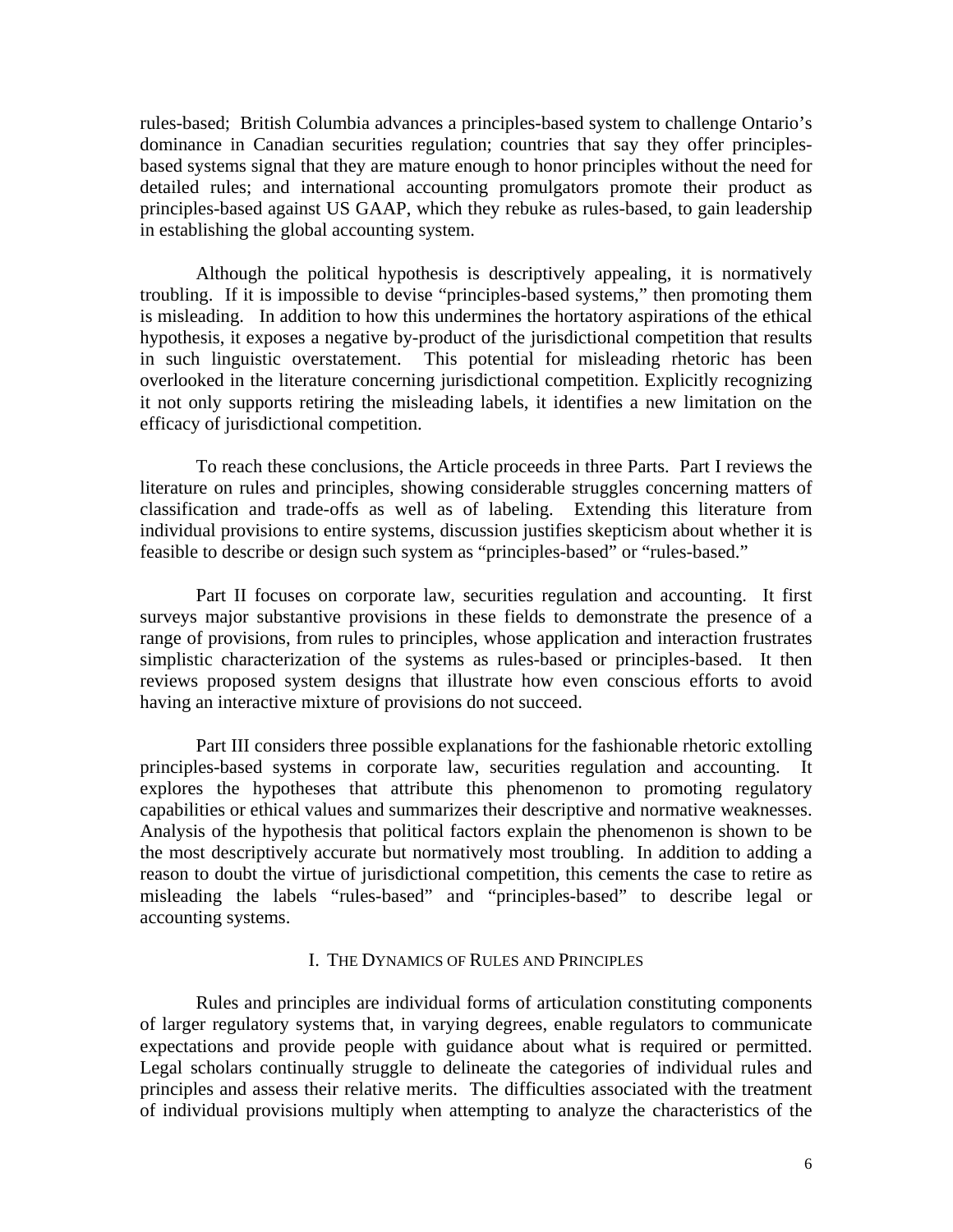rules-based; British Columbia advances a principles-based system to challenge Ontario's dominance in Canadian securities regulation; countries that say they offer principles-based systems signal that they are mature enough to honor principles without the need for detailed rules; and international accounting promulgators promote their product as principles-based against US GAAP, which they rebuke as rules-based, to gain leadership in establishing the global accounting system.

Although the political hypothesis is descriptively appealing, it is normatively troubling. If it is impossible to devise "principles-based systems," then promoting them is misleading. In addition to how this undermines the hortatory aspirations of the ethical hypothesis, it exposes a negative by-product of the jurisdictional competition that results in such linguistic overstatement. This potential for misleading rhetoric has been overlooked in the literature concerning jurisdictional competition. Explicitly recognizing it not only supports retiring the misleading labels, it identifies a new limitation on the efficacy of jurisdictional competition.

To reach these conclusions, the Article proceeds in three Parts. Part I reviews the literature on rules and principles, showing considerable struggles concerning matters of classification and trade-offs as well as of labeling. Extending this literature from individual provisions to entire systems, discussion justifies skepticism about whether it is feasible to describe or design such system as "principles-based" or "rules-based."

Part II focuses on corporate law, securities regulation and accounting. It first surveys major substantive provisions in these fields to demonstrate the presence of a range of provisions, from rules to principles, whose application and interaction frustrates simplistic characterization of the systems as rules-based or principles-based. It then reviews proposed system designs that illustrate how even conscious efforts to avoid having an interactive mixture of provisions do not succeed.

Part III considers three possible explanations for the fashionable rhetoric extolling principles-based systems in corporate law, securities regulation and accounting. It explores the hypotheses that attribute this phenomenon to promoting regulatory capabilities or ethical values and summarizes their descriptive and normative weaknesses. Analysis of the hypothesis that political factors explain the phenomenon is shown to be the most descriptively accurate but normatively most troubling. In addition to adding a reason to doubt the virtue of jurisdictional competition, this cements the case to retire as misleading the labels "rules-based" and "principles-based" to describe legal or accounting systems.

## I. THE DYNAMICS OF RULES AND PRINCIPLES

Rules and principles are individual forms of articulation constituting components of larger regulatory systems that, in varying degrees, enable regulators to communicate expectations and provide people with guidance about what is required or permitted. Legal scholars continually struggle to delineate the categories of individual rules and principles and assess their relative merits. The difficulties associated with the treatment of individual provisions multiply when attempting to analyze the characteristics of the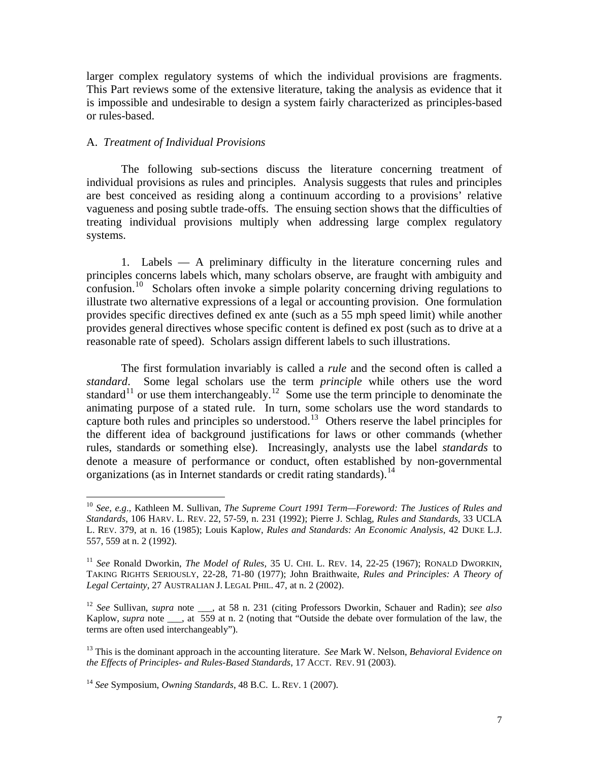larger complex regulatory systems of which the individual provisions are fragments. This Part reviews some of the extensive literature, taking the analysis as evidence that it is impossible and undesirable to design a system fairly characterized as principles-based or rules-based.

A. *Treatment of Individual Provisions*

The following sub-sections discuss the literature concerning treatment of individual provisions as rules and principles. Analysis suggests that rules and principles are best conceived as residing along a continuum according to a provisions' relative vagueness and posing subtle trade-offs. The ensuing section shows that the difficulties of treating individual provisions multiply when addressing large complex regulatory systems.

1. Labels — A preliminary difficulty in the literature concerning rules and principles concerns labels which, many scholars observe, are fraught with ambiguity and confusion.[10] Scholars often invoke a simple polarity concerning driving regulations to illustrate two alternative expressions of a legal or accounting provision. One formulation provides specific directives defined ex ante (such as a 55 mph speed limit) while another provides general directives whose specific content is defined ex post (such as to drive at a reasonable rate of speed). Scholars assign different labels to such illustrations.

The first formulation invariably is called a *rule* and the second often is called a *standard*. Some legal scholars use the term *principle* while others use the word standard[11] or use them interchangeably.[12] Some use the term principle to denominate the animating purpose of a stated rule. In turn, some scholars use the word standards to capture both rules and principles so understood.[13] Others reserve the label principles for the different idea of background justifications for laws or other commands (whether rules, standards or something else). Increasingly, analysts use the label *standards* to denote a measure of performance or conduct, often established by non-governmental organizations (as in Internet standards or credit rating standards).[14]

---

[10] *See, e.g.*, Kathleen M. Sullivan, *The Supreme Court 1991 Term—Foreword: The Justices of Rules and Standards*, 106 HARV. L. REV. 22, 57-59, n. 231 (1992); Pierre J. Schlag, *Rules and Standards*, 33 UCLA L. REV. 379, at n. 16 (1985); Louis Kaplow, *Rules and Standards: An Economic Analysis*, 42 DUKE L.J. 557, 559 at n. 2 (1992).

[11] *See* Ronald Dworkin, *The Model of Rules*, 35 U. CHI. L. REV. 14, 22-25 (1967); RONALD DWORKIN, TAKING RIGHTS SERIOUSLY, 22-28, 71-80 (1977); John Braithwaite, *Rules and Principles: A Theory of Legal Certainty*, 27 AUSTRALIAN J. LEGAL PHIL. 47, at n. 2 (2002).

[12] *See* Sullivan, *supra* note ___, at 58 n. 231 (citing Professors Dworkin, Schauer and Radin); *see also* Kaplow, *supra* note ___, at 559 at n. 2 (noting that "Outside the debate over formulation of the law, the terms are often used interchangeably").

[13] This is the dominant approach in the accounting literature. *See* Mark W. Nelson, *Behavioral Evidence on the Effects of Principles- and Rules-Based Standards*, 17 ACCT. REV. 91 (2003).

[14] *See* Symposium, *Owning Standards*, 48 B.C. L. REV. 1 (2007).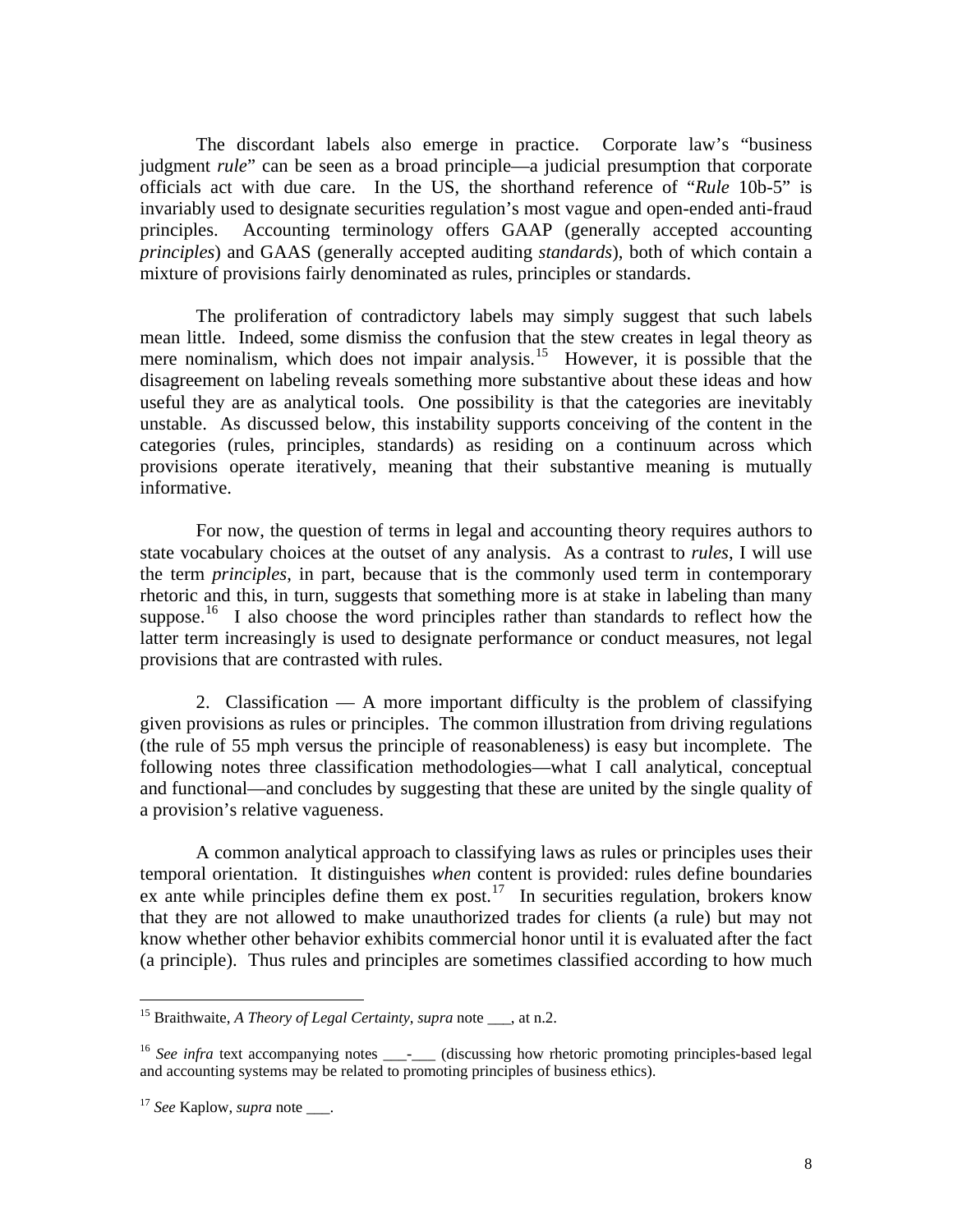The discordant labels also emerge in practice. Corporate law's "business judgment *rule*" can be seen as a broad principle—a judicial presumption that corporate officials act with due care. In the US, the shorthand reference of "*Rule* 10b-5" is invariably used to designate securities regulation's most vague and open-ended anti-fraud principles. Accounting terminology offers GAAP (generally accepted accounting *principles*) and GAAS (generally accepted auditing *standards*), both of which contain a mixture of provisions fairly denominated as rules, principles or standards.

The proliferation of contradictory labels may simply suggest that such labels mean little. Indeed, some dismiss the confusion that the stew creates in legal theory as mere nominalism, which does not impair analysis.[15] However, it is possible that the disagreement on labeling reveals something more substantive about these ideas and how useful they are as analytical tools. One possibility is that the categories are inevitably unstable. As discussed below, this instability supports conceiving of the content in the categories (rules, principles, standards) as residing on a continuum across which provisions operate iteratively, meaning that their substantive meaning is mutually informative.

For now, the question of terms in legal and accounting theory requires authors to state vocabulary choices at the outset of any analysis. As a contrast to *rules*, I will use the term *principles*, in part, because that is the commonly used term in contemporary rhetoric and this, in turn, suggests that something more is at stake in labeling than many suppose.[16] I also choose the word principles rather than standards to reflect how the latter term increasingly is used to designate performance or conduct measures, not legal provisions that are contrasted with rules.

2. Classification — A more important difficulty is the problem of classifying given provisions as rules or principles. The common illustration from driving regulations (the rule of 55 mph versus the principle of reasonableness) is easy but incomplete. The following notes three classification methodologies—what I call analytical, conceptual and functional—and concludes by suggesting that these are united by the single quality of a provision's relative vagueness.

A common analytical approach to classifying laws as rules or principles uses their temporal orientation. It distinguishes *when* content is provided: rules define boundaries ex ante while principles define them ex post.[17] In securities regulation, brokers know that they are not allowed to make unauthorized trades for clients (a rule) but may not know whether other behavior exhibits commercial honor until it is evaluated after the fact (a principle). Thus rules and principles are sometimes classified according to how much

---

[15] Braithwaite, *A Theory of Legal Certainty*, *supra* note ___, at n.2.

[16] *See infra* text accompanying notes ___-___ (discussing how rhetoric promoting principles-based legal and accounting systems may be related to promoting principles of business ethics).

[17] *See* Kaplow, *supra* note ___.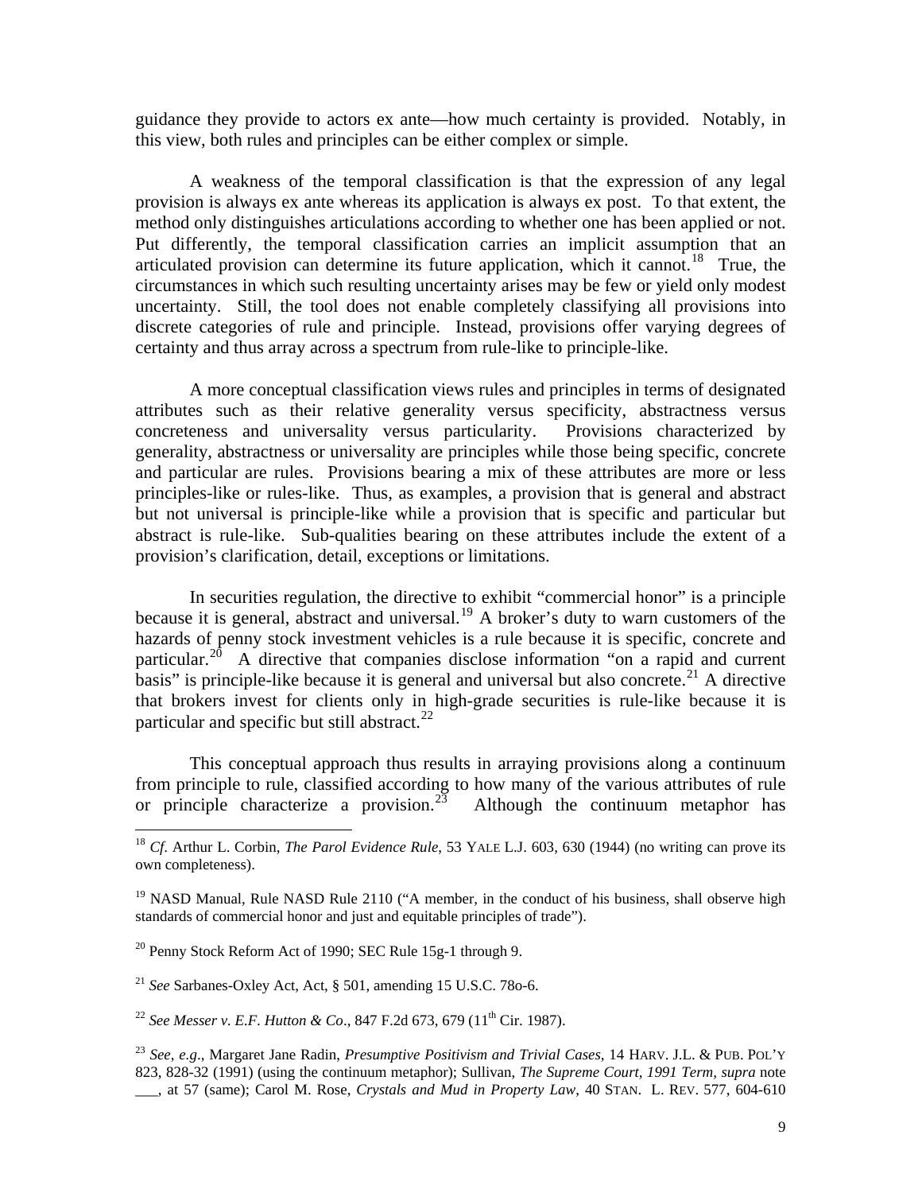guidance they provide to actors ex ante—how much certainty is provided. Notably, in this view, both rules and principles can be either complex or simple.

A weakness of the temporal classification is that the expression of any legal provision is always ex ante whereas its application is always ex post. To that extent, the method only distinguishes articulations according to whether one has been applied or not. Put differently, the temporal classification carries an implicit assumption that an articulated provision can determine its future application, which it cannot.[18] True, the circumstances in which such resulting uncertainty arises may be few or yield only modest uncertainty. Still, the tool does not enable completely classifying all provisions into discrete categories of rule and principle. Instead, provisions offer varying degrees of certainty and thus array across a spectrum from rule-like to principle-like.

A more conceptual classification views rules and principles in terms of designated attributes such as their relative generality versus specificity, abstractness versus concreteness and universality versus particularity. Provisions characterized by generality, abstractness or universality are principles while those being specific, concrete and particular are rules. Provisions bearing a mix of these attributes are more or less principles-like or rules-like. Thus, as examples, a provision that is general and abstract but not universal is principle-like while a provision that is specific and particular but abstract is rule-like. Sub-qualities bearing on these attributes include the extent of a provision's clarification, detail, exceptions or limitations.

In securities regulation, the directive to exhibit "commercial honor" is a principle because it is general, abstract and universal.[19] A broker's duty to warn customers of the hazards of penny stock investment vehicles is a rule because it is specific, concrete and particular.[20] A directive that companies disclose information "on a rapid and current basis" is principle-like because it is general and universal but also concrete.[21] A directive that brokers invest for clients only in high-grade securities is rule-like because it is particular and specific but still abstract.[22]

This conceptual approach thus results in arraying provisions along a continuum from principle to rule, classified according to how many of the various attributes of rule or principle characterize a provision.[23] Although the continuum metaphor has

---

[18] *Cf*. Arthur L. Corbin, *The Parol Evidence Rule*, 53 YALE L.J. 603, 630 (1944) (no writing can prove its own completeness).

[19] NASD Manual, Rule NASD Rule 2110 ("A member, in the conduct of his business, shall observe high standards of commercial honor and just and equitable principles of trade").

[20] Penny Stock Reform Act of 1990; SEC Rule 15g-1 through 9.

[21] *See* Sarbanes-Oxley Act, Act, § 501, amending 15 U.S.C. 78o-6.

[22] *See Messer v. E.F. Hutton & Co*., 847 F.2d 673, 679 (11th Cir. 1987).

[23] *See, e.g*., Margaret Jane Radin, *Presumptive Positivism and Trivial Cases*, 14 HARV. J.L. & PUB. POL'Y 823, 828-32 (1991) (using the continuum metaphor); Sullivan, *The Supreme Court, 1991 Term*, *supra* note ___, at 57 (same); Carol M. Rose, *Crystals and Mud in Property Law*, 40 STAN. L. REV. 577, 604-610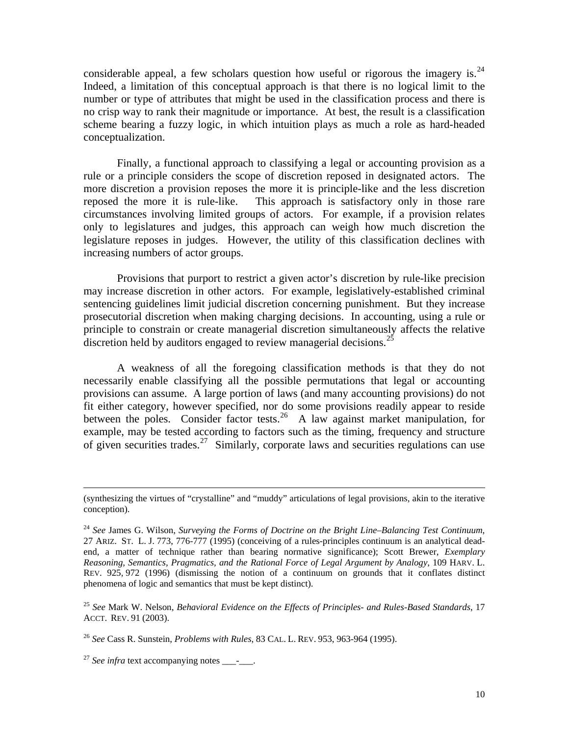considerable appeal, a few scholars question how useful or rigorous the imagery is.[24] Indeed, a limitation of this conceptual approach is that there is no logical limit to the number or type of attributes that might be used in the classification process and there is no crisp way to rank their magnitude or importance. At best, the result is a classification scheme bearing a fuzzy logic, in which intuition plays as much a role as hard-headed conceptualization.

Finally, a functional approach to classifying a legal or accounting provision as a rule or a principle considers the scope of discretion reposed in designated actors. The more discretion a provision reposes the more it is principle-like and the less discretion reposed the more it is rule-like. This approach is satisfactory only in those rare circumstances involving limited groups of actors. For example, if a provision relates only to legislatures and judges, this approach can weigh how much discretion the legislature reposes in judges. However, the utility of this classification declines with increasing numbers of actor groups.

Provisions that purport to restrict a given actor's discretion by rule-like precision may increase discretion in other actors. For example, legislatively-established criminal sentencing guidelines limit judicial discretion concerning punishment. But they increase prosecutorial discretion when making charging decisions. In accounting, using a rule or principle to constrain or create managerial discretion simultaneously affects the relative discretion held by auditors engaged to review managerial decisions.[25]

A weakness of all the foregoing classification methods is that they do not necessarily enable classifying all the possible permutations that legal or accounting provisions can assume. A large portion of laws (and many accounting provisions) do not fit either category, however specified, nor do some provisions readily appear to reside between the poles. Consider factor tests.[26] A law against market manipulation, for example, may be tested according to factors such as the timing, frequency and structure of given securities trades.[27] Similarly, corporate laws and securities regulations can use

---

(synthesizing the virtues of "crystalline" and "muddy" articulations of legal provisions, akin to the iterative conception).

[24] *See* James G. Wilson, *Surveying the Forms of Doctrine on the Bright Line–Balancing Test Continuum*, 27 ARIZ. ST. L. J. 773, 776-777 (1995) (conceiving of a rules-principles continuum is an analytical dead-end, a matter of technique rather than bearing normative significance); Scott Brewer, *Exemplary Reasoning, Semantics, Pragmatics, and the Rational Force of Legal Argument by Analogy*, 109 HARV. L. REV. 925, 972 (1996) (dismissing the notion of a continuum on grounds that it conflates distinct phenomena of logic and semantics that must be kept distinct).

[25] *See* Mark W. Nelson, *Behavioral Evidence on the Effects of Principles- and Rules-Based Standards*, 17 ACCT. REV. 91 (2003).

[26] *See* Cass R. Sunstein, *Problems with Rules*, 83 CAL. L. REV. 953, 963-964 (1995).

[27] *See infra* text accompanying notes ___-___.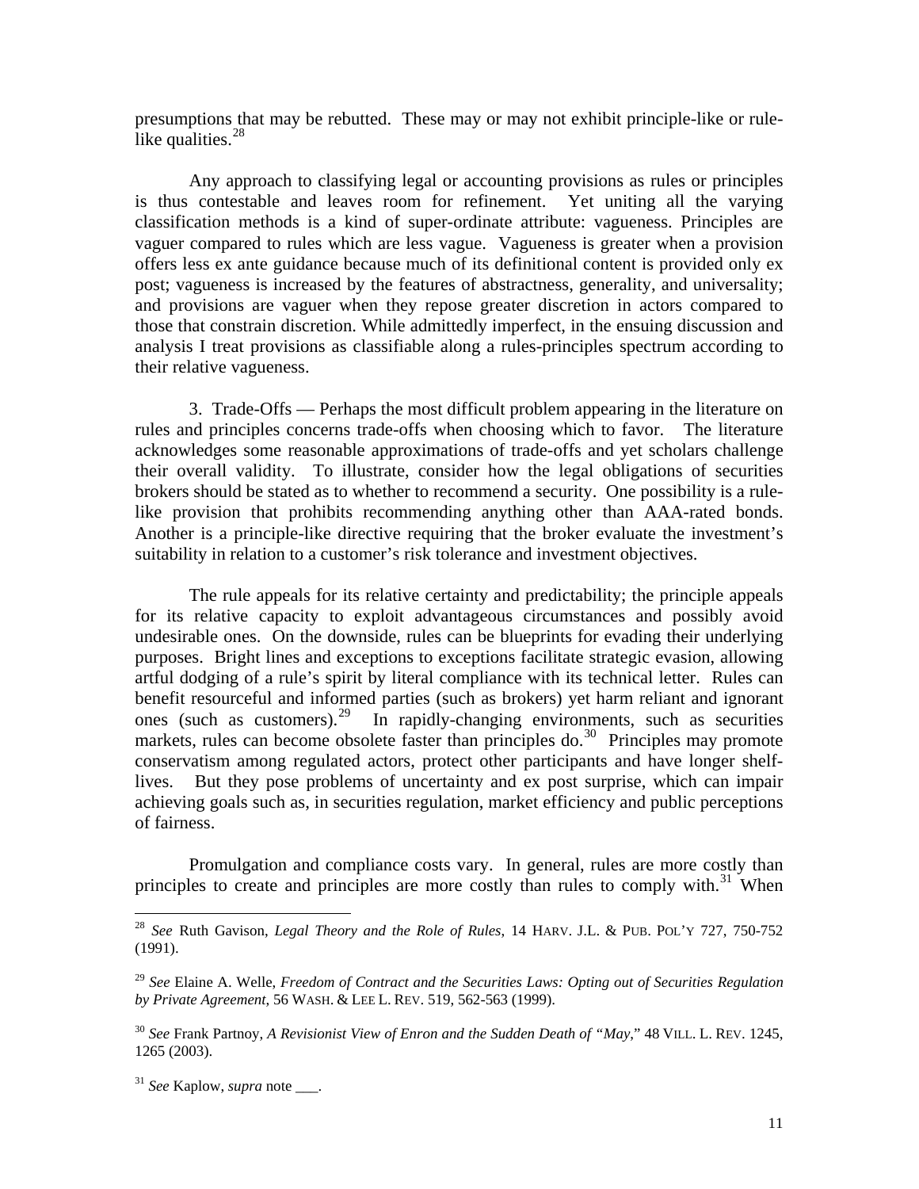presumptions that may be rebutted. These may or may not exhibit principle-like or rule-like qualities.[28]

Any approach to classifying legal or accounting provisions as rules or principles is thus contestable and leaves room for refinement. Yet uniting all the varying classification methods is a kind of super-ordinate attribute: vagueness. Principles are vaguer compared to rules which are less vague. Vagueness is greater when a provision offers less ex ante guidance because much of its definitional content is provided only ex post; vagueness is increased by the features of abstractness, generality, and universality; and provisions are vaguer when they repose greater discretion in actors compared to those that constrain discretion. While admittedly imperfect, in the ensuing discussion and analysis I treat provisions as classifiable along a rules-principles spectrum according to their relative vagueness.

3. Trade-Offs — Perhaps the most difficult problem appearing in the literature on rules and principles concerns trade-offs when choosing which to favor. The literature acknowledges some reasonable approximations of trade-offs and yet scholars challenge their overall validity. To illustrate, consider how the legal obligations of securities brokers should be stated as to whether to recommend a security. One possibility is a rule-like provision that prohibits recommending anything other than AAA-rated bonds. Another is a principle-like directive requiring that the broker evaluate the investment's suitability in relation to a customer's risk tolerance and investment objectives.

The rule appeals for its relative certainty and predictability; the principle appeals for its relative capacity to exploit advantageous circumstances and possibly avoid undesirable ones. On the downside, rules can be blueprints for evading their underlying purposes. Bright lines and exceptions to exceptions facilitate strategic evasion, allowing artful dodging of a rule's spirit by literal compliance with its technical letter. Rules can benefit resourceful and informed parties (such as brokers) yet harm reliant and ignorant ones (such as customers).[29] In rapidly-changing environments, such as securities markets, rules can become obsolete faster than principles do.[30] Principles may promote conservatism among regulated actors, protect other participants and have longer shelf-lives. But they pose problems of uncertainty and ex post surprise, which can impair achieving goals such as, in securities regulation, market efficiency and public perceptions of fairness.

Promulgation and compliance costs vary. In general, rules are more costly than principles to create and principles are more costly than rules to comply with.[31] When

---

[28] *See* Ruth Gavison, *Legal Theory and the Role of Rules*, 14 HARV. J.L. & PUB. POL'Y 727, 750-752 (1991).

[29] *See* Elaine A. Welle, *Freedom of Contract and the Securities Laws: Opting out of Securities Regulation by Private Agreement*, 56 WASH. & LEE L. REV. 519, 562-563 (1999).

[30] *See* Frank Partnoy, *A Revisionist View of Enron and the Sudden Death of "May,"* 48 VILL. L. REV. 1245, 1265 (2003).

[31] *See* Kaplow, *supra* note ___.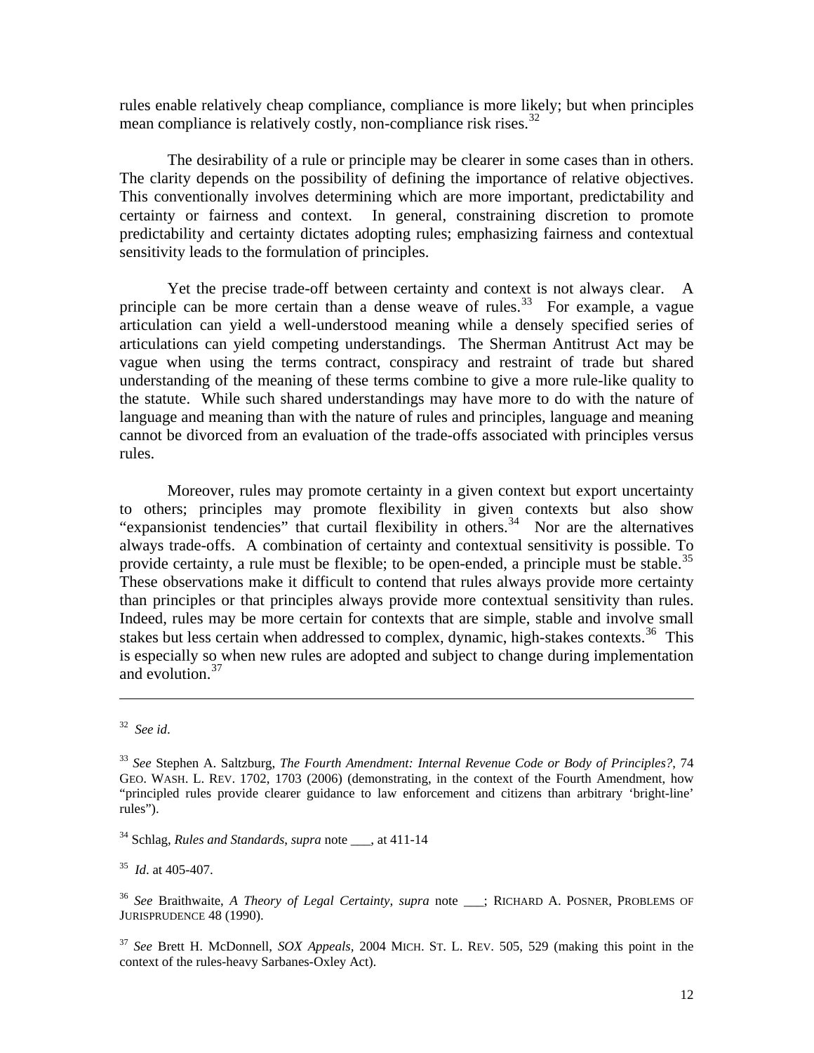rules enable relatively cheap compliance, compliance is more likely; but when principles mean compliance is relatively costly, non-compliance risk rises.[32]

The desirability of a rule or principle may be clearer in some cases than in others. The clarity depends on the possibility of defining the importance of relative objectives. This conventionally involves determining which are more important, predictability and certainty or fairness and context. In general, constraining discretion to promote predictability and certainty dictates adopting rules; emphasizing fairness and contextual sensitivity leads to the formulation of principles.

Yet the precise trade-off between certainty and context is not always clear. A principle can be more certain than a dense weave of rules.[33] For example, a vague articulation can yield a well-understood meaning while a densely specified series of articulations can yield competing understandings. The Sherman Antitrust Act may be vague when using the terms contract, conspiracy and restraint of trade but shared understanding of the meaning of these terms combine to give a more rule-like quality to the statute. While such shared understandings may have more to do with the nature of language and meaning than with the nature of rules and principles, language and meaning cannot be divorced from an evaluation of the trade-offs associated with principles versus rules.

Moreover, rules may promote certainty in a given context but export uncertainty to others; principles may promote flexibility in given contexts but also show "expansionist tendencies" that curtail flexibility in others.[34] Nor are the alternatives always trade-offs. A combination of certainty and contextual sensitivity is possible. To provide certainty, a rule must be flexible; to be open-ended, a principle must be stable.[35] These observations make it difficult to contend that rules always provide more certainty than principles or that principles always provide more contextual sensitivity than rules. Indeed, rules may be more certain for contexts that are simple, stable and involve small stakes but less certain when addressed to complex, dynamic, high-stakes contexts.[36] This is especially so when new rules are adopted and subject to change during implementation and evolution.[37]

---

[32] *See id*.

[33] *See* Stephen A. Saltzburg, *The Fourth Amendment: Internal Revenue Code or Body of Principles?*, 74 GEO. WASH. L. REV. 1702, 1703 (2006) (demonstrating, in the context of the Fourth Amendment, how "principled rules provide clearer guidance to law enforcement and citizens than arbitrary 'bright-line' rules").

[34] Schlag, *Rules and Standards*, *supra* note ___, at 411-14

[35] *Id*. at 405-407.

[36] *See* Braithwaite, *A Theory of Legal Certainty*, *supra* note ___; RICHARD A. POSNER, PROBLEMS OF JURISPRUDENCE 48 (1990).

[37] *See* Brett H. McDonnell, *SOX Appeals*, 2004 MICH. ST. L. REV. 505, 529 (making this point in the context of the rules-heavy Sarbanes-Oxley Act).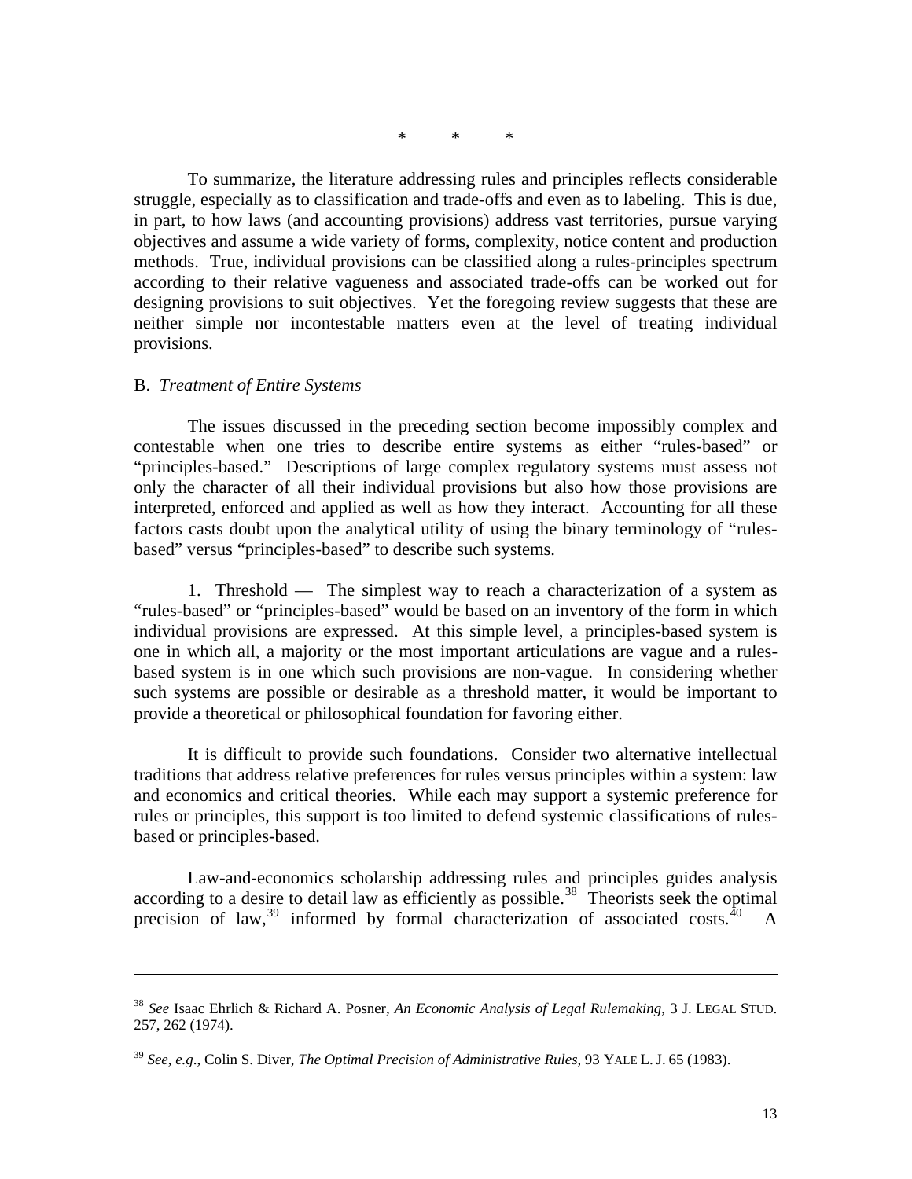\*          \*          \*

To summarize, the literature addressing rules and principles reflects considerable struggle, especially as to classification and trade-offs and even as to labeling. This is due, in part, to how laws (and accounting provisions) address vast territories, pursue varying objectives and assume a wide variety of forms, complexity, notice content and production methods. True, individual provisions can be classified along a rules-principles spectrum according to their relative vagueness and associated trade-offs can be worked out for designing provisions to suit objectives. Yet the foregoing review suggests that these are neither simple nor incontestable matters even at the level of treating individual provisions.

### B. *Treatment of Entire Systems*

The issues discussed in the preceding section become impossibly complex and contestable when one tries to describe entire systems as either "rules-based" or "principles-based." Descriptions of large complex regulatory systems must assess not only the character of all their individual provisions but also how those provisions are interpreted, enforced and applied as well as how they interact. Accounting for all these factors casts doubt upon the analytical utility of using the binary terminology of "rules-based" versus "principles-based" to describe such systems.

1. Threshold — The simplest way to reach a characterization of a system as "rules-based" or "principles-based" would be based on an inventory of the form in which individual provisions are expressed. At this simple level, a principles-based system is one in which all, a majority or the most important articulations are vague and a rules-based system is in one which such provisions are non-vague. In considering whether such systems are possible or desirable as a threshold matter, it would be important to provide a theoretical or philosophical foundation for favoring either.

It is difficult to provide such foundations. Consider two alternative intellectual traditions that address relative preferences for rules versus principles within a system: law and economics and critical theories. While each may support a systemic preference for rules or principles, this support is too limited to defend systemic classifications of rules-based or principles-based.

Law-and-economics scholarship addressing rules and principles guides analysis according to a desire to detail law as efficiently as possible.[38] Theorists seek the optimal precision of law,[39] informed by formal characterization of associated costs.[40] A

---

[38] *See* Isaac Ehrlich & Richard A. Posner, *An Economic Analysis of Legal Rulemaking*, 3 J. LEGAL STUD. 257, 262 (1974).

[39] *See*, *e.g*., Colin S. Diver, *The Optimal Precision of Administrative Rules*, 93 YALE L. J. 65 (1983).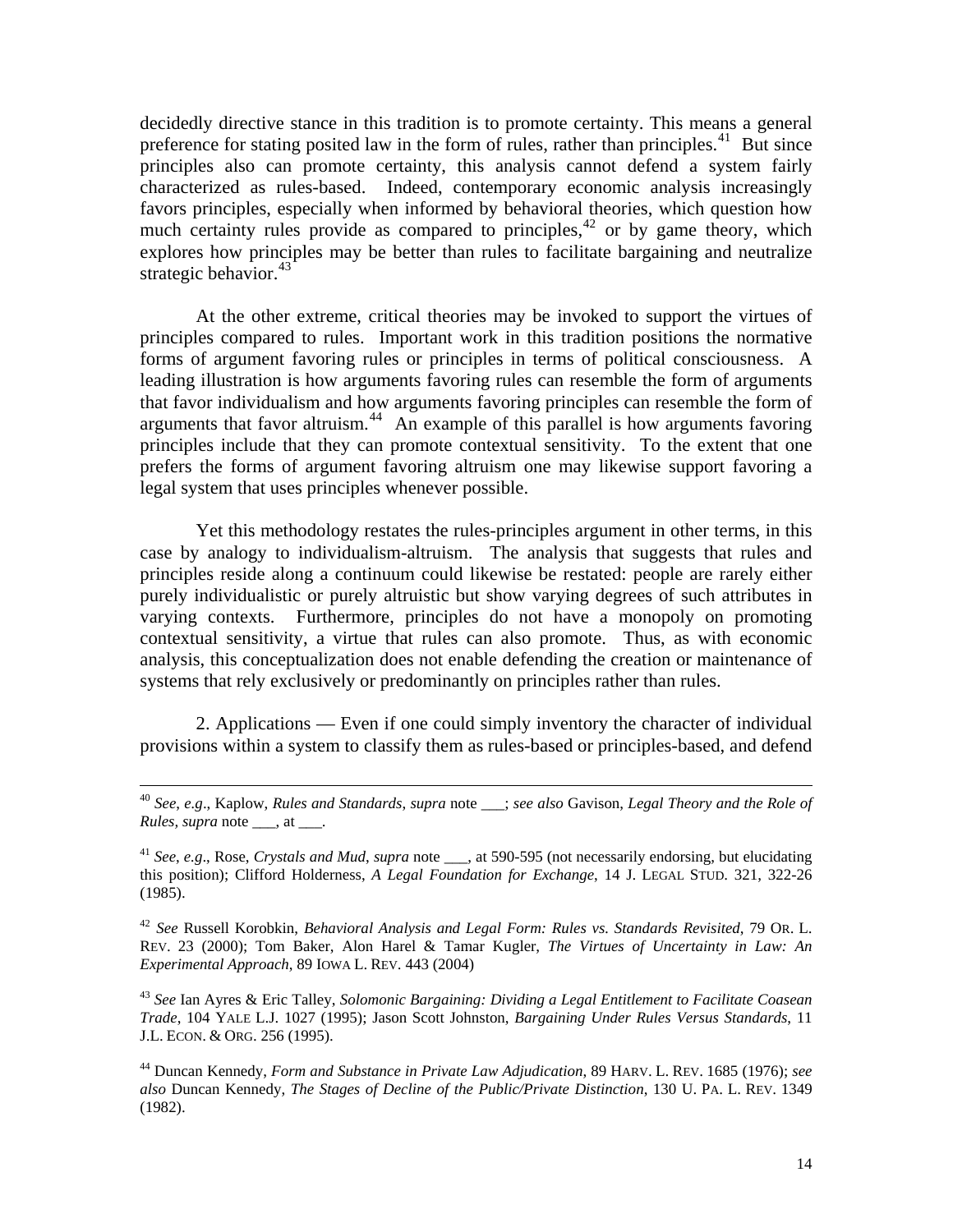decidedly directive stance in this tradition is to promote certainty. This means a general preference for stating posited law in the form of rules, rather than principles.[41] But since principles also can promote certainty, this analysis cannot defend a system fairly characterized as rules-based. Indeed, contemporary economic analysis increasingly favors principles, especially when informed by behavioral theories, which question how much certainty rules provide as compared to principles,[42] or by game theory, which explores how principles may be better than rules to facilitate bargaining and neutralize strategic behavior.[43]

At the other extreme, critical theories may be invoked to support the virtues of principles compared to rules. Important work in this tradition positions the normative forms of argument favoring rules or principles in terms of political consciousness. A leading illustration is how arguments favoring rules can resemble the form of arguments that favor individualism and how arguments favoring principles can resemble the form of arguments that favor altruism.[44] An example of this parallel is how arguments favoring principles include that they can promote contextual sensitivity. To the extent that one prefers the forms of argument favoring altruism one may likewise support favoring a legal system that uses principles whenever possible.

Yet this methodology restates the rules-principles argument in other terms, in this case by analogy to individualism-altruism. The analysis that suggests that rules and principles reside along a continuum could likewise be restated: people are rarely either purely individualistic or purely altruistic but show varying degrees of such attributes in varying contexts. Furthermore, principles do not have a monopoly on promoting contextual sensitivity, a virtue that rules can also promote. Thus, as with economic analysis, this conceptualization does not enable defending the creation or maintenance of systems that rely exclusively or predominantly on principles rather than rules.

2. Applications — Even if one could simply inventory the character of individual provisions within a system to classify them as rules-based or principles-based, and defend

---

[40] *See, e.g*., Kaplow, *Rules and Standards, supra* note ___; *see also* Gavison, *Legal Theory and the Role of Rules, supra* note ___, at ___.

[41] *See, e.g*., Rose, *Crystals and Mud, supra* note ___, at 590-595 (not necessarily endorsing, but elucidating this position); Clifford Holderness, *A Legal Foundation for Exchange*, 14 J. LEGAL STUD. 321, 322-26 (1985).

[42] *See* Russell Korobkin, *Behavioral Analysis and Legal Form: Rules vs. Standards Revisited*, 79 OR. L. REV. 23 (2000); Tom Baker, Alon Harel & Tamar Kugler, *The Virtues of Uncertainty in Law: An Experimental Approach*, 89 IOWA L. REV. 443 (2004)

[43] *See* Ian Ayres & Eric Talley, *Solomonic Bargaining: Dividing a Legal Entitlement to Facilitate Coasean Trade*, 104 YALE L.J. 1027 (1995); Jason Scott Johnston, *Bargaining Under Rules Versus Standards*, 11 J.L. ECON. & ORG. 256 (1995).

[44] Duncan Kennedy, *Form and Substance in Private Law Adjudication*, 89 HARV. L. REV. 1685 (1976); *see also* Duncan Kennedy, *The Stages of Decline of the Public/Private Distinction*, 130 U. PA. L. REV. 1349 (1982).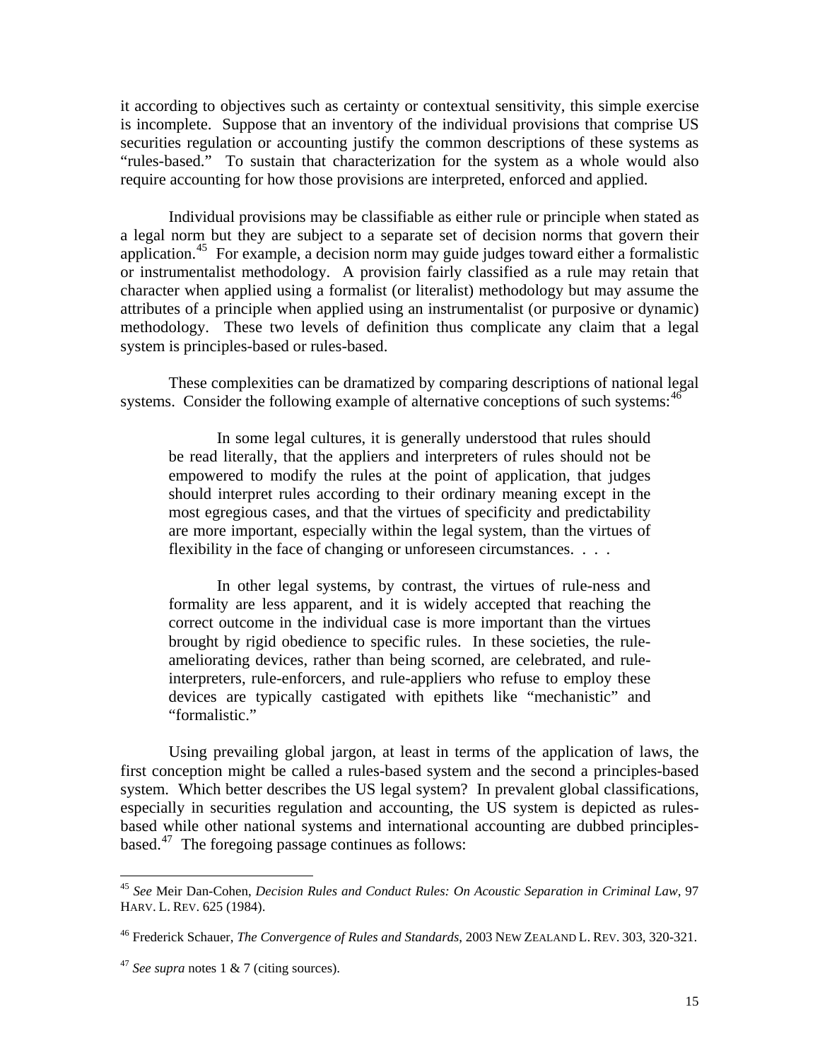it according to objectives such as certainty or contextual sensitivity, this simple exercise is incomplete. Suppose that an inventory of the individual provisions that comprise US securities regulation or accounting justify the common descriptions of these systems as "rules-based." To sustain that characterization for the system as a whole would also require accounting for how those provisions are interpreted, enforced and applied.

Individual provisions may be classifiable as either rule or principle when stated as a legal norm but they are subject to a separate set of decision norms that govern their application.[45] For example, a decision norm may guide judges toward either a formalistic or instrumentalist methodology. A provision fairly classified as a rule may retain that character when applied using a formalist (or literalist) methodology but may assume the attributes of a principle when applied using an instrumentalist (or purposive or dynamic) methodology. These two levels of definition thus complicate any claim that a legal system is principles-based or rules-based.

These complexities can be dramatized by comparing descriptions of national legal systems. Consider the following example of alternative conceptions of such systems:[46]

> In some legal cultures, it is generally understood that rules should be read literally, that the appliers and interpreters of rules should not be empowered to modify the rules at the point of application, that judges should interpret rules according to their ordinary meaning except in the most egregious cases, and that the virtues of specificity and predictability are more important, especially within the legal system, than the virtues of flexibility in the face of changing or unforeseen circumstances. . . .
>
> In other legal systems, by contrast, the virtues of rule-ness and formality are less apparent, and it is widely accepted that reaching the correct outcome in the individual case is more important than the virtues brought by rigid obedience to specific rules. In these societies, the rule-ameliorating devices, rather than being scorned, are celebrated, and rule-interpreters, rule-enforcers, and rule-appliers who refuse to employ these devices are typically castigated with epithets like "mechanistic" and "formalistic."

Using prevailing global jargon, at least in terms of the application of laws, the first conception might be called a rules-based system and the second a principles-based system. Which better describes the US legal system? In prevalent global classifications, especially in securities regulation and accounting, the US system is depicted as rules-based while other national systems and international accounting are dubbed principles-based.[47] The foregoing passage continues as follows:

---

[45] *See* Meir Dan-Cohen, *Decision Rules and Conduct Rules: On Acoustic Separation in Criminal Law*, 97 HARV. L. REV. 625 (1984).

[46] Frederick Schauer, *The Convergence of Rules and Standards*, 2003 NEW ZEALAND L. REV. 303, 320-321.

[47] *See supra* notes 1 & 7 (citing sources).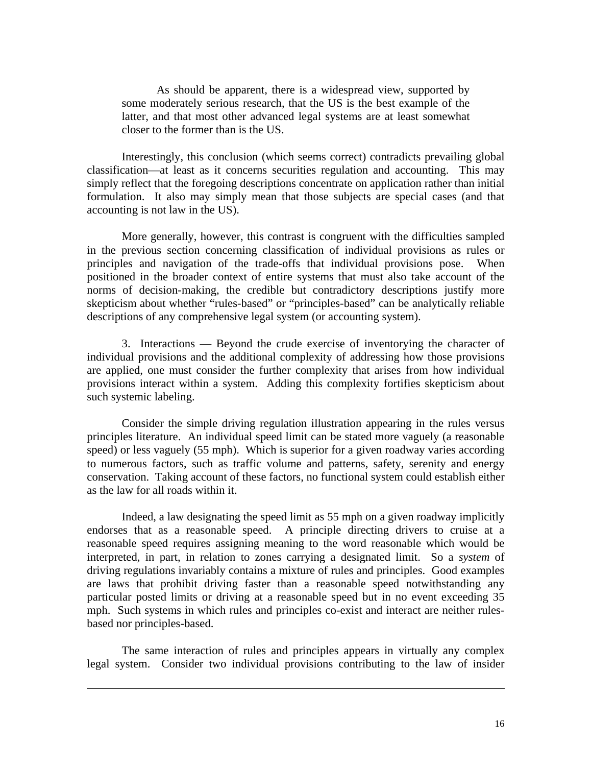> As should be apparent, there is a widespread view, supported by some moderately serious research, that the US is the best example of the latter, and that most other advanced legal systems are at least somewhat closer to the former than is the US.

Interestingly, this conclusion (which seems correct) contradicts prevailing global classification—at least as it concerns securities regulation and accounting. This may simply reflect that the foregoing descriptions concentrate on application rather than initial formulation. It also may simply mean that those subjects are special cases (and that accounting is not law in the US).

More generally, however, this contrast is congruent with the difficulties sampled in the previous section concerning classification of individual provisions as rules or principles and navigation of the trade-offs that individual provisions pose. When positioned in the broader context of entire systems that must also take account of the norms of decision-making, the credible but contradictory descriptions justify more skepticism about whether "rules-based" or "principles-based" can be analytically reliable descriptions of any comprehensive legal system (or accounting system).

3. Interactions — Beyond the crude exercise of inventorying the character of individual provisions and the additional complexity of addressing how those provisions are applied, one must consider the further complexity that arises from how individual provisions interact within a system. Adding this complexity fortifies skepticism about such systemic labeling.

Consider the simple driving regulation illustration appearing in the rules versus principles literature. An individual speed limit can be stated more vaguely (a reasonable speed) or less vaguely (55 mph). Which is superior for a given roadway varies according to numerous factors, such as traffic volume and patterns, safety, serenity and energy conservation. Taking account of these factors, no functional system could establish either as the law for all roads within it.

Indeed, a law designating the speed limit as 55 mph on a given roadway implicitly endorses that as a reasonable speed. A principle directing drivers to cruise at a reasonable speed requires assigning meaning to the word reasonable which would be interpreted, in part, in relation to zones carrying a designated limit. So a *system* of driving regulations invariably contains a mixture of rules and principles. Good examples are laws that prohibit driving faster than a reasonable speed notwithstanding any particular posted limits or driving at a reasonable speed but in no event exceeding 35 mph. Such systems in which rules and principles co-exist and interact are neither rules-based nor principles-based.

The same interaction of rules and principles appears in virtually any complex legal system. Consider two individual provisions contributing to the law of insider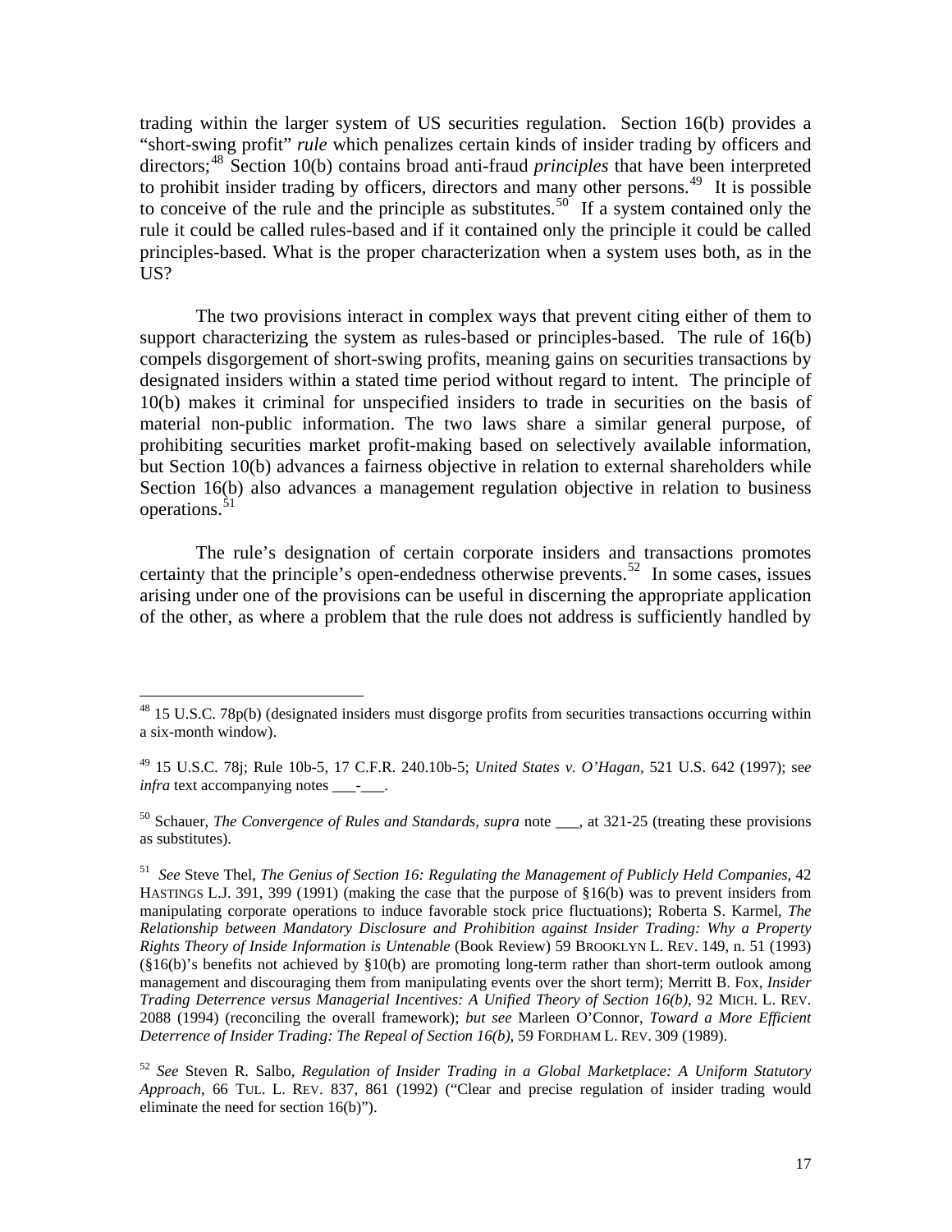trading within the larger system of US securities regulation. Section 16(b) provides a "short-swing profit" *rule* which penalizes certain kinds of insider trading by officers and directors;[48] Section 10(b) contains broad anti-fraud *principles* that have been interpreted to prohibit insider trading by officers, directors and many other persons.[49] It is possible to conceive of the rule and the principle as substitutes.[50] If a system contained only the rule it could be called rules-based and if it contained only the principle it could be called principles-based. What is the proper characterization when a system uses both, as in the US?

The two provisions interact in complex ways that prevent citing either of them to support characterizing the system as rules-based or principles-based. The rule of 16(b) compels disgorgement of short-swing profits, meaning gains on securities transactions by designated insiders within a stated time period without regard to intent. The principle of 10(b) makes it criminal for unspecified insiders to trade in securities on the basis of material non-public information. The two laws share a similar general purpose, of prohibiting securities market profit-making based on selectively available information, but Section 10(b) advances a fairness objective in relation to external shareholders while Section 16(b) also advances a management regulation objective in relation to business operations.[51]

The rule's designation of certain corporate insiders and transactions promotes certainty that the principle's open-endedness otherwise prevents.[52] In some cases, issues arising under one of the provisions can be useful in discerning the appropriate application of the other, as where a problem that the rule does not address is sufficiently handled by

---

[48] 15 U.S.C. 78p(b) (designated insiders must disgorge profits from securities transactions occurring within a six-month window).

[49] 15 U.S.C. 78j; Rule 10b-5, 17 C.F.R. 240.10b-5; *United States v. O'Hagan*, 521 U.S. 642 (1997); se*e infra* text accompanying notes \_\_\_-\_\_\_.

[50] Schauer, *The Convergence of Rules and Standards*, *supra* note \_\_\_, at 321-25 (treating these provisions as substitutes).

[51] *See* Steve Thel, *The Genius of Section 16: Regulating the Management of Publicly Held Companies*, 42 HASTINGS L.J. 391, 399 (1991) (making the case that the purpose of §16(b) was to prevent insiders from manipulating corporate operations to induce favorable stock price fluctuations); Roberta S. Karmel, *The Relationship between Mandatory Disclosure and Prohibition against Insider Trading: Why a Property Rights Theory of Inside Information is Untenable* (Book Review) 59 BROOKLYN L. REV. 149, n. 51 (1993) (§16(b)'s benefits not achieved by §10(b) are promoting long-term rather than short-term outlook among management and discouraging them from manipulating events over the short term); Merritt B. Fox, *Insider Trading Deterrence versus Managerial Incentives: A Unified Theory of Section 16(b)*, 92 MICH. L. REV. 2088 (1994) (reconciling the overall framework); *but see* Marleen O'Connor, *Toward a More Efficient Deterrence of Insider Trading: The Repeal of Section 16(b)*, 59 FORDHAM L. REV. 309 (1989).

[52] *See* Steven R. Salbo, *Regulation of Insider Trading in a Global Marketplace: A Uniform Statutory Approach*, 66 TUL. L. REV. 837, 861 (1992) ("Clear and precise regulation of insider trading would eliminate the need for section 16(b)").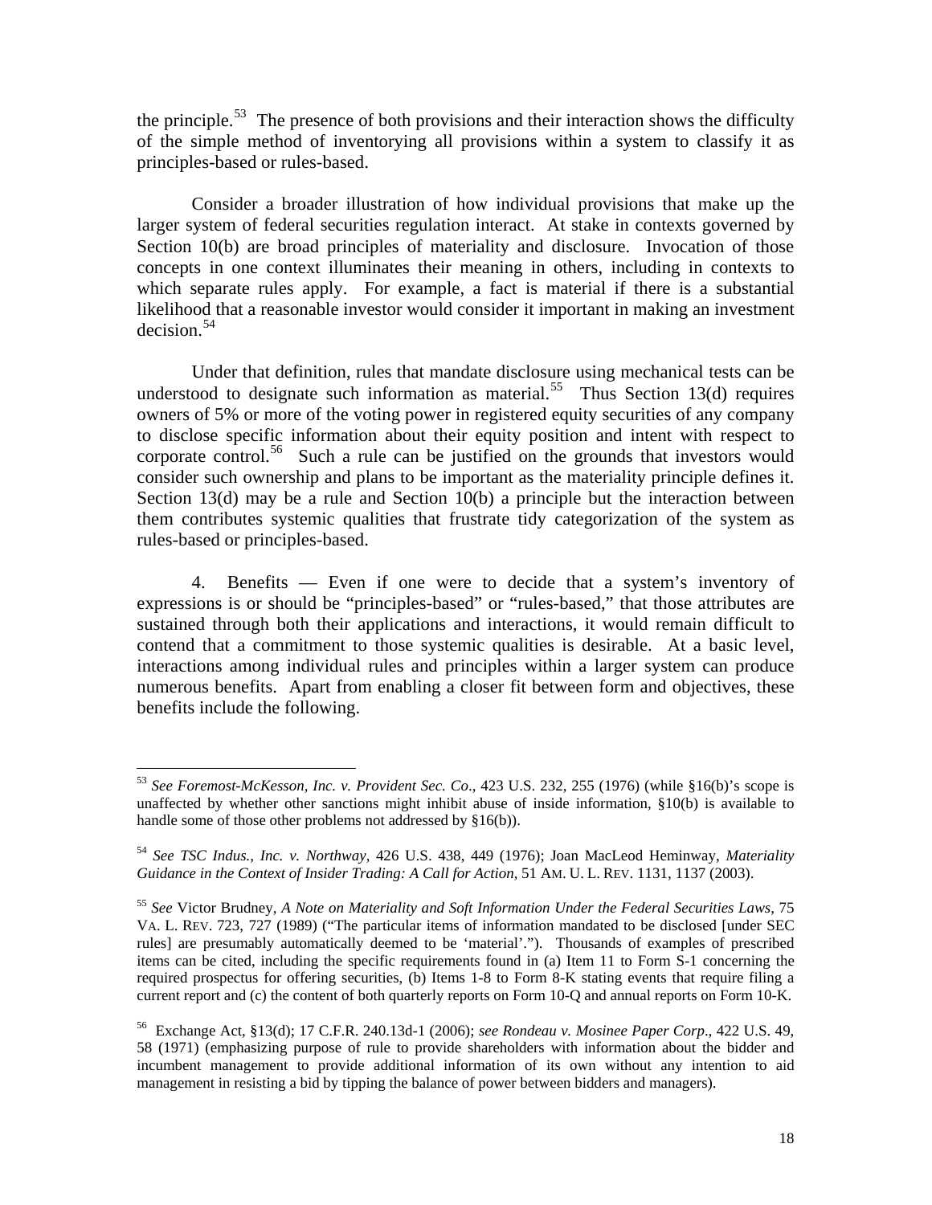the principle.[53] The presence of both provisions and their interaction shows the difficulty of the simple method of inventorying all provisions within a system to classify it as principles-based or rules-based.

Consider a broader illustration of how individual provisions that make up the larger system of federal securities regulation interact. At stake in contexts governed by Section 10(b) are broad principles of materiality and disclosure. Invocation of those concepts in one context illuminates their meaning in others, including in contexts to which separate rules apply. For example, a fact is material if there is a substantial likelihood that a reasonable investor would consider it important in making an investment decision.[54]

Under that definition, rules that mandate disclosure using mechanical tests can be understood to designate such information as material.[55] Thus Section 13(d) requires owners of 5% or more of the voting power in registered equity securities of any company to disclose specific information about their equity position and intent with respect to corporate control.[56] Such a rule can be justified on the grounds that investors would consider such ownership and plans to be important as the materiality principle defines it. Section 13(d) may be a rule and Section 10(b) a principle but the interaction between them contributes systemic qualities that frustrate tidy categorization of the system as rules-based or principles-based.

4. Benefits — Even if one were to decide that a system's inventory of expressions is or should be "principles-based" or "rules-based," that those attributes are sustained through both their applications and interactions, it would remain difficult to contend that a commitment to those systemic qualities is desirable. At a basic level, interactions among individual rules and principles within a larger system can produce numerous benefits. Apart from enabling a closer fit between form and objectives, these benefits include the following.

---

[53] *See Foremost-McKesson, Inc. v. Provident Sec. Co*., 423 U.S. 232, 255 (1976) (while §16(b)'s scope is unaffected by whether other sanctions might inhibit abuse of inside information, §10(b) is available to handle some of those other problems not addressed by §16(b)).

[54] *See TSC Indus., Inc. v. Northway*, 426 U.S. 438, 449 (1976); Joan MacLeod Heminway, *Materiality Guidance in the Context of Insider Trading: A Call for Action*, 51 AM. U. L. REV. 1131, 1137 (2003).

[55] *See* Victor Brudney, *A Note on Materiality and Soft Information Under the Federal Securities Laws*, 75 VA. L. REV. 723, 727 (1989) ("The particular items of information mandated to be disclosed [under SEC rules] are presumably automatically deemed to be 'material'."). Thousands of examples of prescribed items can be cited, including the specific requirements found in (a) Item 11 to Form S-1 concerning the required prospectus for offering securities, (b) Items 1-8 to Form 8-K stating events that require filing a current report and (c) the content of both quarterly reports on Form 10-Q and annual reports on Form 10-K.

[56] Exchange Act, §13(d); 17 C.F.R. 240.13d-1 (2006); *see Rondeau v. Mosinee Paper Corp*., 422 U.S. 49, 58 (1971) (emphasizing purpose of rule to provide shareholders with information about the bidder and incumbent management to provide additional information of its own without any intention to aid management in resisting a bid by tipping the balance of power between bidders and managers).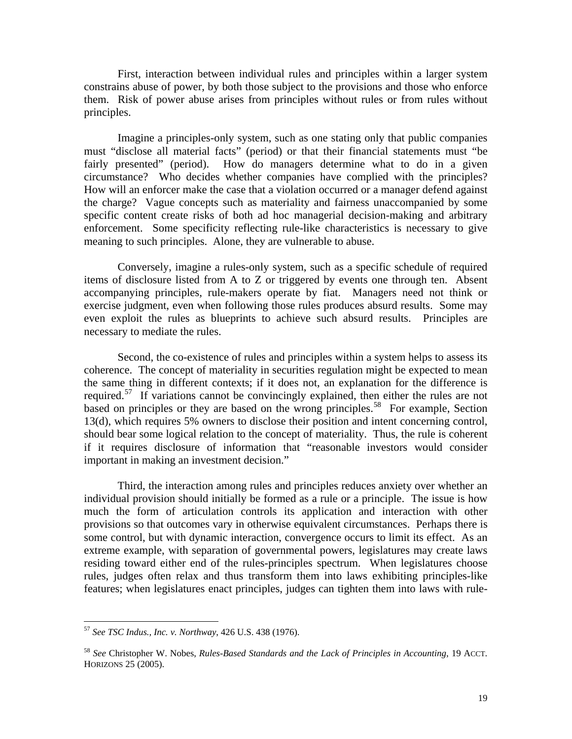First, interaction between individual rules and principles within a larger system constrains abuse of power, by both those subject to the provisions and those who enforce them. Risk of power abuse arises from principles without rules or from rules without principles.

Imagine a principles-only system, such as one stating only that public companies must "disclose all material facts" (period) or that their financial statements must "be fairly presented" (period). How do managers determine what to do in a given circumstance? Who decides whether companies have complied with the principles? How will an enforcer make the case that a violation occurred or a manager defend against the charge? Vague concepts such as materiality and fairness unaccompanied by some specific content create risks of both ad hoc managerial decision-making and arbitrary enforcement. Some specificity reflecting rule-like characteristics is necessary to give meaning to such principles. Alone, they are vulnerable to abuse.

Conversely, imagine a rules-only system, such as a specific schedule of required items of disclosure listed from A to Z or triggered by events one through ten. Absent accompanying principles, rule-makers operate by fiat. Managers need not think or exercise judgment, even when following those rules produces absurd results. Some may even exploit the rules as blueprints to achieve such absurd results. Principles are necessary to mediate the rules.

Second, the co-existence of rules and principles within a system helps to assess its coherence. The concept of materiality in securities regulation might be expected to mean the same thing in different contexts; if it does not, an explanation for the difference is required.[57] If variations cannot be convincingly explained, then either the rules are not based on principles or they are based on the wrong principles.[58] For example, Section 13(d), which requires 5% owners to disclose their position and intent concerning control, should bear some logical relation to the concept of materiality. Thus, the rule is coherent if it requires disclosure of information that "reasonable investors would consider important in making an investment decision."

Third, the interaction among rules and principles reduces anxiety over whether an individual provision should initially be formed as a rule or a principle. The issue is how much the form of articulation controls its application and interaction with other provisions so that outcomes vary in otherwise equivalent circumstances. Perhaps there is some control, but with dynamic interaction, convergence occurs to limit its effect. As an extreme example, with separation of governmental powers, legislatures may create laws residing toward either end of the rules-principles spectrum. When legislatures choose rules, judges often relax and thus transform them into laws exhibiting principles-like features; when legislatures enact principles, judges can tighten them into laws with rule-

---

[57] *See TSC Indus., Inc. v. Northway*, 426 U.S. 438 (1976).

[58] *See* Christopher W. Nobes, *Rules-Based Standards and the Lack of Principles in Accounting*, 19 ACCT. HORIZONS 25 (2005).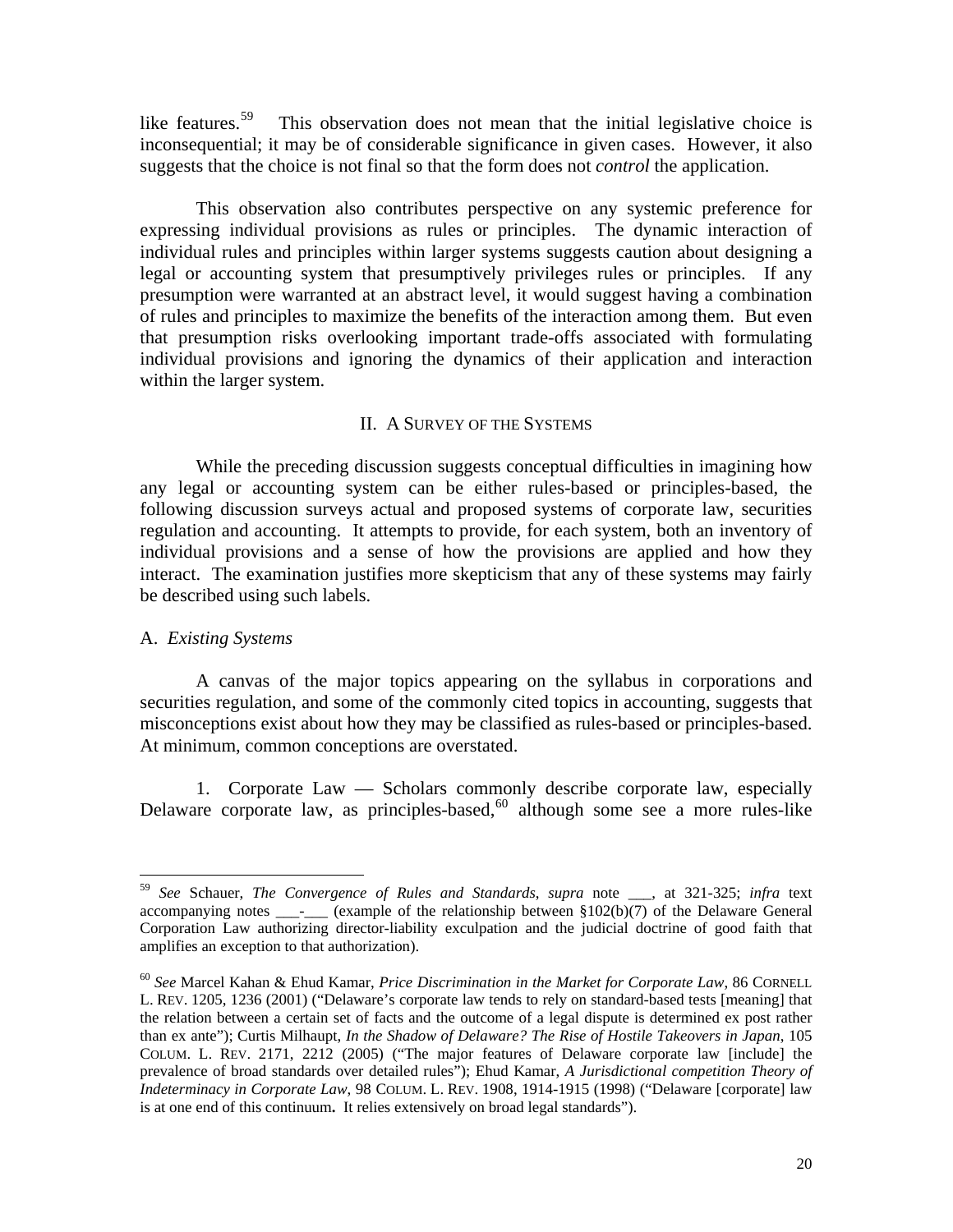like features.[59] This observation does not mean that the initial legislative choice is inconsequential; it may be of considerable significance in given cases. However, it also suggests that the choice is not final so that the form does not *control* the application.

This observation also contributes perspective on any systemic preference for expressing individual provisions as rules or principles. The dynamic interaction of individual rules and principles within larger systems suggests caution about designing a legal or accounting system that presumptively privileges rules or principles. If any presumption were warranted at an abstract level, it would suggest having a combination of rules and principles to maximize the benefits of the interaction among them. But even that presumption risks overlooking important trade-offs associated with formulating individual provisions and ignoring the dynamics of their application and interaction within the larger system.

## II. A SURVEY OF THE SYSTEMS

While the preceding discussion suggests conceptual difficulties in imagining how any legal or accounting system can be either rules-based or principles-based, the following discussion surveys actual and proposed systems of corporate law, securities regulation and accounting. It attempts to provide, for each system, both an inventory of individual provisions and a sense of how the provisions are applied and how they interact. The examination justifies more skepticism that any of these systems may fairly be described using such labels.

### A. *Existing Systems*

A canvas of the major topics appearing on the syllabus in corporations and securities regulation, and some of the commonly cited topics in accounting, suggests that misconceptions exist about how they may be classified as rules-based or principles-based. At minimum, common conceptions are overstated.

1. Corporate Law — Scholars commonly describe corporate law, especially Delaware corporate law, as principles-based,[60] although some see a more rules-like

---

[59] *See* Schauer, *The Convergence of Rules and Standards*, *supra* note ___, at 321-325; *infra* text accompanying notes ___-___ (example of the relationship between §102(b)(7) of the Delaware General Corporation Law authorizing director-liability exculpation and the judicial doctrine of good faith that amplifies an exception to that authorization).

[60] *See* Marcel Kahan & Ehud Kamar, *Price Discrimination in the Market for Corporate Law*, 86 CORNELL L. REV. 1205, 1236 (2001) ("Delaware's corporate law tends to rely on standard-based tests [meaning] that the relation between a certain set of facts and the outcome of a legal dispute is determined ex post rather than ex ante"); Curtis Milhaupt, *In the Shadow of Delaware? The Rise of Hostile Takeovers in Japan*, 105 COLUM. L. REV. 2171, 2212 (2005) ("The major features of Delaware corporate law [include] the prevalence of broad standards over detailed rules"); Ehud Kamar, *A Jurisdictional competition Theory of Indeterminacy in Corporate Law*, 98 COLUM. L. REV. 1908, 1914-1915 (1998) ("Delaware [corporate] law is at one end of this continuum**.** It relies extensively on broad legal standards").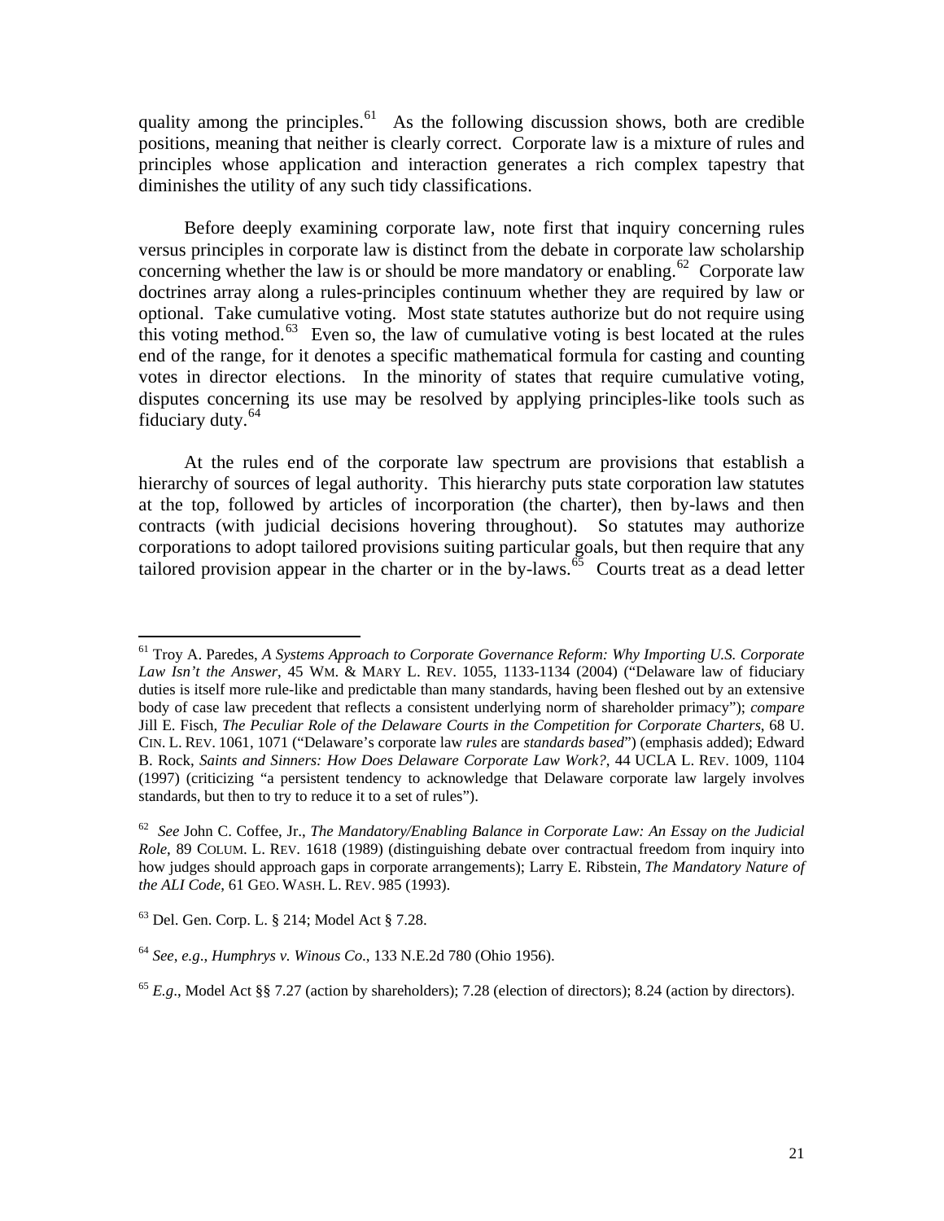quality among the principles.[61] As the following discussion shows, both are credible positions, meaning that neither is clearly correct. Corporate law is a mixture of rules and principles whose application and interaction generates a rich complex tapestry that diminishes the utility of any such tidy classifications.

Before deeply examining corporate law, note first that inquiry concerning rules versus principles in corporate law is distinct from the debate in corporate law scholarship concerning whether the law is or should be more mandatory or enabling.[62] Corporate law doctrines array along a rules-principles continuum whether they are required by law or optional. Take cumulative voting. Most state statutes authorize but do not require using this voting method.[63] Even so, the law of cumulative voting is best located at the rules end of the range, for it denotes a specific mathematical formula for casting and counting votes in director elections. In the minority of states that require cumulative voting, disputes concerning its use may be resolved by applying principles-like tools such as fiduciary duty.[64]

At the rules end of the corporate law spectrum are provisions that establish a hierarchy of sources of legal authority. This hierarchy puts state corporation law statutes at the top, followed by articles of incorporation (the charter), then by-laws and then contracts (with judicial decisions hovering throughout). So statutes may authorize corporations to adopt tailored provisions suiting particular goals, but then require that any tailored provision appear in the charter or in the by-laws.[65] Courts treat as a dead letter

---

[61] Troy A. Paredes, *A Systems Approach to Corporate Governance Reform: Why Importing U.S. Corporate Law Isn't the Answer*, 45 WM. & MARY L. REV. 1055, 1133-1134 (2004) ("Delaware law of fiduciary duties is itself more rule-like and predictable than many standards, having been fleshed out by an extensive body of case law precedent that reflects a consistent underlying norm of shareholder primacy"); *compare* Jill E. Fisch, *The Peculiar Role of the Delaware Courts in the Competition for Corporate Charters*, 68 U. CIN. L. REV. 1061, 1071 ("Delaware's corporate law *rules* are *standards based*") (emphasis added); Edward B. Rock, *Saints and Sinners: How Does Delaware Corporate Law Work?*, 44 UCLA L. REV. 1009, 1104 (1997) (criticizing "a persistent tendency to acknowledge that Delaware corporate law largely involves standards, but then to try to reduce it to a set of rules").

[62] *See* John C. Coffee, Jr., *The Mandatory/Enabling Balance in Corporate Law: An Essay on the Judicial Role*, 89 COLUM. L. REV. 1618 (1989) (distinguishing debate over contractual freedom from inquiry into how judges should approach gaps in corporate arrangements); Larry E. Ribstein, *The Mandatory Nature of the ALI Code*, 61 GEO. WASH. L. REV. 985 (1993).

[63] Del. Gen. Corp. L. § 214; Model Act § 7.28.

[64] *See, e.g.*, *Humphrys v. Winous Co.*, 133 N.E.2d 780 (Ohio 1956).

[65] *E.g.*, Model Act §§ 7.27 (action by shareholders); 7.28 (election of directors); 8.24 (action by directors).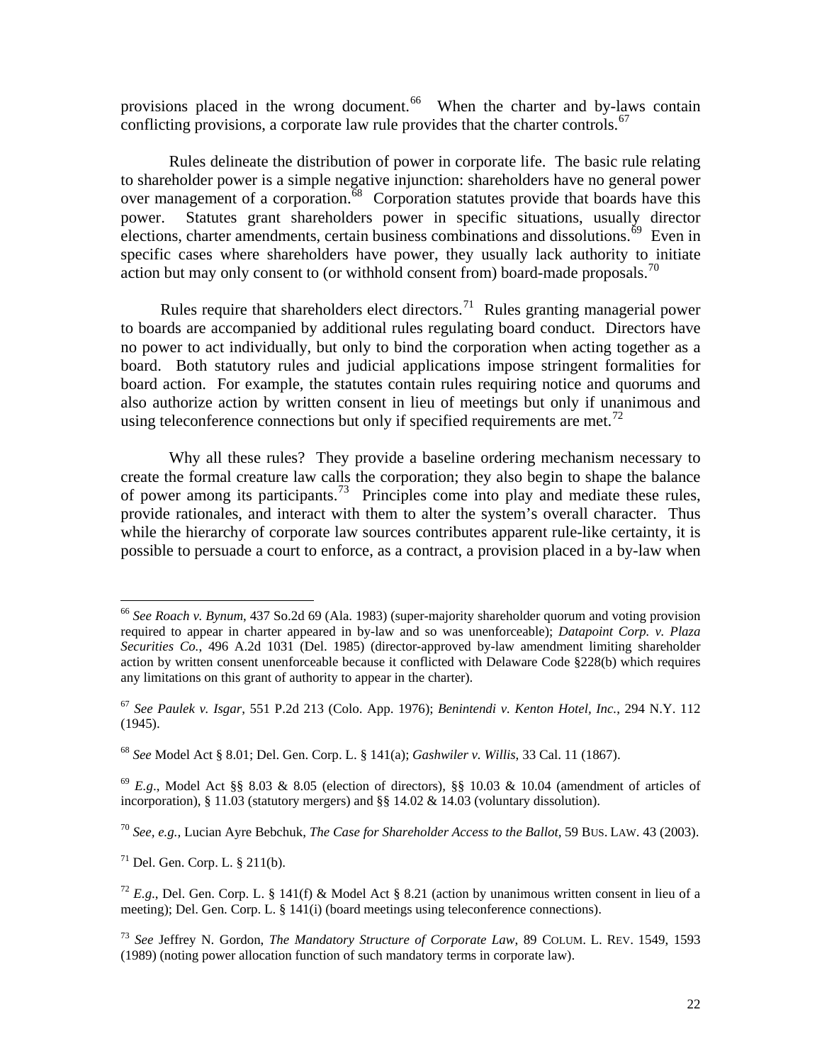provisions placed in the wrong document.[66] When the charter and by-laws contain conflicting provisions, a corporate law rule provides that the charter controls.[67]

Rules delineate the distribution of power in corporate life. The basic rule relating to shareholder power is a simple negative injunction: shareholders have no general power over management of a corporation.[68] Corporation statutes provide that boards have this power. Statutes grant shareholders power in specific situations, usually director elections, charter amendments, certain business combinations and dissolutions.[69] Even in specific cases where shareholders have power, they usually lack authority to initiate action but may only consent to (or withhold consent from) board-made proposals.[70]

Rules require that shareholders elect directors.[71] Rules granting managerial power to boards are accompanied by additional rules regulating board conduct. Directors have no power to act individually, but only to bind the corporation when acting together as a board. Both statutory rules and judicial applications impose stringent formalities for board action. For example, the statutes contain rules requiring notice and quorums and also authorize action by written consent in lieu of meetings but only if unanimous and using teleconference connections but only if specified requirements are met.[72]

Why all these rules? They provide a baseline ordering mechanism necessary to create the formal creature law calls the corporation; they also begin to shape the balance of power among its participants.[73] Principles come into play and mediate these rules, provide rationales, and interact with them to alter the system's overall character. Thus while the hierarchy of corporate law sources contributes apparent rule-like certainty, it is possible to persuade a court to enforce, as a contract, a provision placed in a by-law when

---

[66] *See Roach v. Bynum*, 437 So.2d 69 (Ala. 1983) (super-majority shareholder quorum and voting provision required to appear in charter appeared in by-law and so was unenforceable); *Datapoint Corp. v. Plaza Securities Co.*, 496 A.2d 1031 (Del. 1985) (director-approved by-law amendment limiting shareholder action by written consent unenforceable because it conflicted with Delaware Code §228(b) which requires any limitations on this grant of authority to appear in the charter).

[67] *See Paulek v. Isgar*, 551 P.2d 213 (Colo. App. 1976); *Benintendi v. Kenton Hotel, Inc.*, 294 N.Y. 112 (1945).

[68] *See* Model Act § 8.01; Del. Gen. Corp. L. § 141(a); *Gashwiler v. Willis*, 33 Cal. 11 (1867).

[69] *E.g.*, Model Act §§ 8.03 & 8.05 (election of directors), §§ 10.03 & 10.04 (amendment of articles of incorporation), § 11.03 (statutory mergers) and §§ 14.02 & 14.03 (voluntary dissolution).

[70] *See, e.g.,* Lucian Ayre Bebchuk, *The Case for Shareholder Access to the Ballot,* 59 BUS. LAW. 43 (2003).

[71] Del. Gen. Corp. L. § 211(b).

[72] *E.g.*, Del. Gen. Corp. L. § 141(f) & Model Act § 8.21 (action by unanimous written consent in lieu of a meeting); Del. Gen. Corp. L. § 141(i) (board meetings using teleconference connections).

[73] *See* Jeffrey N. Gordon, *The Mandatory Structure of Corporate Law*, 89 COLUM. L. REV. 1549, 1593 (1989) (noting power allocation function of such mandatory terms in corporate law).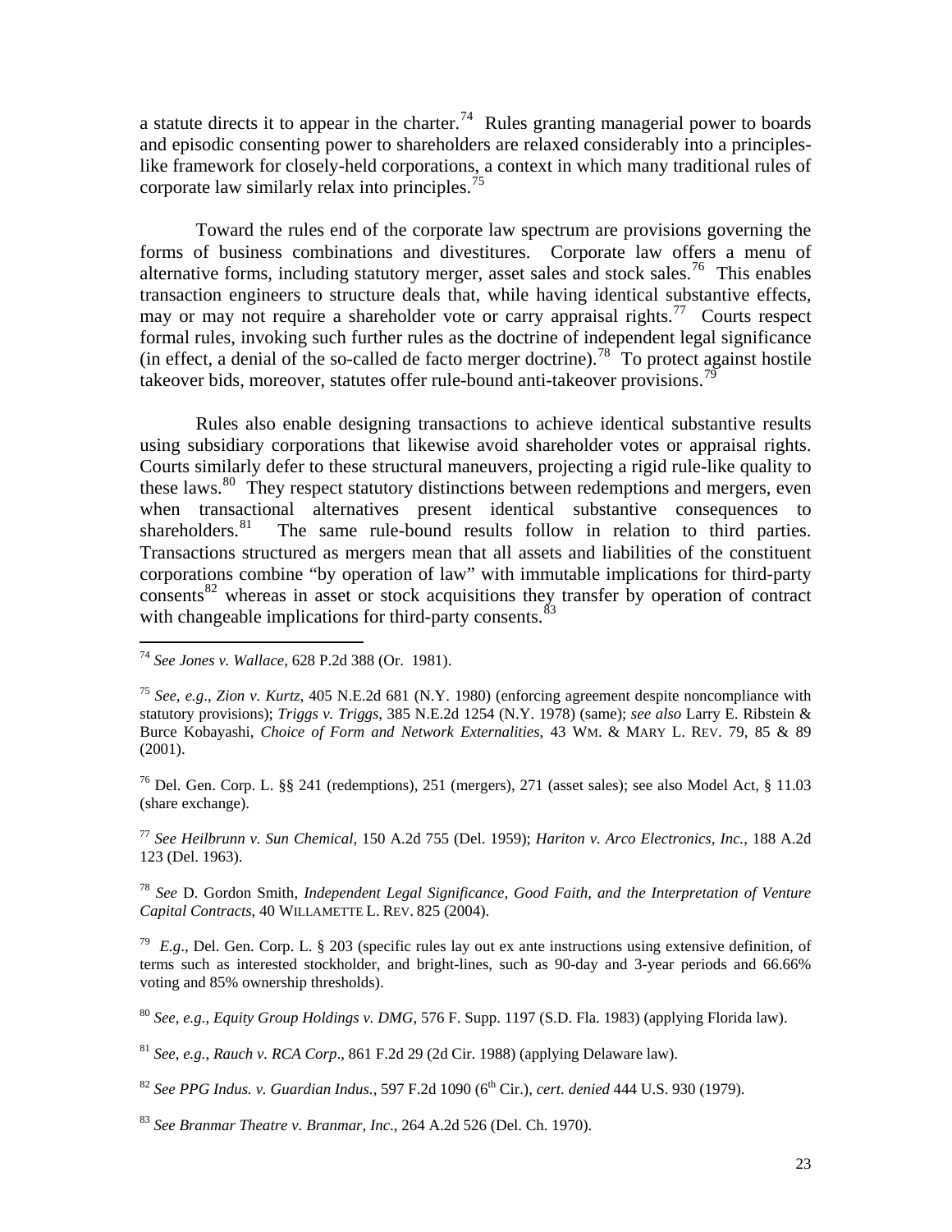a statute directs it to appear in the charter.[74] Rules granting managerial power to boards and episodic consenting power to shareholders are relaxed considerably into a principles-like framework for closely-held corporations, a context in which many traditional rules of corporate law similarly relax into principles.[75]

Toward the rules end of the corporate law spectrum are provisions governing the forms of business combinations and divestitures. Corporate law offers a menu of alternative forms, including statutory merger, asset sales and stock sales.[76] This enables transaction engineers to structure deals that, while having identical substantive effects, may or may not require a shareholder vote or carry appraisal rights.[77] Courts respect formal rules, invoking such further rules as the doctrine of independent legal significance (in effect, a denial of the so-called de facto merger doctrine).[78] To protect against hostile takeover bids, moreover, statutes offer rule-bound anti-takeover provisions.[79]

Rules also enable designing transactions to achieve identical substantive results using subsidiary corporations that likewise avoid shareholder votes or appraisal rights. Courts similarly defer to these structural maneuvers, projecting a rigid rule-like quality to these laws.[80] They respect statutory distinctions between redemptions and mergers, even when transactional alternatives present identical substantive consequences to shareholders.[81] The same rule-bound results follow in relation to third parties. Transactions structured as mergers mean that all assets and liabilities of the constituent corporations combine "by operation of law" with immutable implications for third-party consents[82] whereas in asset or stock acquisitions they transfer by operation of contract with changeable implications for third-party consents.[83]

---

[74] *See Jones v. Wallace*, 628 P.2d 388 (Or. 1981).

[75] *See, e.g*., *Zion v. Kurtz*, 405 N.E.2d 681 (N.Y. 1980) (enforcing agreement despite noncompliance with statutory provisions); *Triggs v. Triggs*, 385 N.E.2d 1254 (N.Y. 1978) (same); *see also* Larry E. Ribstein & Burce Kobayashi, *Choice of Form and Network Externalities*, 43 WM. & MARY L. REV. 79, 85 & 89 (2001).

[76] Del. Gen. Corp. L. §§ 241 (redemptions), 251 (mergers), 271 (asset sales); see also Model Act, § 11.03 (share exchange).

[77] *See Heilbrunn v. Sun Chemical*, 150 A.2d 755 (Del. 1959); *Hariton v. Arco Electronics, Inc.*, 188 A.2d 123 (Del. 1963).

[78] *See* D. Gordon Smith, *Independent Legal Significance, Good Faith, and the Interpretation of Venture Capital Contracts*, 40 WILLAMETTE L. REV. 825 (2004).

[79] *E.g*., Del. Gen. Corp. L. § 203 (specific rules lay out ex ante instructions using extensive definition, of terms such as interested stockholder, and bright-lines, such as 90-day and 3-year periods and 66.66% voting and 85% ownership thresholds).

[80] *See, e.g., Equity Group Holdings v. DMG*, 576 F. Supp. 1197 (S.D. Fla. 1983) (applying Florida law).

[81] *See, e.g., Rauch v. RCA Corp*., 861 F.2d 29 (2d Cir. 1988) (applying Delaware law).

[82] *See PPG Indus. v. Guardian Indus.,* 597 F.2d 1090 (6th Cir.), *cert. denied* 444 U.S. 930 (1979).

[83] *See Branmar Theatre v. Branmar, Inc*., 264 A.2d 526 (Del. Ch. 1970).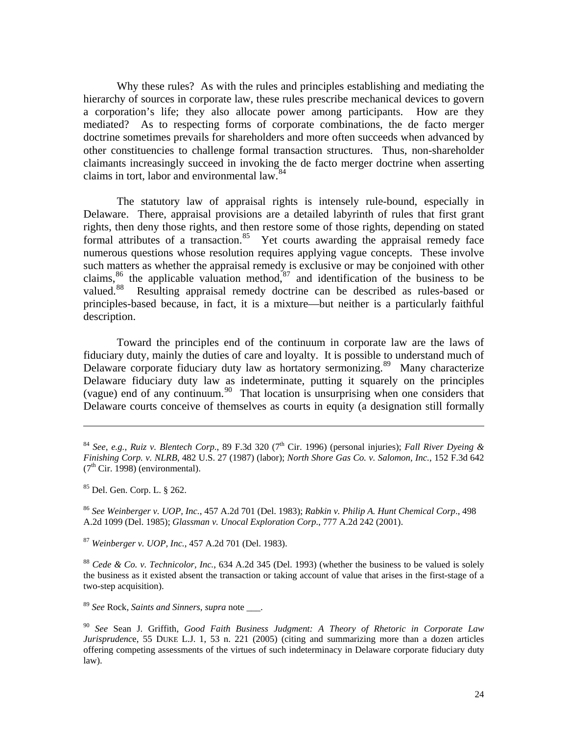Why these rules? As with the rules and principles establishing and mediating the hierarchy of sources in corporate law, these rules prescribe mechanical devices to govern a corporation's life; they also allocate power among participants. How are they mediated? As to respecting forms of corporate combinations, the de facto merger doctrine sometimes prevails for shareholders and more often succeeds when advanced by other constituencies to challenge formal transaction structures. Thus, non-shareholder claimants increasingly succeed in invoking the de facto merger doctrine when asserting claims in tort, labor and environmental law.[84]

The statutory law of appraisal rights is intensely rule-bound, especially in Delaware. There, appraisal provisions are a detailed labyrinth of rules that first grant rights, then deny those rights, and then restore some of those rights, depending on stated formal attributes of a transaction.[85] Yet courts awarding the appraisal remedy face numerous questions whose resolution requires applying vague concepts. These involve such matters as whether the appraisal remedy is exclusive or may be conjoined with other claims,[86] the applicable valuation method,[87] and identification of the business to be valued.[88] Resulting appraisal remedy doctrine can be described as rules-based or principles-based because, in fact, it is a mixture—but neither is a particularly faithful description.

Toward the principles end of the continuum in corporate law are the laws of fiduciary duty, mainly the duties of care and loyalty. It is possible to understand much of Delaware corporate fiduciary duty law as hortatory sermonizing.[89] Many characterize Delaware fiduciary duty law as indeterminate, putting it squarely on the principles (vague) end of any continuum.[90] That location is unsurprising when one considers that Delaware courts conceive of themselves as courts in equity (a designation still formally

---

[84] *See, e.g.*, *Ruiz v. Blentech Corp*., 89 F.3d 320 (7th Cir. 1996) (personal injuries); *Fall River Dyeing & Finishing Corp. v. NLRB*, 482 U.S. 27 (1987) (labor); *North Shore Gas Co. v. Salomon, Inc.*, 152 F.3d 642 (7th Cir. 1998) (environmental).

[85] Del. Gen. Corp. L. § 262.

[86] *See Weinberger v. UOP, Inc.*, 457 A.2d 701 (Del. 1983); *Rabkin v. Philip A. Hunt Chemical Corp*., 498 A.2d 1099 (Del. 1985); *Glassman v. Unocal Exploration Corp*., 777 A.2d 242 (2001).

[87] *Weinberger v. UOP, Inc.*, 457 A.2d 701 (Del. 1983).

[88] *Cede & Co. v. Technicolor, Inc.*, 634 A.2d 345 (Del. 1993) (whether the business to be valued is solely the business as it existed absent the transaction or taking account of value that arises in the first-stage of a two-step acquisition).

[89] *See* Rock, *Saints and Sinners*, *supra* note ___.

[90] *See* Sean J. Griffith, *Good Faith Business Judgment: A Theory of Rhetoric in Corporate Law Jurisprudence*, 55 DUKE L.J. 1, 53 n. 221 (2005) (citing and summarizing more than a dozen articles offering competing assessments of the virtues of such indeterminacy in Delaware corporate fiduciary duty law).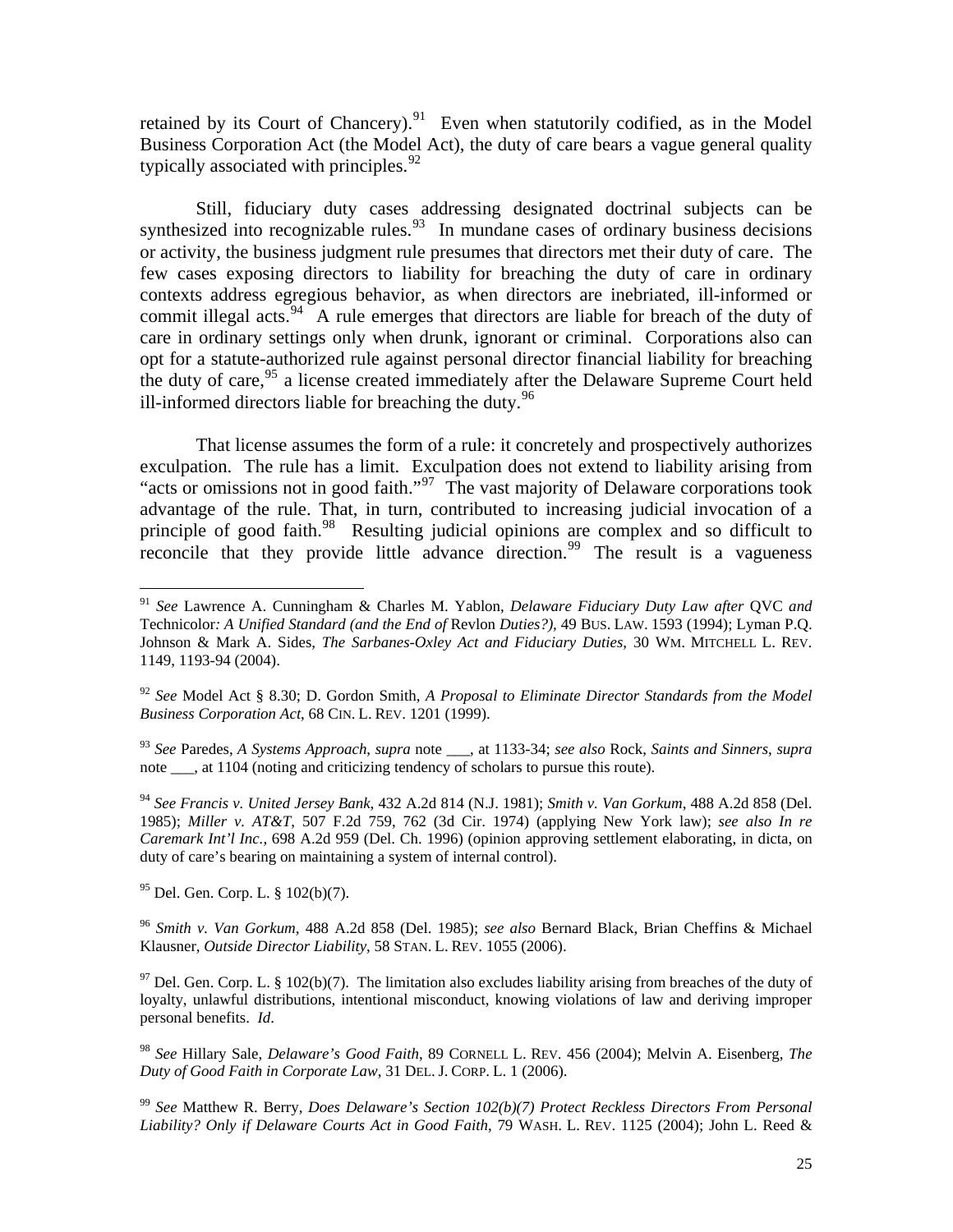retained by its Court of Chancery).[91] Even when statutorily codified, as in the Model Business Corporation Act (the Model Act), the duty of care bears a vague general quality typically associated with principles.[92]

Still, fiduciary duty cases addressing designated doctrinal subjects can be synthesized into recognizable rules.[93] In mundane cases of ordinary business decisions or activity, the business judgment rule presumes that directors met their duty of care. The few cases exposing directors to liability for breaching the duty of care in ordinary contexts address egregious behavior, as when directors are inebriated, ill-informed or commit illegal acts.[94] A rule emerges that directors are liable for breach of the duty of care in ordinary settings only when drunk, ignorant or criminal. Corporations also can opt for a statute-authorized rule against personal director financial liability for breaching the duty of care,[95] a license created immediately after the Delaware Supreme Court held ill-informed directors liable for breaching the duty.[96]

That license assumes the form of a rule: it concretely and prospectively authorizes exculpation. The rule has a limit. Exculpation does not extend to liability arising from "acts or omissions not in good faith."[97] The vast majority of Delaware corporations took advantage of the rule. That, in turn, contributed to increasing judicial invocation of a principle of good faith.[98] Resulting judicial opinions are complex and so difficult to reconcile that they provide little advance direction.[99] The result is a vagueness

---

[91] *See* Lawrence A. Cunningham & Charles M. Yablon, *Delaware Fiduciary Duty Law after* QVC *and* Technicolor*: A Unified Standard (and the End of* Revlon *Duties?)*, 49 BUS. LAW. 1593 (1994); Lyman P.Q. Johnson & Mark A. Sides, *The Sarbanes-Oxley Act and Fiduciary Duties*, 30 WM. MITCHELL L. REV. 1149, 1193-94 (2004).

[92] *See* Model Act § 8.30; D. Gordon Smith, *A Proposal to Eliminate Director Standards from the Model Business Corporation Act*, 68 CIN. L. REV. 1201 (1999).

[93] *See* Paredes, *A Systems Approach*, *supra* note ___, at 1133-34; *see also* Rock, *Saints and Sinners*, *supra* note ___, at 1104 (noting and criticizing tendency of scholars to pursue this route).

[94] *See Francis v. United Jersey Bank*, 432 A.2d 814 (N.J. 1981); *Smith v. Van Gorkum*, 488 A.2d 858 (Del. 1985); *Miller v. AT&T*, 507 F.2d 759, 762 (3d Cir. 1974) (applying New York law); *see also In re Caremark Int'l Inc.*, 698 A.2d 959 (Del. Ch. 1996) (opinion approving settlement elaborating, in dicta, on duty of care's bearing on maintaining a system of internal control).

[95] Del. Gen. Corp. L. § 102(b)(7).

[96] *Smith v. Van Gorkum*, 488 A.2d 858 (Del. 1985); *see also* Bernard Black, Brian Cheffins & Michael Klausner, *Outside Director Liability*, 58 STAN. L. REV. 1055 (2006).

[97] Del. Gen. Corp. L. § 102(b)(7). The limitation also excludes liability arising from breaches of the duty of loyalty, unlawful distributions, intentional misconduct, knowing violations of law and deriving improper personal benefits. *Id*.

[98] *See* Hillary Sale, *Delaware's Good Faith*, 89 CORNELL L. REV. 456 (2004); Melvin A. Eisenberg, *The Duty of Good Faith in Corporate Law*, 31 DEL. J. CORP. L. 1 (2006).

[99] *See* Matthew R. Berry, *Does Delaware's Section 102(b)(7) Protect Reckless Directors From Personal Liability? Only if Delaware Courts Act in Good Faith*, 79 WASH. L. REV. 1125 (2004); John L. Reed &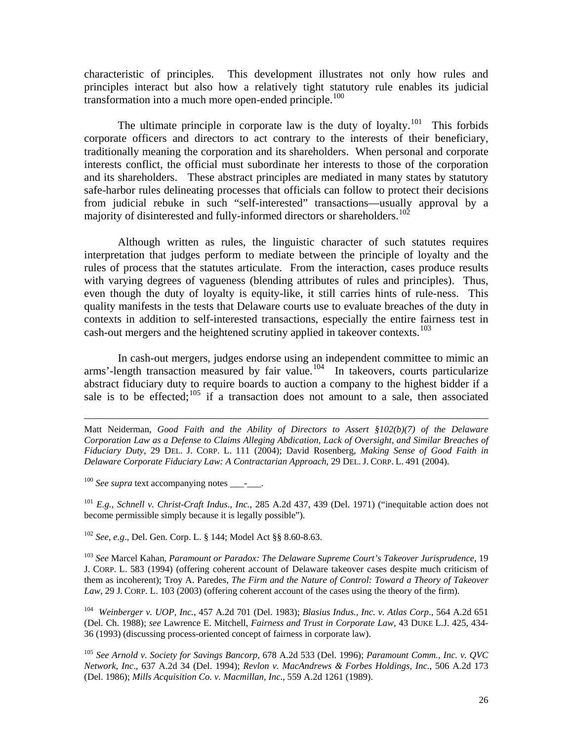characteristic of principles. This development illustrates not only how rules and principles interact but also how a relatively tight statutory rule enables its judicial transformation into a much more open-ended principle.[100]

The ultimate principle in corporate law is the duty of loyalty.[101] This forbids corporate officers and directors to act contrary to the interests of their beneficiary, traditionally meaning the corporation and its shareholders. When personal and corporate interests conflict, the official must subordinate her interests to those of the corporation and its shareholders. These abstract principles are mediated in many states by statutory safe-harbor rules delineating processes that officials can follow to protect their decisions from judicial rebuke in such "self-interested" transactions—usually approval by a majority of disinterested and fully-informed directors or shareholders.[102]

Although written as rules, the linguistic character of such statutes requires interpretation that judges perform to mediate between the principle of loyalty and the rules of process that the statutes articulate. From the interaction, cases produce results with varying degrees of vagueness (blending attributes of rules and principles). Thus, even though the duty of loyalty is equity-like, it still carries hints of rule-ness. This quality manifests in the tests that Delaware courts use to evaluate breaches of the duty in contexts in addition to self-interested transactions, especially the entire fairness test in cash-out mergers and the heightened scrutiny applied in takeover contexts.[103]

In cash-out mergers, judges endorse using an independent committee to mimic an arms'-length transaction measured by fair value.[104] In takeovers, courts particularize abstract fiduciary duty to require boards to auction a company to the highest bidder if a sale is to be effected;[105] if a transaction does not amount to a sale, then associated

---

Matt Neiderman, *Good Faith and the Ability of Directors to Assert §102(b)(7) of the Delaware Corporation Law as a Defense to Claims Alleging Abdication, Lack of Oversight, and Similar Breaches of Fiduciary Duty*, 29 DEL. J. CORP. L. 111 (2004); David Rosenberg, *Making Sense of Good Faith in Delaware Corporate Fiduciary Law: A Contractarian Approach*, 29 DEL. J. CORP. L. 491 (2004).

[100] *See supra* text accompanying notes ___-___.

[101] *E.g., Schnell v. Christ-Craft Indus., Inc.*, 285 A.2d 437, 439 (Del. 1971) ("inequitable action does not become permissible simply because it is legally possible").

[102] *See*, *e.g*., Del. Gen. Corp. L. § 144; Model Act §§ 8.60-8.63.

[103] *See* Marcel Kahan, *Paramount or Paradox: The Delaware Supreme Court's Takeover Jurisprudence*, 19 J. CORP. L. 583 (1994) (offering coherent account of Delaware takeover cases despite much criticism of them as incoherent); Troy A. Paredes, *The Firm and the Nature of Control: Toward a Theory of Takeover Law*, 29 J. CORP. L. 103 (2003) (offering coherent account of the cases using the theory of the firm).

[104] *Weinberger v. UOP, Inc.*, 457 A.2d 701 (Del. 1983); *Blasius Indus., Inc. v. Atlas Corp*., 564 A.2d 651 (Del. Ch. 1988); *see* Lawrence E. Mitchell, *Fairness and Trust in Corporate Law*, 43 DUKE L.J. 425, 434-36 (1993) (discussing process-oriented concept of fairness in corporate law).

[105] *See Arnold v. Society for Savings Bancorp*, 678 A.2d 533 (Del. 1996); *Paramount Comm., Inc. v. QVC Network, Inc*., 637 A.2d 34 (Del. 1994); *Revlon v. MacAndrews & Forbes Holdings, Inc*., 506 A.2d 173 (Del. 1986); *Mills Acquisition Co. v. Macmillan, Inc*., 559 A.2d 1261 (1989).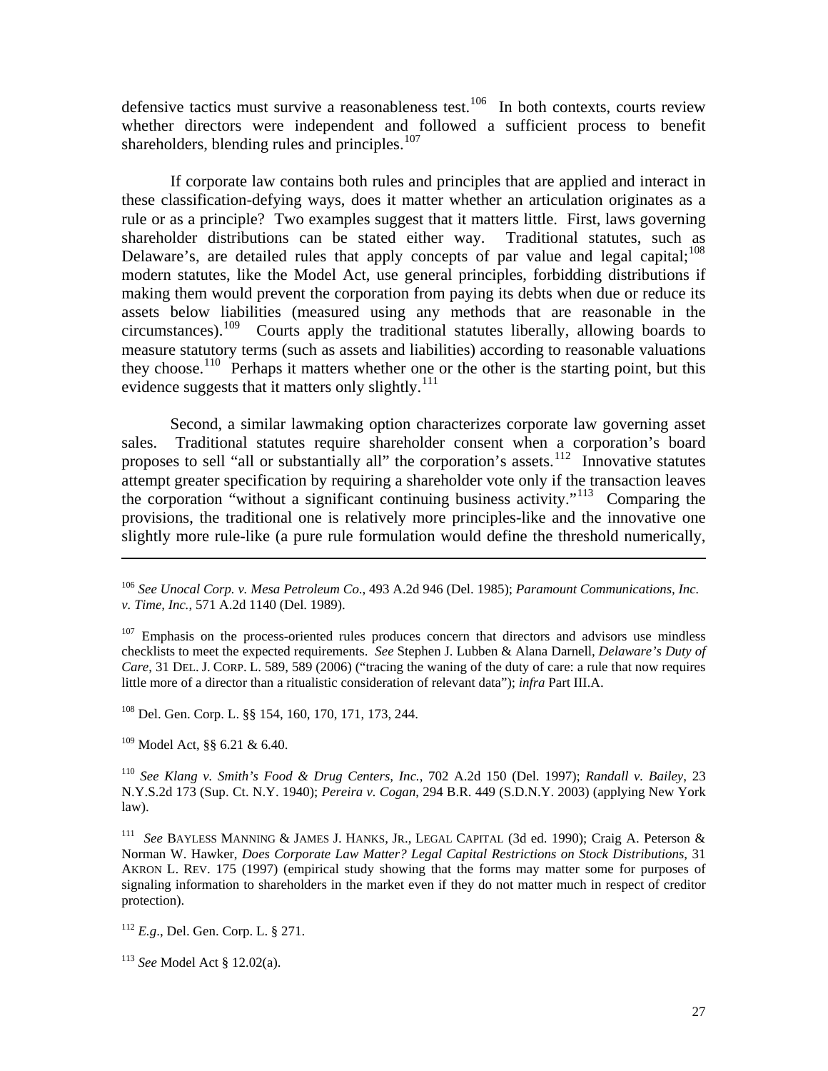defensive tactics must survive a reasonableness test.[106] In both contexts, courts review whether directors were independent and followed a sufficient process to benefit shareholders, blending rules and principles.[107]

If corporate law contains both rules and principles that are applied and interact in these classification-defying ways, does it matter whether an articulation originates as a rule or as a principle? Two examples suggest that it matters little. First, laws governing shareholder distributions can be stated either way. Traditional statutes, such as Delaware's, are detailed rules that apply concepts of par value and legal capital;[108] modern statutes, like the Model Act, use general principles, forbidding distributions if making them would prevent the corporation from paying its debts when due or reduce its assets below liabilities (measured using any methods that are reasonable in the circumstances).[109] Courts apply the traditional statutes liberally, allowing boards to measure statutory terms (such as assets and liabilities) according to reasonable valuations they choose.[110] Perhaps it matters whether one or the other is the starting point, but this evidence suggests that it matters only slightly.[111]

Second, a similar lawmaking option characterizes corporate law governing asset sales. Traditional statutes require shareholder consent when a corporation's board proposes to sell "all or substantially all" the corporation's assets.[112] Innovative statutes attempt greater specification by requiring a shareholder vote only if the transaction leaves the corporation "without a significant continuing business activity."[113] Comparing the provisions, the traditional one is relatively more principles-like and the innovative one slightly more rule-like (a pure rule formulation would define the threshold numerically,

---

[106] *See Unocal Corp. v. Mesa Petroleum Co.*, 493 A.2d 946 (Del. 1985); *Paramount Communications, Inc. v. Time, Inc.*, 571 A.2d 1140 (Del. 1989).

[107] Emphasis on the process-oriented rules produces concern that directors and advisors use mindless checklists to meet the expected requirements. *See* Stephen J. Lubben & Alana Darnell, *Delaware's Duty of Care*, 31 DEL. J. CORP. L. 589, 589 (2006) ("tracing the waning of the duty of care: a rule that now requires little more of a director than a ritualistic consideration of relevant data"); *infra* Part III.A.

[108] Del. Gen. Corp. L. §§ 154, 160, 170, 171, 173, 244.

[109] Model Act, §§ 6.21 & 6.40.

[110] *See Klang v. Smith's Food & Drug Centers, Inc.*, 702 A.2d 150 (Del. 1997); *Randall v. Bailey*, 23 N.Y.S.2d 173 (Sup. Ct. N.Y. 1940); *Pereira v. Cogan*, 294 B.R. 449 (S.D.N.Y. 2003) (applying New York law).

[111] *See* BAYLESS MANNING & JAMES J. HANKS, JR., LEGAL CAPITAL (3d ed. 1990); Craig A. Peterson & Norman W. Hawker, *Does Corporate Law Matter? Legal Capital Restrictions on Stock Distributions*, 31 AKRON L. REV. 175 (1997) (empirical study showing that the forms may matter some for purposes of signaling information to shareholders in the market even if they do not matter much in respect of creditor protection).

[112] *E.g.*, Del. Gen. Corp. L. § 271.

[113] *See* Model Act § 12.02(a).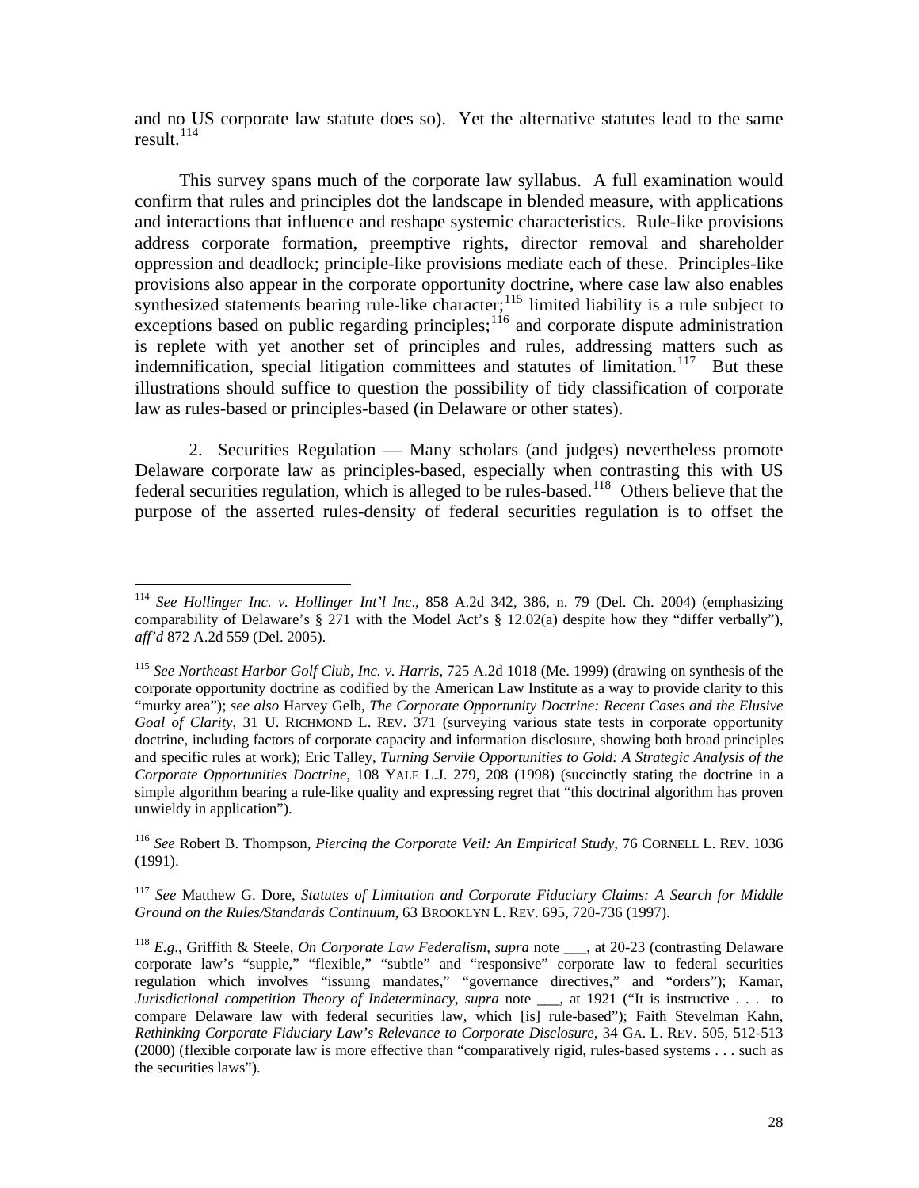and no US corporate law statute does so). Yet the alternative statutes lead to the same result.[114]

This survey spans much of the corporate law syllabus. A full examination would confirm that rules and principles dot the landscape in blended measure, with applications and interactions that influence and reshape systemic characteristics. Rule-like provisions address corporate formation, preemptive rights, director removal and shareholder oppression and deadlock; principle-like provisions mediate each of these. Principles-like provisions also appear in the corporate opportunity doctrine, where case law also enables synthesized statements bearing rule-like character;[115] limited liability is a rule subject to exceptions based on public regarding principles;[116] and corporate dispute administration is replete with yet another set of principles and rules, addressing matters such as indemnification, special litigation committees and statutes of limitation.[117] But these illustrations should suffice to question the possibility of tidy classification of corporate law as rules-based or principles-based (in Delaware or other states).

2. Securities Regulation — Many scholars (and judges) nevertheless promote Delaware corporate law as principles-based, especially when contrasting this with US federal securities regulation, which is alleged to be rules-based.[118] Others believe that the purpose of the asserted rules-density of federal securities regulation is to offset the

---

[114] *See Hollinger Inc. v. Hollinger Int'l Inc*., 858 A.2d 342, 386, n. 79 (Del. Ch. 2004) (emphasizing comparability of Delaware's § 271 with the Model Act's § 12.02(a) despite how they "differ verbally"), *aff'd* 872 A.2d 559 (Del. 2005).

[115] *See Northeast Harbor Golf Club, Inc. v. Harris*, 725 A.2d 1018 (Me. 1999) (drawing on synthesis of the corporate opportunity doctrine as codified by the American Law Institute as a way to provide clarity to this "murky area"); *see also* Harvey Gelb, *The Corporate Opportunity Doctrine: Recent Cases and the Elusive Goal of Clarity*, 31 U. RICHMOND L. REV. 371 (surveying various state tests in corporate opportunity doctrine, including factors of corporate capacity and information disclosure, showing both broad principles and specific rules at work); Eric Talley, *Turning Servile Opportunities to Gold: A Strategic Analysis of the Corporate Opportunities Doctrine*, 108 YALE L.J. 279, 208 (1998) (succinctly stating the doctrine in a simple algorithm bearing a rule-like quality and expressing regret that "this doctrinal algorithm has proven unwieldy in application").

[116] *See* Robert B. Thompson, *Piercing the Corporate Veil: An Empirical Study*, 76 CORNELL L. REV. 1036 (1991).

[117] *See* Matthew G. Dore, *Statutes of Limitation and Corporate Fiduciary Claims: A Search for Middle Ground on the Rules/Standards Continuum*, 63 BROOKLYN L. REV. 695, 720-736 (1997).

[118] *E.g*., Griffith & Steele, *On Corporate Law Federalism*, *supra* note ___, at 20-23 (contrasting Delaware corporate law's "supple," "flexible," "subtle" and "responsive" corporate law to federal securities regulation which involves "issuing mandates," "governance directives," and "orders"); Kamar, *Jurisdictional competition Theory of Indeterminacy*, *supra* note ___, at 1921 ("It is instructive . . . to compare Delaware law with federal securities law, which [is] rule-based"); Faith Stevelman Kahn, *Rethinking Corporate Fiduciary Law's Relevance to Corporate Disclosure*, 34 GA. L. REV. 505, 512-513 (2000) (flexible corporate law is more effective than "comparatively rigid, rules-based systems . . . such as the securities laws").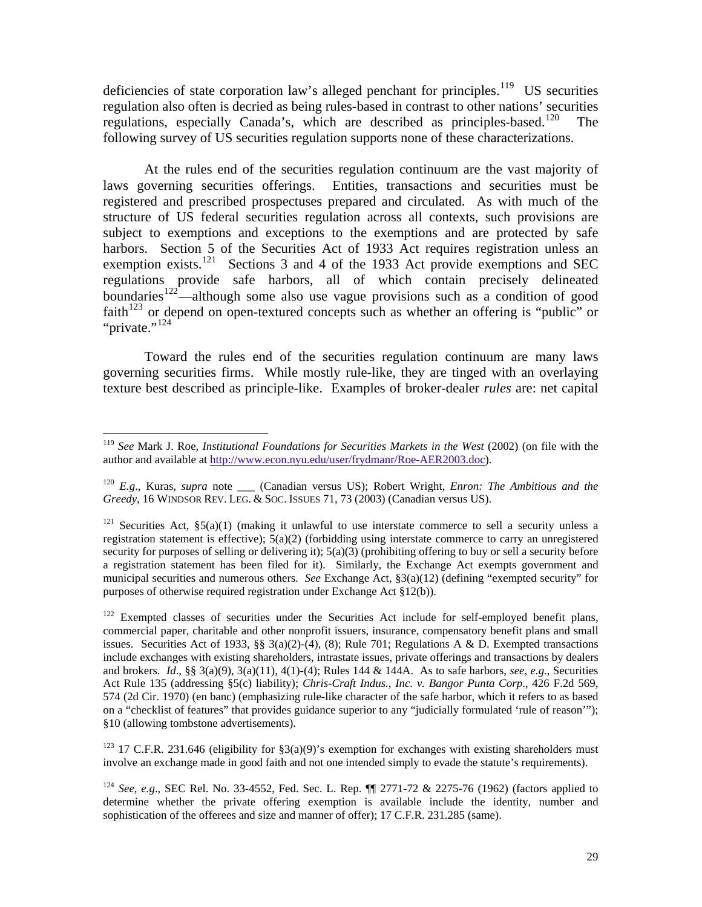deficiencies of state corporation law's alleged penchant for principles.[119] US securities regulation also often is decried as being rules-based in contrast to other nations' securities regulations, especially Canada's, which are described as principles-based.[120] The following survey of US securities regulation supports none of these characterizations.

At the rules end of the securities regulation continuum are the vast majority of laws governing securities offerings. Entities, transactions and securities must be registered and prescribed prospectuses prepared and circulated. As with much of the structure of US federal securities regulation across all contexts, such provisions are subject to exemptions and exceptions to the exemptions and are protected by safe harbors. Section 5 of the Securities Act of 1933 Act requires registration unless an exemption exists.[121] Sections 3 and 4 of the 1933 Act provide exemptions and SEC regulations provide safe harbors, all of which contain precisely delineated boundaries[122]—although some also use vague provisions such as a condition of good faith[123] or depend on open-textured concepts such as whether an offering is "public" or "private."[124]

Toward the rules end of the securities regulation continuum are many laws governing securities firms. While mostly rule-like, they are tinged with an overlaying texture best described as principle-like. Examples of broker-dealer *rules* are: net capital

---

[119] *See* Mark J. Roe, *Institutional Foundations for Securities Markets in the West* (2002) (on file with the author and available at http://www.econ.nyu.edu/user/frydmanr/Roe-AER2003.doc).

[120] *E.g*., Kuras, *supra* note ___ (Canadian versus US); Robert Wright, *Enron: The Ambitious and the Greedy*, 16 WINDSOR REV. LEG. & SOC. ISSUES 71, 73 (2003) (Canadian versus US).

[121] Securities Act, §5(a)(1) (making it unlawful to use interstate commerce to sell a security unless a registration statement is effective); 5(a)(2) (forbidding using interstate commerce to carry an unregistered security for purposes of selling or delivering it); 5(a)(3) (prohibiting offering to buy or sell a security before a registration statement has been filed for it). Similarly, the Exchange Act exempts government and municipal securities and numerous others. *See* Exchange Act, §3(a)(12) (defining "exempted security" for purposes of otherwise required registration under Exchange Act §12(b)).

[122] Exempted classes of securities under the Securities Act include for self-employed benefit plans, commercial paper, charitable and other nonprofit issuers, insurance, compensatory benefit plans and small issues. Securities Act of 1933, §§ 3(a)(2)-(4), (8); Rule 701; Regulations A & D. Exempted transactions include exchanges with existing shareholders, intrastate issues, private offerings and transactions by dealers and brokers. *Id*., §§ 3(a)(9), 3(a)(11), 4(1)-(4); Rules 144 & 144A. As to safe harbors, *see, e.g*., Securities Act Rule 135 (addressing §5(c) liability); *Chris-Craft Indus., Inc. v. Bangor Punta Corp*., 426 F.2d 569, 574 (2d Cir. 1970) (en banc) (emphasizing rule-like character of the safe harbor, which it refers to as based on a "checklist of features" that provides guidance superior to any "judicially formulated 'rule of reason'"); §10 (allowing tombstone advertisements).

[123] 17 C.F.R. 231.646 (eligibility for §3(a)(9)'s exemption for exchanges with existing shareholders must involve an exchange made in good faith and not one intended simply to evade the statute's requirements).

[124] *See, e.g*., SEC Rel. No. 33-4552, Fed. Sec. L. Rep. ¶¶ 2771-72 & 2275-76 (1962) (factors applied to determine whether the private offering exemption is available include the identity, number and sophistication of the offerees and size and manner of offer); 17 C.F.R. 231.285 (same).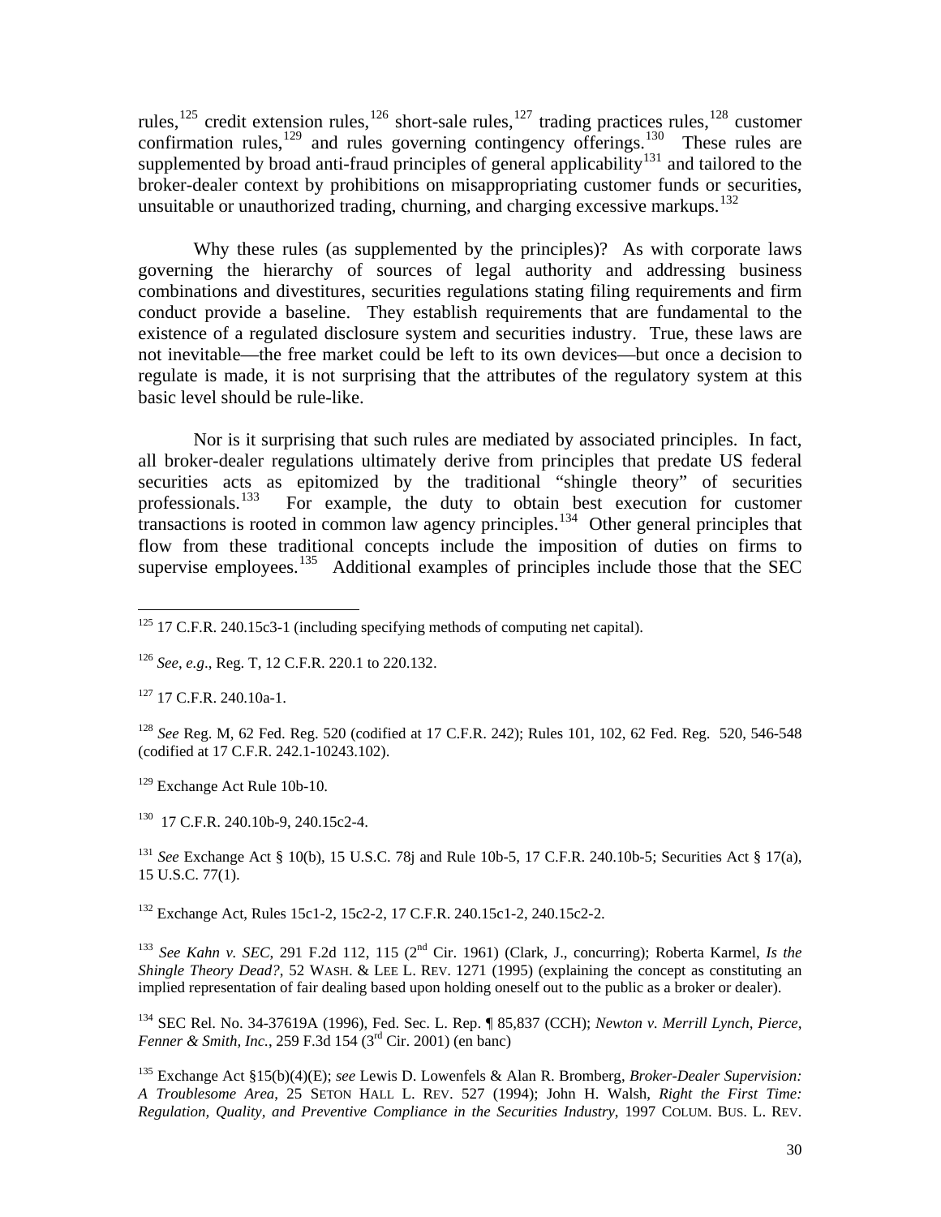rules,[125] credit extension rules,[126] short-sale rules,[127] trading practices rules,[128] customer confirmation rules,[129] and rules governing contingency offerings.[130] These rules are supplemented by broad anti-fraud principles of general applicability[131] and tailored to the broker-dealer context by prohibitions on misappropriating customer funds or securities, unsuitable or unauthorized trading, churning, and charging excessive markups.[132]

Why these rules (as supplemented by the principles)? As with corporate laws governing the hierarchy of sources of legal authority and addressing business combinations and divestitures, securities regulations stating filing requirements and firm conduct provide a baseline. They establish requirements that are fundamental to the existence of a regulated disclosure system and securities industry. True, these laws are not inevitable—the free market could be left to its own devices—but once a decision to regulate is made, it is not surprising that the attributes of the regulatory system at this basic level should be rule-like.

Nor is it surprising that such rules are mediated by associated principles. In fact, all broker-dealer regulations ultimately derive from principles that predate US federal securities acts as epitomized by the traditional "shingle theory" of securities professionals.[133] For example, the duty to obtain best execution for customer transactions is rooted in common law agency principles.[134] Other general principles that flow from these traditional concepts include the imposition of duties on firms to supervise employees.[135] Additional examples of principles include those that the SEC

---

[125] 17 C.F.R. 240.15c3-1 (including specifying methods of computing net capital).

[126] *See*, *e.g*., Reg. T, 12 C.F.R. 220.1 to 220.132.

[127] 17 C.F.R. 240.10a-1.

[128] *See* Reg. M, 62 Fed. Reg. 520 (codified at 17 C.F.R. 242); Rules 101, 102, 62 Fed. Reg. 520, 546-548 (codified at 17 C.F.R. 242.1-10243.102).

[129] Exchange Act Rule 10b-10.

[130] 17 C.F.R. 240.10b-9, 240.15c2-4.

[131] *See* Exchange Act § 10(b), 15 U.S.C. 78j and Rule 10b-5, 17 C.F.R. 240.10b-5; Securities Act § 17(a), 15 U.S.C. 77(1).

[132] Exchange Act, Rules 15c1-2, 15c2-2, 17 C.F.R. 240.15c1-2, 240.15c2-2.

[133] *See Kahn v. SEC*, 291 F.2d 112, 115 (2nd Cir. 1961) (Clark, J., concurring); Roberta Karmel, *Is the Shingle Theory Dead?*, 52 WASH. & LEE L. REV. 1271 (1995) (explaining the concept as constituting an implied representation of fair dealing based upon holding oneself out to the public as a broker or dealer).

[134] SEC Rel. No. 34-37619A (1996), Fed. Sec. L. Rep. ¶ 85,837 (CCH); *Newton v. Merrill Lynch, Pierce, Fenner & Smith, Inc.*, 259 F.3d 154 (3rd Cir. 2001) (en banc)

[135] Exchange Act §15(b)(4)(E); *see* Lewis D. Lowenfels & Alan R. Bromberg, *Broker-Dealer Supervision: A Troublesome Area*, 25 SETON HALL L. REV. 527 (1994); John H. Walsh, *Right the First Time: Regulation, Quality, and Preventive Compliance in the Securities Industry*, 1997 COLUM. BUS. L. REV.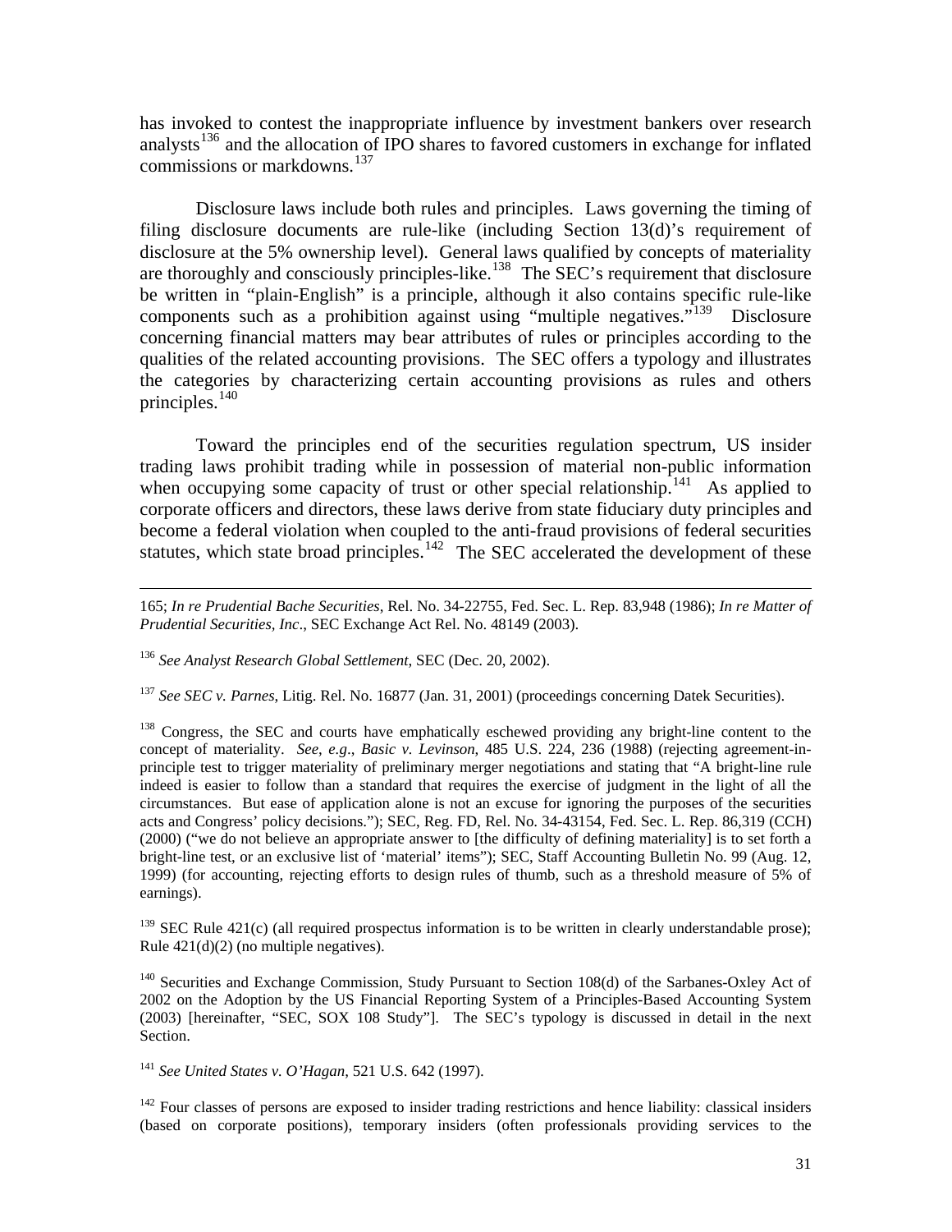has invoked to contest the inappropriate influence by investment bankers over research analysts[136] and the allocation of IPO shares to favored customers in exchange for inflated commissions or markdowns.[137]

Disclosure laws include both rules and principles. Laws governing the timing of filing disclosure documents are rule-like (including Section 13(d)'s requirement of disclosure at the 5% ownership level). General laws qualified by concepts of materiality are thoroughly and consciously principles-like.[138] The SEC's requirement that disclosure be written in "plain-English" is a principle, although it also contains specific rule-like components such as a prohibition against using "multiple negatives."[139] Disclosure concerning financial matters may bear attributes of rules or principles according to the qualities of the related accounting provisions. The SEC offers a typology and illustrates the categories by characterizing certain accounting provisions as rules and others principles.[140]

Toward the principles end of the securities regulation spectrum, US insider trading laws prohibit trading while in possession of material non-public information when occupying some capacity of trust or other special relationship.[141] As applied to corporate officers and directors, these laws derive from state fiduciary duty principles and become a federal violation when coupled to the anti-fraud provisions of federal securities statutes, which state broad principles.[142] The SEC accelerated the development of these

---

165; *In re Prudential Bache Securities*, Rel. No. 34-22755, Fed. Sec. L. Rep. 83,948 (1986); *In re Matter of Prudential Securities, Inc*., SEC Exchange Act Rel. No. 48149 (2003).

[136] *See Analyst Research Global Settlement*, SEC (Dec. 20, 2002).

[137] *See SEC v. Parnes*, Litig. Rel. No. 16877 (Jan. 31, 2001) (proceedings concerning Datek Securities).

[138] Congress, the SEC and courts have emphatically eschewed providing any bright-line content to the concept of materiality. *See*, *e.g*., *Basic v. Levinson*, 485 U.S. 224, 236 (1988) (rejecting agreement-in-principle test to trigger materiality of preliminary merger negotiations and stating that "A bright-line rule indeed is easier to follow than a standard that requires the exercise of judgment in the light of all the circumstances. But ease of application alone is not an excuse for ignoring the purposes of the securities acts and Congress' policy decisions."); SEC, Reg. FD, Rel. No. 34-43154, Fed. Sec. L. Rep. 86,319 (CCH) (2000) ("we do not believe an appropriate answer to [the difficulty of defining materiality] is to set forth a bright-line test, or an exclusive list of 'material' items"); SEC, Staff Accounting Bulletin No. 99 (Aug. 12, 1999) (for accounting, rejecting efforts to design rules of thumb, such as a threshold measure of 5% of earnings).

[139] SEC Rule 421(c) (all required prospectus information is to be written in clearly understandable prose); Rule 421(d)(2) (no multiple negatives).

[140] Securities and Exchange Commission, Study Pursuant to Section 108(d) of the Sarbanes-Oxley Act of 2002 on the Adoption by the US Financial Reporting System of a Principles-Based Accounting System (2003) [hereinafter, "SEC, SOX 108 Study"]. The SEC's typology is discussed in detail in the next Section.

[141] *See United States v. O'Hagan*, 521 U.S. 642 (1997).

[142] Four classes of persons are exposed to insider trading restrictions and hence liability: classical insiders (based on corporate positions), temporary insiders (often professionals providing services to the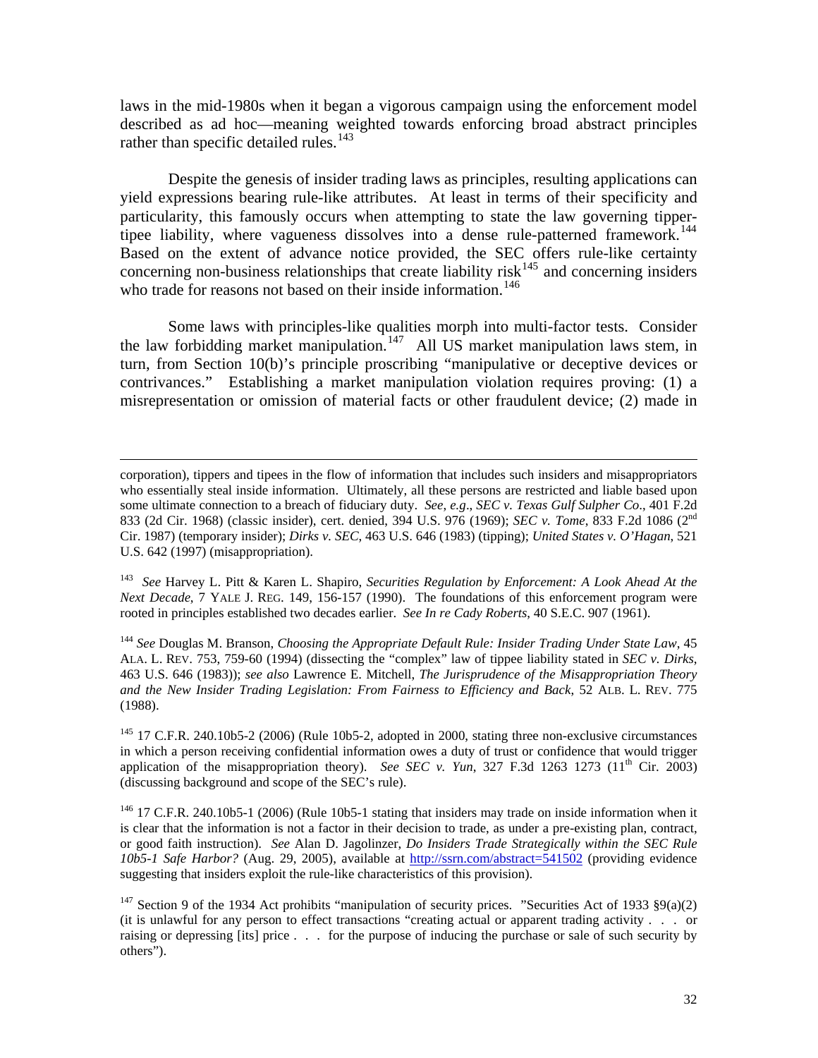laws in the mid-1980s when it began a vigorous campaign using the enforcement model described as ad hoc—meaning weighted towards enforcing broad abstract principles rather than specific detailed rules.[143]

Despite the genesis of insider trading laws as principles, resulting applications can yield expressions bearing rule-like attributes. At least in terms of their specificity and particularity, this famously occurs when attempting to state the law governing tipper-tipee liability, where vagueness dissolves into a dense rule-patterned framework.[144] Based on the extent of advance notice provided, the SEC offers rule-like certainty concerning non-business relationships that create liability risk[145] and concerning insiders who trade for reasons not based on their inside information.[146]

Some laws with principles-like qualities morph into multi-factor tests. Consider the law forbidding market manipulation.[147] All US market manipulation laws stem, in turn, from Section 10(b)'s principle proscribing "manipulative or deceptive devices or contrivances." Establishing a market manipulation violation requires proving: (1) a misrepresentation or omission of material facts or other fraudulent device; (2) made in

---

corporation), tippers and tipees in the flow of information that includes such insiders and misappropriators who essentially steal inside information. Ultimately, all these persons are restricted and liable based upon some ultimate connection to a breach of fiduciary duty. *See, e.g*., *SEC v. Texas Gulf Sulpher Co*., 401 F.2d 833 (2d Cir. 1968) (classic insider), cert. denied, 394 U.S. 976 (1969); *SEC v. Tome*, 833 F.2d 1086 (2nd Cir. 1987) (temporary insider); *Dirks v. SEC*, 463 U.S. 646 (1983) (tipping); *United States v. O'Hagan*, 521 U.S. 642 (1997) (misappropriation).

[143] *See* Harvey L. Pitt & Karen L. Shapiro, *Securities Regulation by Enforcement: A Look Ahead At the Next Decade*, 7 YALE J. REG. 149, 156-157 (1990). The foundations of this enforcement program were rooted in principles established two decades earlier. *See In re Cady Roberts*, 40 S.E.C. 907 (1961).

[144] *See* Douglas M. Branson, *Choosing the Appropriate Default Rule: Insider Trading Under State Law*, 45 ALA. L. REV. 753, 759-60 (1994) (dissecting the "complex" law of tippee liability stated in *SEC v. Dirks*, 463 U.S. 646 (1983)); *see also* Lawrence E. Mitchell, *The Jurisprudence of the Misappropriation Theory and the New Insider Trading Legislation: From Fairness to Efficiency and Back*, 52 ALB. L. REV. 775 (1988).

[145] 17 C.F.R. 240.10b5-2 (2006) (Rule 10b5-2, adopted in 2000, stating three non-exclusive circumstances in which a person receiving confidential information owes a duty of trust or confidence that would trigger application of the misappropriation theory). *See SEC v. Yun*, 327 F.3d 1263 1273 (11th Cir. 2003) (discussing background and scope of the SEC's rule).

[146] 17 C.F.R. 240.10b5-1 (2006) (Rule 10b5-1 stating that insiders may trade on inside information when it is clear that the information is not a factor in their decision to trade, as under a pre-existing plan, contract, or good faith instruction). *See* Alan D. Jagolinzer, *Do Insiders Trade Strategically within the SEC Rule 10b5-1 Safe Harbor?* (Aug. 29, 2005), available at http://ssrn.com/abstract=541502 (providing evidence suggesting that insiders exploit the rule-like characteristics of this provision).

[147] Section 9 of the 1934 Act prohibits "manipulation of security prices. "Securities Act of 1933 §9(a)(2) (it is unlawful for any person to effect transactions "creating actual or apparent trading activity . . . or raising or depressing [its] price . . . for the purpose of inducing the purchase or sale of such security by others").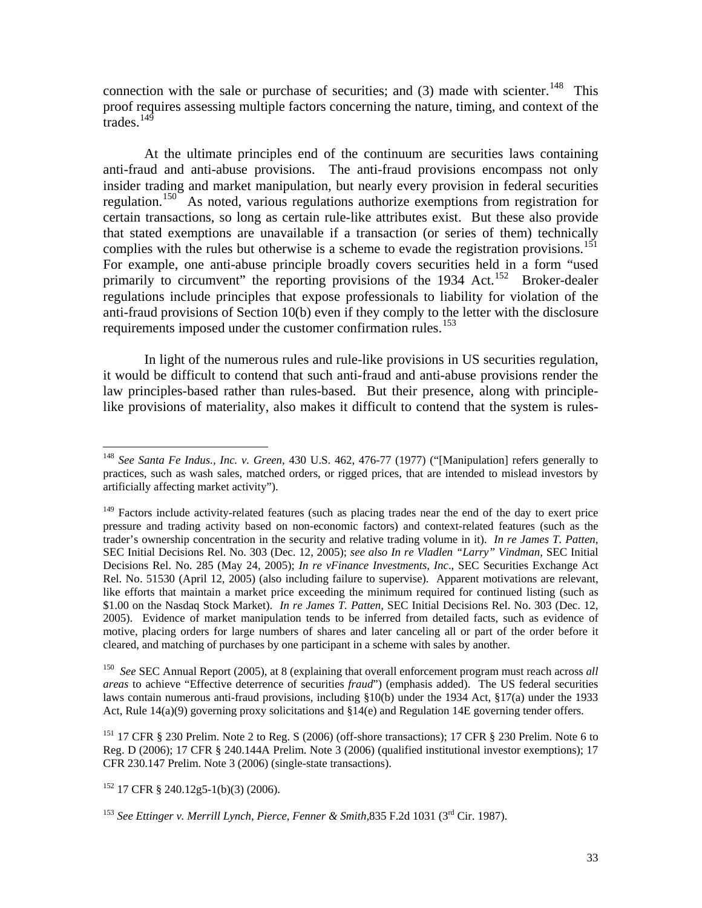connection with the sale or purchase of securities; and (3) made with scienter.[148] This proof requires assessing multiple factors concerning the nature, timing, and context of the trades.[149]

At the ultimate principles end of the continuum are securities laws containing anti-fraud and anti-abuse provisions. The anti-fraud provisions encompass not only insider trading and market manipulation, but nearly every provision in federal securities regulation.[150] As noted, various regulations authorize exemptions from registration for certain transactions, so long as certain rule-like attributes exist. But these also provide that stated exemptions are unavailable if a transaction (or series of them) technically complies with the rules but otherwise is a scheme to evade the registration provisions.[151] For example, one anti-abuse principle broadly covers securities held in a form "used primarily to circumvent" the reporting provisions of the 1934 Act.[152] Broker-dealer regulations include principles that expose professionals to liability for violation of the anti-fraud provisions of Section 10(b) even if they comply to the letter with the disclosure requirements imposed under the customer confirmation rules.[153]

In light of the numerous rules and rule-like provisions in US securities regulation, it would be difficult to contend that such anti-fraud and anti-abuse provisions render the law principles-based rather than rules-based. But their presence, along with principle-like provisions of materiality, also makes it difficult to contend that the system is rules-

---

[148] *See Santa Fe Indus., Inc. v. Green*, 430 U.S. 462, 476-77 (1977) ("[Manipulation] refers generally to practices, such as wash sales, matched orders, or rigged prices, that are intended to mislead investors by artificially affecting market activity").

[149] Factors include activity-related features (such as placing trades near the end of the day to exert price pressure and trading activity based on non-economic factors) and context-related features (such as the trader's ownership concentration in the security and relative trading volume in it). *In re James T. Patten*, SEC Initial Decisions Rel. No. 303 (Dec. 12, 2005); *see also In re Vladlen "Larry" Vindman*, SEC Initial Decisions Rel. No. 285 (May 24, 2005); *In re vFinance Investments, Inc*., SEC Securities Exchange Act Rel. No. 51530 (April 12, 2005) (also including failure to supervise). Apparent motivations are relevant, like efforts that maintain a market price exceeding the minimum required for continued listing (such as $1.00 on the Nasdaq Stock Market). *In re James T. Patten*, SEC Initial Decisions Rel. No. 303 (Dec. 12, 2005). Evidence of market manipulation tends to be inferred from detailed facts, such as evidence of motive, placing orders for large numbers of shares and later canceling all or part of the order before it cleared, and matching of purchases by one participant in a scheme with sales by another.

[150] *See* SEC Annual Report (2005), at 8 (explaining that overall enforcement program must reach across *all areas* to achieve "Effective deterrence of securities *fraud*") (emphasis added). The US federal securities laws contain numerous anti-fraud provisions, including §10(b) under the 1934 Act, §17(a) under the 1933 Act, Rule 14(a)(9) governing proxy solicitations and §14(e) and Regulation 14E governing tender offers.

[151] 17 CFR § 230 Prelim. Note 2 to Reg. S (2006) (off-shore transactions); 17 CFR § 230 Prelim. Note 6 to Reg. D (2006); 17 CFR § 240.144A Prelim. Note 3 (2006) (qualified institutional investor exemptions); 17 CFR 230.147 Prelim. Note 3 (2006) (single-state transactions).

[152] 17 CFR § 240.12g5-1(b)(3) (2006).

[153] *See Ettinger v. Merrill Lynch, Pierce, Fenner & Smith*, 835 F.2d 1031 (3rd Cir. 1987).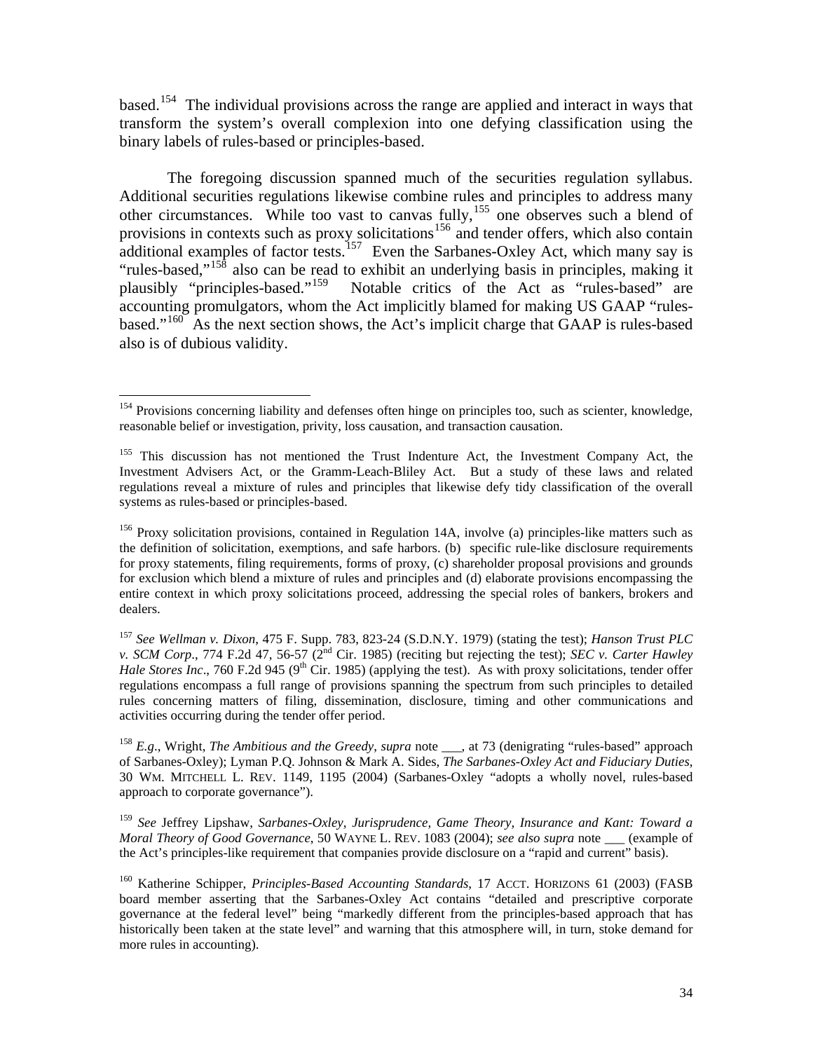based.[154] The individual provisions across the range are applied and interact in ways that transform the system's overall complexion into one defying classification using the binary labels of rules-based or principles-based.

The foregoing discussion spanned much of the securities regulation syllabus. Additional securities regulations likewise combine rules and principles to address many other circumstances. While too vast to canvas fully,[155] one observes such a blend of provisions in contexts such as proxy solicitations[156] and tender offers, which also contain additional examples of factor tests.[157] Even the Sarbanes-Oxley Act, which many say is "rules-based,"[158] also can be read to exhibit an underlying basis in principles, making it plausibly "principles-based."[159] Notable critics of the Act as "rules-based" are accounting promulgators, whom the Act implicitly blamed for making US GAAP "rules-based."[160] As the next section shows, the Act's implicit charge that GAAP is rules-based also is of dubious validity.

---

[154] Provisions concerning liability and defenses often hinge on principles too, such as scienter, knowledge, reasonable belief or investigation, privity, loss causation, and transaction causation.

[155] This discussion has not mentioned the Trust Indenture Act, the Investment Company Act, the Investment Advisers Act, or the Gramm-Leach-Bliley Act. But a study of these laws and related regulations reveal a mixture of rules and principles that likewise defy tidy classification of the overall systems as rules-based or principles-based.

[156] Proxy solicitation provisions, contained in Regulation 14A, involve (a) principles-like matters such as the definition of solicitation, exemptions, and safe harbors. (b) specific rule-like disclosure requirements for proxy statements, filing requirements, forms of proxy, (c) shareholder proposal provisions and grounds for exclusion which blend a mixture of rules and principles and (d) elaborate provisions encompassing the entire context in which proxy solicitations proceed, addressing the special roles of bankers, brokers and dealers.

[157] *See Wellman v. Dixon*, 475 F. Supp. 783, 823-24 (S.D.N.Y. 1979) (stating the test); *Hanson Trust PLC v. SCM Corp*., 774 F.2d 47, 56-57 (2nd Cir. 1985) (reciting but rejecting the test); *SEC v. Carter Hawley Hale Stores Inc*., 760 F.2d 945 (9th Cir. 1985) (applying the test). As with proxy solicitations, tender offer regulations encompass a full range of provisions spanning the spectrum from such principles to detailed rules concerning matters of filing, dissemination, disclosure, timing and other communications and activities occurring during the tender offer period.

[158] *E.g*., Wright, *The Ambitious and the Greedy*, *supra* note ___, at 73 (denigrating "rules-based" approach of Sarbanes-Oxley); Lyman P.Q. Johnson & Mark A. Sides, *The Sarbanes-Oxley Act and Fiduciary Duties*, 30 WM. MITCHELL L. REV. 1149, 1195 (2004) (Sarbanes-Oxley "adopts a wholly novel, rules-based approach to corporate governance").

[159] *See* Jeffrey Lipshaw, *Sarbanes-Oxley, Jurisprudence, Game Theory, Insurance and Kant: Toward a Moral Theory of Good Governance*, 50 WAYNE L. REV. 1083 (2004); *see also supra* note ___ (example of the Act's principles-like requirement that companies provide disclosure on a "rapid and current" basis).

[160] Katherine Schipper, *Principles-Based Accounting Standards*, 17 ACCT. HORIZONS 61 (2003) (FASB board member asserting that the Sarbanes-Oxley Act contains "detailed and prescriptive corporate governance at the federal level" being "markedly different from the principles-based approach that has historically been taken at the state level" and warning that this atmosphere will, in turn, stoke demand for more rules in accounting).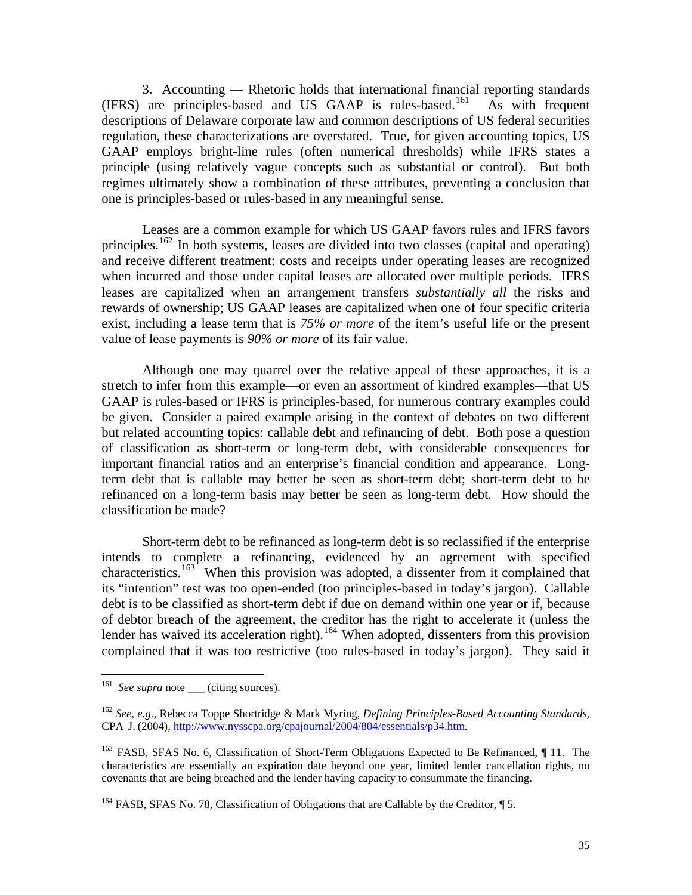3. Accounting — Rhetoric holds that international financial reporting standards (IFRS) are principles-based and US GAAP is rules-based.[161] As with frequent descriptions of Delaware corporate law and common descriptions of US federal securities regulation, these characterizations are overstated. True, for given accounting topics, US GAAP employs bright-line rules (often numerical thresholds) while IFRS states a principle (using relatively vague concepts such as substantial or control). But both regimes ultimately show a combination of these attributes, preventing a conclusion that one is principles-based or rules-based in any meaningful sense.

Leases are a common example for which US GAAP favors rules and IFRS favors principles.[162] In both systems, leases are divided into two classes (capital and operating) and receive different treatment: costs and receipts under operating leases are recognized when incurred and those under capital leases are allocated over multiple periods. IFRS leases are capitalized when an arrangement transfers *substantially all* the risks and rewards of ownership; US GAAP leases are capitalized when one of four specific criteria exist, including a lease term that is *75% or more* of the item's useful life or the present value of lease payments is *90% or more* of its fair value.

Although one may quarrel over the relative appeal of these approaches, it is a stretch to infer from this example—or even an assortment of kindred examples—that US GAAP is rules-based or IFRS is principles-based, for numerous contrary examples could be given. Consider a paired example arising in the context of debates on two different but related accounting topics: callable debt and refinancing of debt. Both pose a question of classification as short-term or long-term debt, with considerable consequences for important financial ratios and an enterprise's financial condition and appearance. Long-term debt that is callable may better be seen as short-term debt; short-term debt to be refinanced on a long-term basis may better be seen as long-term debt. How should the classification be made?

Short-term debt to be refinanced as long-term debt is so reclassified if the enterprise intends to complete a refinancing, evidenced by an agreement with specified characteristics.[163] When this provision was adopted, a dissenter from it complained that its "intention" test was too open-ended (too principles-based in today's jargon). Callable debt is to be classified as short-term debt if due on demand within one year or if, because of debtor breach of the agreement, the creditor has the right to accelerate it (unless the lender has waived its acceleration right).[164] When adopted, dissenters from this provision complained that it was too restrictive (too rules-based in today's jargon). They said it

---

[161] *See supra* note ___ (citing sources).

[162] *See, e.g.*, Rebecca Toppe Shortridge & Mark Myring, *Defining Principles-Based Accounting Standards*, CPA J. (2004), http://www.nysscpa.org/cpajournal/2004/804/essentials/p34.htm.

[163] FASB, SFAS No. 6, Classification of Short-Term Obligations Expected to Be Refinanced, ¶ 11. The characteristics are essentially an expiration date beyond one year, limited lender cancellation rights, no covenants that are being breached and the lender having capacity to consummate the financing.

[164] FASB, SFAS No. 78, Classification of Obligations that are Callable by the Creditor, ¶ 5.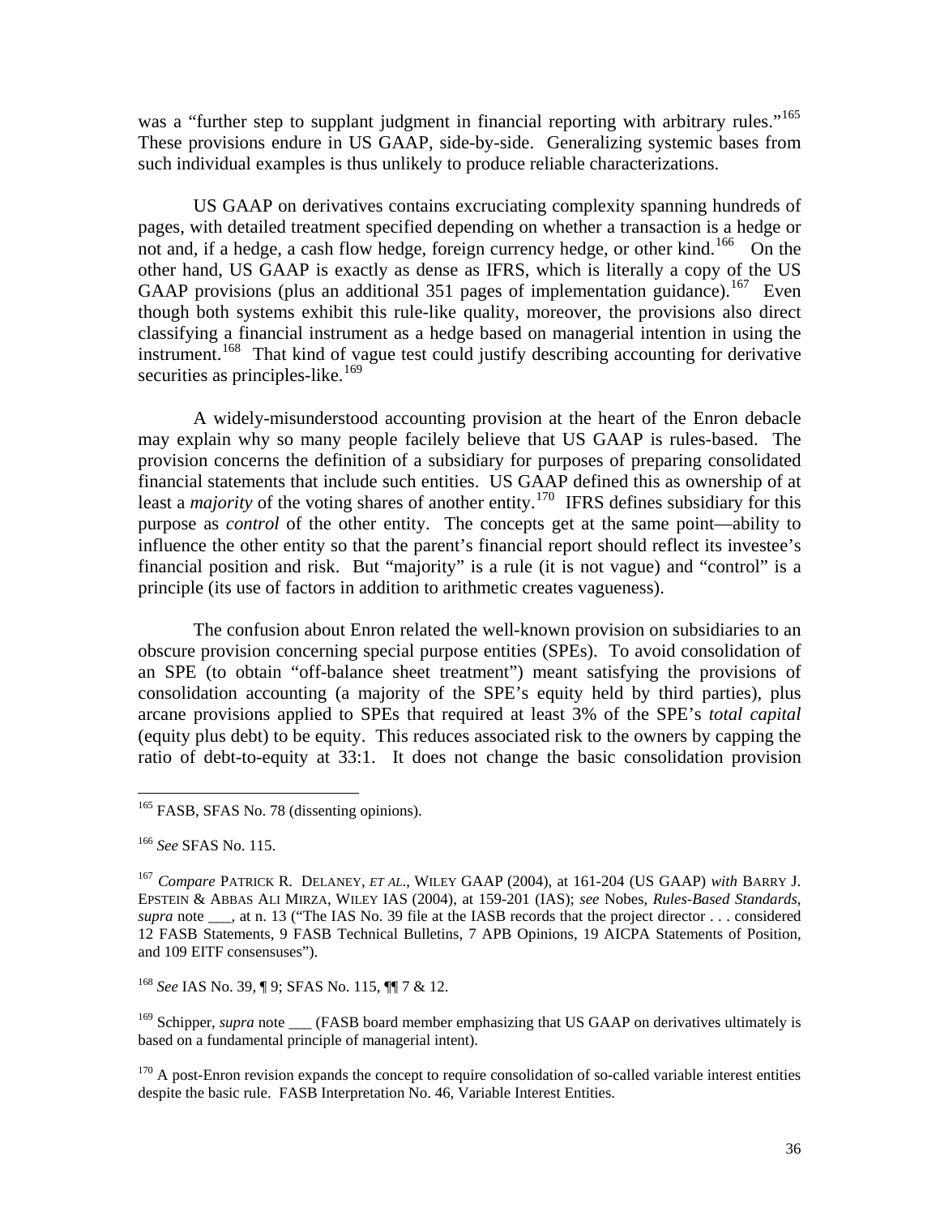was a "further step to supplant judgment in financial reporting with arbitrary rules."[165] These provisions endure in US GAAP, side-by-side. Generalizing systemic bases from such individual examples is thus unlikely to produce reliable characterizations.

US GAAP on derivatives contains excruciating complexity spanning hundreds of pages, with detailed treatment specified depending on whether a transaction is a hedge or not and, if a hedge, a cash flow hedge, foreign currency hedge, or other kind.[166] On the other hand, US GAAP is exactly as dense as IFRS, which is literally a copy of the US GAAP provisions (plus an additional 351 pages of implementation guidance).[167] Even though both systems exhibit this rule-like quality, moreover, the provisions also direct classifying a financial instrument as a hedge based on managerial intention in using the instrument.[168] That kind of vague test could justify describing accounting for derivative securities as principles-like.[169]

A widely-misunderstood accounting provision at the heart of the Enron debacle may explain why so many people facilely believe that US GAAP is rules-based. The provision concerns the definition of a subsidiary for purposes of preparing consolidated financial statements that include such entities. US GAAP defined this as ownership of at least a *majority* of the voting shares of another entity.[170] IFRS defines subsidiary for this purpose as *control* of the other entity. The concepts get at the same point—ability to influence the other entity so that the parent's financial report should reflect its investee's financial position and risk. But "majority" is a rule (it is not vague) and "control" is a principle (its use of factors in addition to arithmetic creates vagueness).

The confusion about Enron related the well-known provision on subsidiaries to an obscure provision concerning special purpose entities (SPEs). To avoid consolidation of an SPE (to obtain "off-balance sheet treatment") meant satisfying the provisions of consolidation accounting (a majority of the SPE's equity held by third parties), plus arcane provisions applied to SPEs that required at least 3% of the SPE's *total capital* (equity plus debt) to be equity. This reduces associated risk to the owners by capping the ratio of debt-to-equity at 33:1. It does not change the basic consolidation provision

---

[165] FASB, SFAS No. 78 (dissenting opinions).

[166] *See* SFAS No. 115.

[167] *Compare* PATRICK R. DELANEY, *ET AL*., WILEY GAAP (2004), at 161-204 (US GAAP) *with* BARRY J. EPSTEIN & ABBAS ALI MIRZA, WILEY IAS (2004), at 159-201 (IAS); *see* Nobes, *Rules-Based Standards*, *supra* note ___, at n. 13 ("The IAS No. 39 file at the IASB records that the project director . . . considered 12 FASB Statements, 9 FASB Technical Bulletins, 7 APB Opinions, 19 AICPA Statements of Position, and 109 EITF consensuses").

[168] *See* IAS No. 39, ¶ 9; SFAS No. 115, ¶¶ 7 & 12.

[169] Schipper, *supra* note ___ (FASB board member emphasizing that US GAAP on derivatives ultimately is based on a fundamental principle of managerial intent).

[170] A post-Enron revision expands the concept to require consolidation of so-called variable interest entities despite the basic rule. FASB Interpretation No. 46, Variable Interest Entities.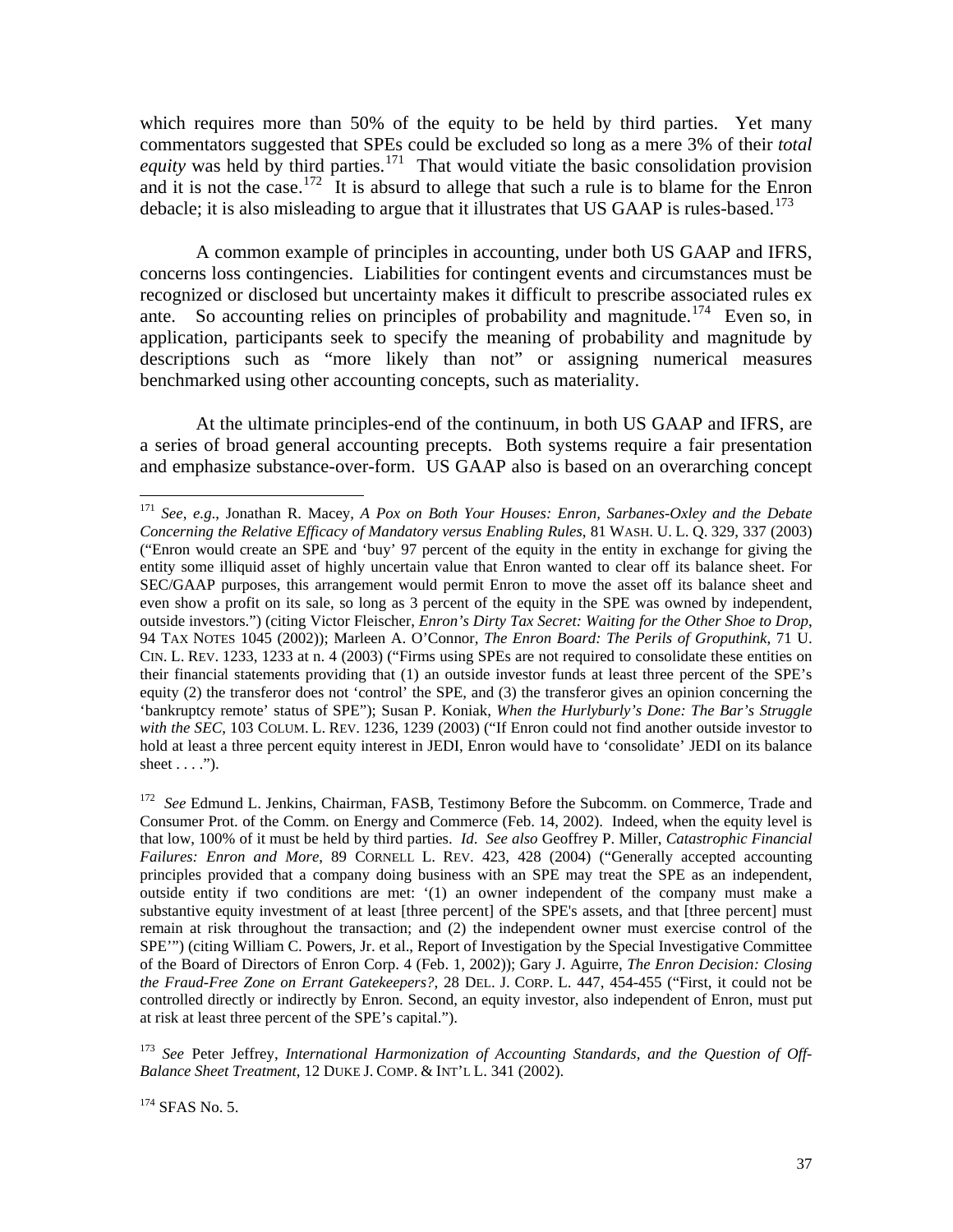which requires more than 50% of the equity to be held by third parties. Yet many commentators suggested that SPEs could be excluded so long as a mere 3% of their *total equity* was held by third parties.[171] That would vitiate the basic consolidation provision and it is not the case.[172] It is absurd to allege that such a rule is to blame for the Enron debacle; it is also misleading to argue that it illustrates that US GAAP is rules-based.[173]

A common example of principles in accounting, under both US GAAP and IFRS, concerns loss contingencies. Liabilities for contingent events and circumstances must be recognized or disclosed but uncertainty makes it difficult to prescribe associated rules ex ante. So accounting relies on principles of probability and magnitude.[174] Even so, in application, participants seek to specify the meaning of probability and magnitude by descriptions such as "more likely than not" or assigning numerical measures benchmarked using other accounting concepts, such as materiality.

At the ultimate principles-end of the continuum, in both US GAAP and IFRS, are a series of broad general accounting precepts. Both systems require a fair presentation and emphasize substance-over-form. US GAAP also is based on an overarching concept

---

[171] *See, e.g.*, Jonathan R. Macey, *A Pox on Both Your Houses: Enron, Sarbanes-Oxley and the Debate Concerning the Relative Efficacy of Mandatory versus Enabling Rules*, 81 WASH. U. L. Q. 329, 337 (2003) ("Enron would create an SPE and 'buy' 97 percent of the equity in the entity in exchange for giving the entity some illiquid asset of highly uncertain value that Enron wanted to clear off its balance sheet. For SEC/GAAP purposes, this arrangement would permit Enron to move the asset off its balance sheet and even show a profit on its sale, so long as 3 percent of the equity in the SPE was owned by independent, outside investors.") (citing Victor Fleischer, *Enron's Dirty Tax Secret: Waiting for the Other Shoe to Drop*, 94 TAX NOTES 1045 (2002)); Marleen A. O'Connor, *The Enron Board: The Perils of Groputhink*, 71 U. CIN. L. REV. 1233, 1233 at n. 4 (2003) ("Firms using SPEs are not required to consolidate these entities on their financial statements providing that (1) an outside investor funds at least three percent of the SPE's equity (2) the transferor does not 'control' the SPE, and (3) the transferor gives an opinion concerning the 'bankruptcy remote' status of SPE"); Susan P. Koniak, *When the Hurlyburly's Done: The Bar's Struggle with the SEC*, 103 COLUM. L. REV. 1236, 1239 (2003) ("If Enron could not find another outside investor to hold at least a three percent equity interest in JEDI, Enron would have to 'consolidate' JEDI on its balance sheet . . . .").

[172] *See* Edmund L. Jenkins, Chairman, FASB, Testimony Before the Subcomm. on Commerce, Trade and Consumer Prot. of the Comm. on Energy and Commerce (Feb. 14, 2002). Indeed, when the equity level is that low, 100% of it must be held by third parties. *Id*. *See also* Geoffrey P. Miller, *Catastrophic Financial Failures: Enron and More*, 89 CORNELL L. REV. 423, 428 (2004) ("Generally accepted accounting principles provided that a company doing business with an SPE may treat the SPE as an independent, outside entity if two conditions are met: '(1) an owner independent of the company must make a substantive equity investment of at least [three percent] of the SPE's assets, and that [three percent] must remain at risk throughout the transaction; and (2) the independent owner must exercise control of the SPE'") (citing William C. Powers, Jr. et al., Report of Investigation by the Special Investigative Committee of the Board of Directors of Enron Corp. 4 (Feb. 1, 2002)); Gary J. Aguirre, *The Enron Decision: Closing the Fraud-Free Zone on Errant Gatekeepers?*, 28 DEL. J. CORP. L. 447, 454-455 ("First, it could not be controlled directly or indirectly by Enron. Second, an equity investor, also independent of Enron, must put at risk at least three percent of the SPE's capital.").

[173] *See* Peter Jeffrey, *International Harmonization of Accounting Standards, and the Question of Off-Balance Sheet Treatment*, 12 DUKE J. COMP. & INT'L L. 341 (2002).

[174] SFAS No. 5.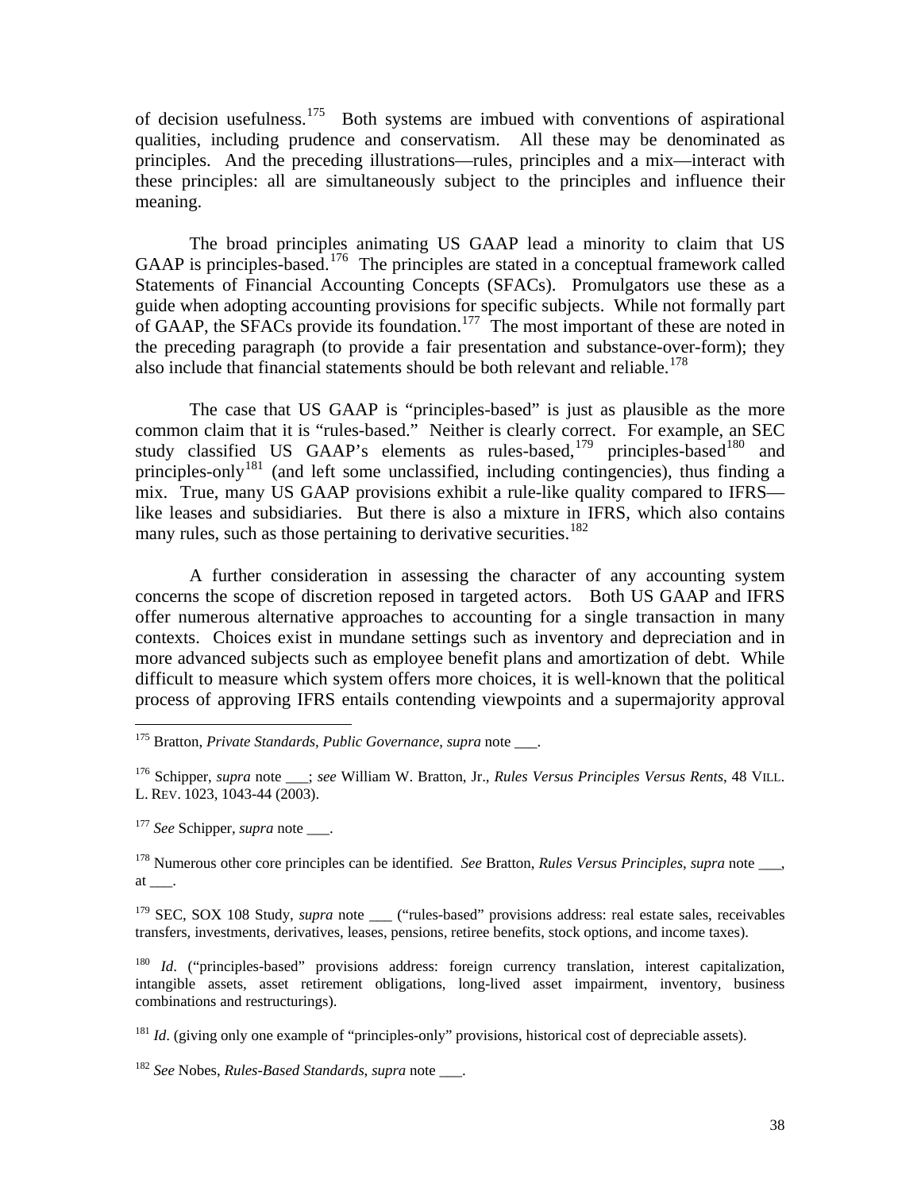of decision usefulness.[175] Both systems are imbued with conventions of aspirational qualities, including prudence and conservatism. All these may be denominated as principles. And the preceding illustrations—rules, principles and a mix—interact with these principles: all are simultaneously subject to the principles and influence their meaning.

The broad principles animating US GAAP lead a minority to claim that US GAAP is principles-based.[176] The principles are stated in a conceptual framework called Statements of Financial Accounting Concepts (SFACs). Promulgators use these as a guide when adopting accounting provisions for specific subjects. While not formally part of GAAP, the SFACs provide its foundation.[177] The most important of these are noted in the preceding paragraph (to provide a fair presentation and substance-over-form); they also include that financial statements should be both relevant and reliable.[178]

The case that US GAAP is "principles-based" is just as plausible as the more common claim that it is "rules-based." Neither is clearly correct. For example, an SEC study classified US GAAP's elements as rules-based,[179] principles-based[180] and principles-only[181] (and left some unclassified, including contingencies), thus finding a mix. True, many US GAAP provisions exhibit a rule-like quality compared to IFRS—like leases and subsidiaries. But there is also a mixture in IFRS, which also contains many rules, such as those pertaining to derivative securities.[182]

A further consideration in assessing the character of any accounting system concerns the scope of discretion reposed in targeted actors. Both US GAAP and IFRS offer numerous alternative approaches to accounting for a single transaction in many contexts. Choices exist in mundane settings such as inventory and depreciation and in more advanced subjects such as employee benefit plans and amortization of debt. While difficult to measure which system offers more choices, it is well-known that the political process of approving IFRS entails contending viewpoints and a supermajority approval

---

[175] Bratton, *Private Standards, Public Governance*, *supra* note ___.

[176] Schipper, *supra* note ___; *see* William W. Bratton, Jr., *Rules Versus Principles Versus Rents*, 48 VILL. L. REV. 1023, 1043-44 (2003).

[177] *See* Schipper, *supra* note ___.

[178] Numerous other core principles can be identified. *See* Bratton, *Rules Versus Principles*, *supra* note ___, at ___.

[179] SEC, SOX 108 Study, *supra* note ___ ("rules-based" provisions address: real estate sales, receivables transfers, investments, derivatives, leases, pensions, retiree benefits, stock options, and income taxes).

[180] *Id*. ("principles-based" provisions address: foreign currency translation, interest capitalization, intangible assets, asset retirement obligations, long-lived asset impairment, inventory, business combinations and restructurings).

[181] *Id*. (giving only one example of "principles-only" provisions, historical cost of depreciable assets).

[182] *See* Nobes, *Rules-Based Standards*, *supra* note ___.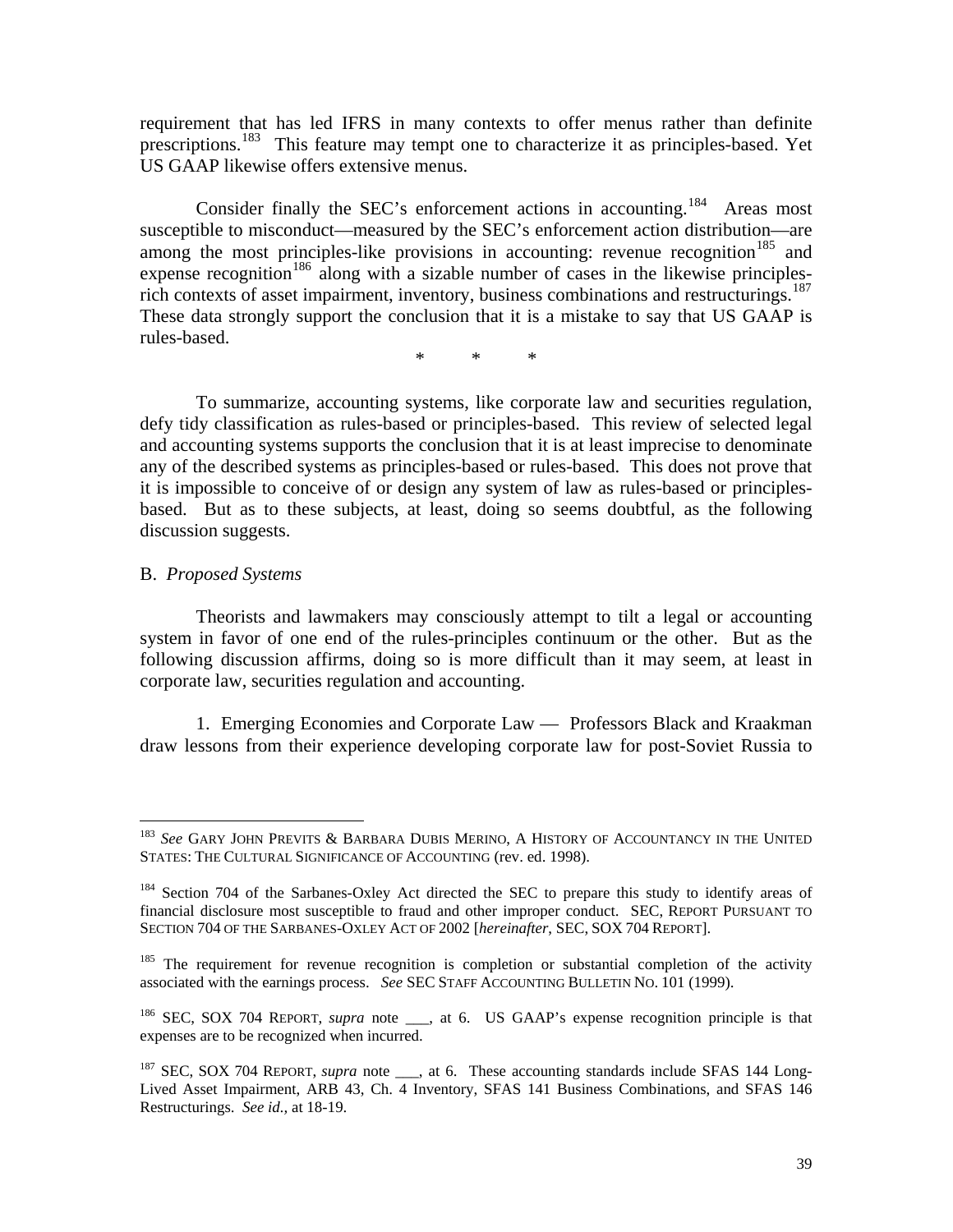requirement that has led IFRS in many contexts to offer menus rather than definite prescriptions.[183] This feature may tempt one to characterize it as principles-based. Yet US GAAP likewise offers extensive menus.

Consider finally the SEC's enforcement actions in accounting.[184] Areas most susceptible to misconduct—measured by the SEC's enforcement action distribution—are among the most principles-like provisions in accounting: revenue recognition[185] and expense recognition[186] along with a sizable number of cases in the likewise principles-rich contexts of asset impairment, inventory, business combinations and restructurings.[187] These data strongly support the conclusion that it is a mistake to say that US GAAP is rules-based.

\* \* \*

To summarize, accounting systems, like corporate law and securities regulation, defy tidy classification as rules-based or principles-based. This review of selected legal and accounting systems supports the conclusion that it is at least imprecise to denominate any of the described systems as principles-based or rules-based. This does not prove that it is impossible to conceive of or design any system of law as rules-based or principles-based. But as to these subjects, at least, doing so seems doubtful, as the following discussion suggests.

B. *Proposed Systems*

Theorists and lawmakers may consciously attempt to tilt a legal or accounting system in favor of one end of the rules-principles continuum or the other. But as the following discussion affirms, doing so is more difficult than it may seem, at least in corporate law, securities regulation and accounting.

1. Emerging Economies and Corporate Law — Professors Black and Kraakman draw lessons from their experience developing corporate law for post-Soviet Russia to

---

[183] *See* GARY JOHN PREVITS & BARBARA DUBIS MERINO, A HISTORY OF ACCOUNTANCY IN THE UNITED STATES: THE CULTURAL SIGNIFICANCE OF ACCOUNTING (rev. ed. 1998).

[184] Section 704 of the Sarbanes-Oxley Act directed the SEC to prepare this study to identify areas of financial disclosure most susceptible to fraud and other improper conduct. SEC, REPORT PURSUANT TO SECTION 704 OF THE SARBANES-OXLEY ACT OF 2002 [*hereinafter*, SEC, SOX 704 REPORT].

[185] The requirement for revenue recognition is completion or substantial completion of the activity associated with the earnings process. *See* SEC STAFF ACCOUNTING BULLETIN NO. 101 (1999).

[186] SEC, SOX 704 REPORT, *supra* note ___, at 6. US GAAP's expense recognition principle is that expenses are to be recognized when incurred.

[187] SEC, SOX 704 REPORT, *supra* note ___, at 6. These accounting standards include SFAS 144 Long-Lived Asset Impairment, ARB 43, Ch. 4 Inventory, SFAS 141 Business Combinations, and SFAS 146 Restructurings. *See id.,* at 18-19.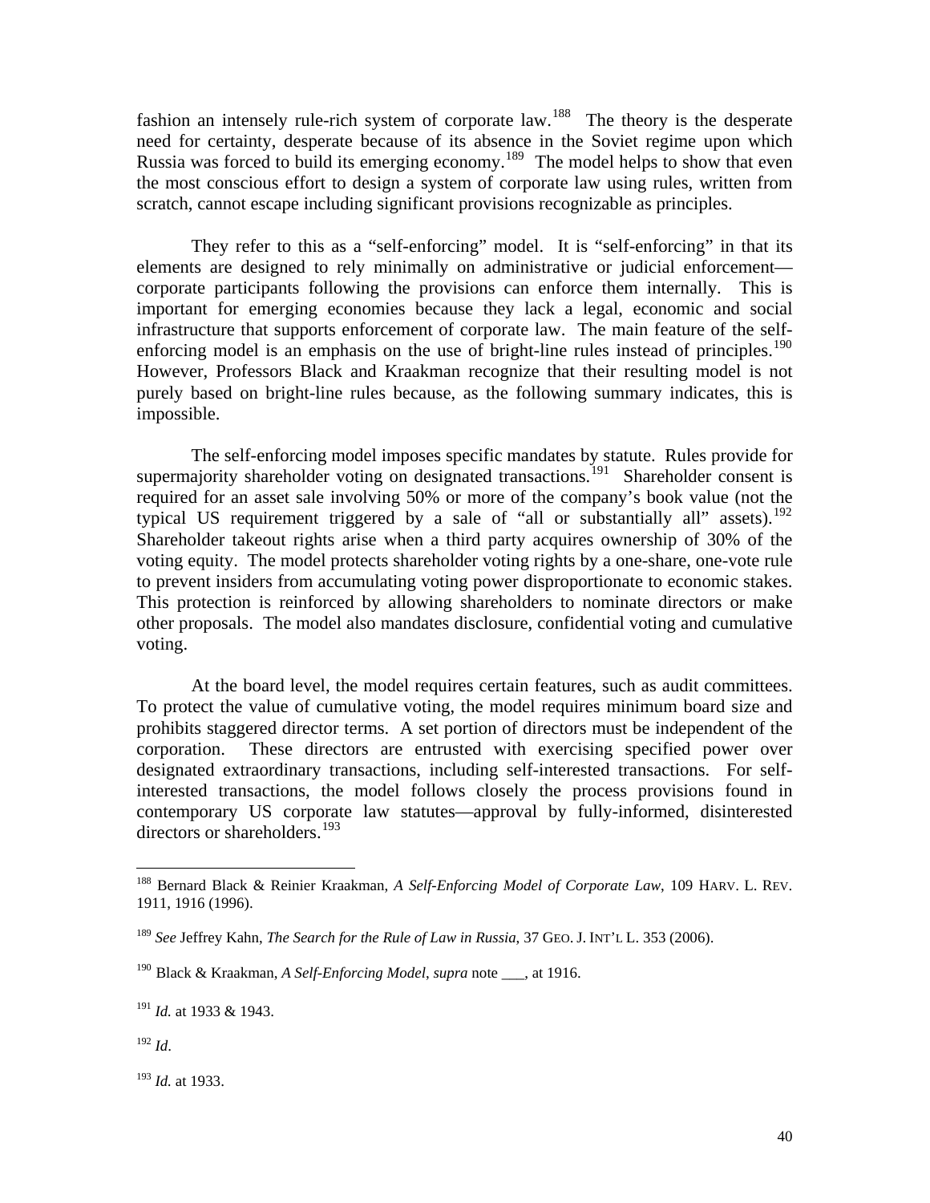fashion an intensely rule-rich system of corporate law.[188] The theory is the desperate need for certainty, desperate because of its absence in the Soviet regime upon which Russia was forced to build its emerging economy.[189] The model helps to show that even the most conscious effort to design a system of corporate law using rules, written from scratch, cannot escape including significant provisions recognizable as principles.

They refer to this as a "self-enforcing" model. It is "self-enforcing" in that its elements are designed to rely minimally on administrative or judicial enforcement—corporate participants following the provisions can enforce them internally. This is important for emerging economies because they lack a legal, economic and social infrastructure that supports enforcement of corporate law. The main feature of the self-enforcing model is an emphasis on the use of bright-line rules instead of principles.[190] However, Professors Black and Kraakman recognize that their resulting model is not purely based on bright-line rules because, as the following summary indicates, this is impossible.

The self-enforcing model imposes specific mandates by statute. Rules provide for supermajority shareholder voting on designated transactions.[191] Shareholder consent is required for an asset sale involving 50% or more of the company's book value (not the typical US requirement triggered by a sale of "all or substantially all" assets).[192] Shareholder takeout rights arise when a third party acquires ownership of 30% of the voting equity. The model protects shareholder voting rights by a one-share, one-vote rule to prevent insiders from accumulating voting power disproportionate to economic stakes. This protection is reinforced by allowing shareholders to nominate directors or make other proposals. The model also mandates disclosure, confidential voting and cumulative voting.

At the board level, the model requires certain features, such as audit committees. To protect the value of cumulative voting, the model requires minimum board size and prohibits staggered director terms. A set portion of directors must be independent of the corporation. These directors are entrusted with exercising specified power over designated extraordinary transactions, including self-interested transactions. For self-interested transactions, the model follows closely the process provisions found in contemporary US corporate law statutes—approval by fully-informed, disinterested directors or shareholders.[193]

---

[188] Bernard Black & Reinier Kraakman, *A Self-Enforcing Model of Corporate Law*, 109 HARV. L. REV. 1911, 1916 (1996).

[189] *See* Jeffrey Kahn, *The Search for the Rule of Law in Russia*, 37 GEO. J. INT'L L. 353 (2006).

[190] Black & Kraakman, *A Self-Enforcing Model*, *supra* note ___, at 1916.

[191] *Id.* at 1933 & 1943.

[192] *Id*.

[193] *Id.* at 1933.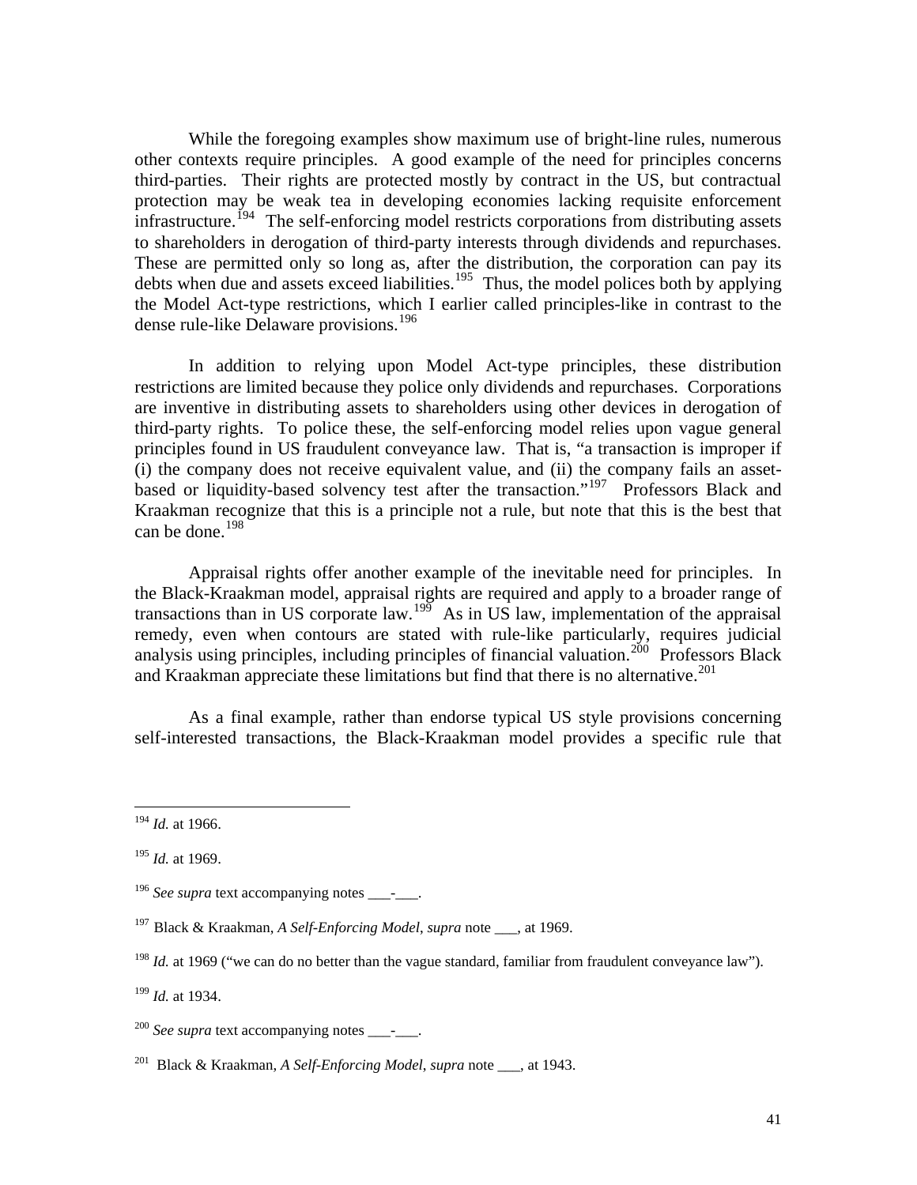While the foregoing examples show maximum use of bright-line rules, numerous other contexts require principles. A good example of the need for principles concerns third-parties. Their rights are protected mostly by contract in the US, but contractual protection may be weak tea in developing economies lacking requisite enforcement infrastructure.[194] The self-enforcing model restricts corporations from distributing assets to shareholders in derogation of third-party interests through dividends and repurchases. These are permitted only so long as, after the distribution, the corporation can pay its debts when due and assets exceed liabilities.[195] Thus, the model polices both by applying the Model Act-type restrictions, which I earlier called principles-like in contrast to the dense rule-like Delaware provisions.[196]

In addition to relying upon Model Act-type principles, these distribution restrictions are limited because they police only dividends and repurchases. Corporations are inventive in distributing assets to shareholders using other devices in derogation of third-party rights. To police these, the self-enforcing model relies upon vague general principles found in US fraudulent conveyance law. That is, "a transaction is improper if (i) the company does not receive equivalent value, and (ii) the company fails an asset-based or liquidity-based solvency test after the transaction."[197] Professors Black and Kraakman recognize that this is a principle not a rule, but note that this is the best that can be done.[198]

Appraisal rights offer another example of the inevitable need for principles. In the Black-Kraakman model, appraisal rights are required and apply to a broader range of transactions than in US corporate law.[199] As in US law, implementation of the appraisal remedy, even when contours are stated with rule-like particularly, requires judicial analysis using principles, including principles of financial valuation.[200] Professors Black and Kraakman appreciate these limitations but find that there is no alternative.[201]

As a final example, rather than endorse typical US style provisions concerning self-interested transactions, the Black-Kraakman model provides a specific rule that

---

[194] *Id.* at 1966.

[195] *Id.* at 1969.

[196] *See supra* text accompanying notes ___-___.

[197] Black & Kraakman, *A Self-Enforcing Model*, *supra* note ___, at 1969.

[198] *Id.* at 1969 ("we can do no better than the vague standard, familiar from fraudulent conveyance law").

[199] *Id.* at 1934.

[200] *See supra* text accompanying notes ___-___.

[201] Black & Kraakman, *A Self-Enforcing Model*, *supra* note ___, at 1943.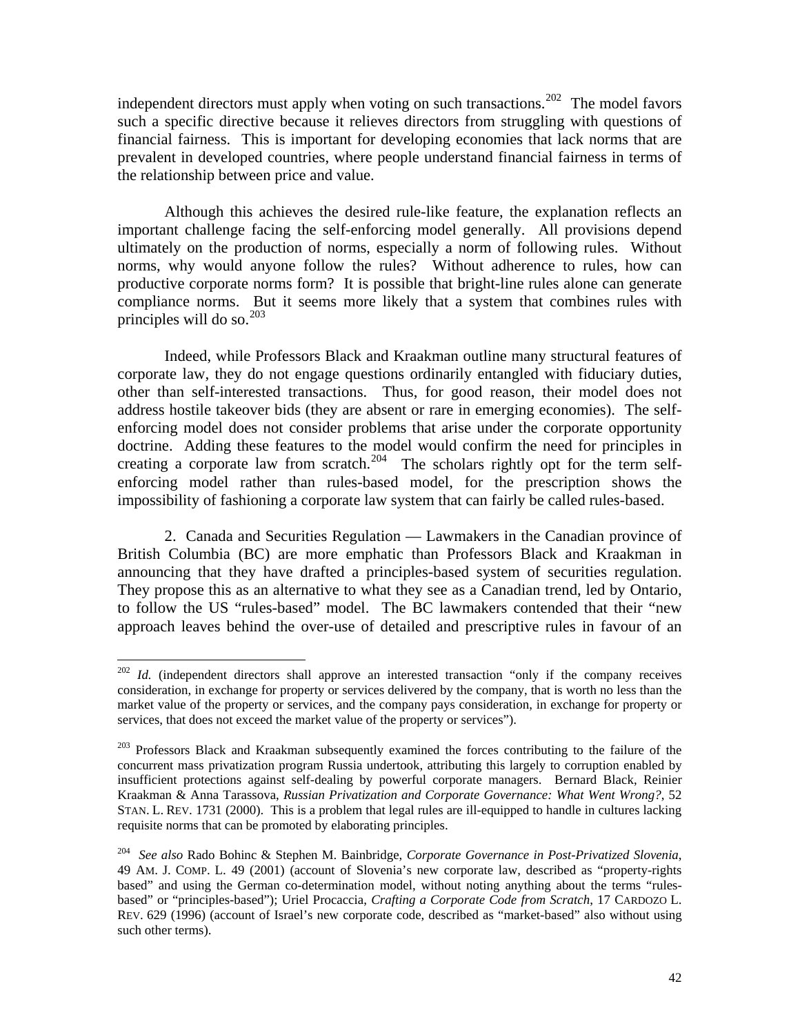independent directors must apply when voting on such transactions.[202] The model favors such a specific directive because it relieves directors from struggling with questions of financial fairness. This is important for developing economies that lack norms that are prevalent in developed countries, where people understand financial fairness in terms of the relationship between price and value.

Although this achieves the desired rule-like feature, the explanation reflects an important challenge facing the self-enforcing model generally. All provisions depend ultimately on the production of norms, especially a norm of following rules. Without norms, why would anyone follow the rules? Without adherence to rules, how can productive corporate norms form? It is possible that bright-line rules alone can generate compliance norms. But it seems more likely that a system that combines rules with principles will do so.[203]

Indeed, while Professors Black and Kraakman outline many structural features of corporate law, they do not engage questions ordinarily entangled with fiduciary duties, other than self-interested transactions. Thus, for good reason, their model does not address hostile takeover bids (they are absent or rare in emerging economies). The self-enforcing model does not consider problems that arise under the corporate opportunity doctrine. Adding these features to the model would confirm the need for principles in creating a corporate law from scratch.[204] The scholars rightly opt for the term self-enforcing model rather than rules-based model, for the prescription shows the impossibility of fashioning a corporate law system that can fairly be called rules-based.

2. Canada and Securities Regulation — Lawmakers in the Canadian province of British Columbia (BC) are more emphatic than Professors Black and Kraakman in announcing that they have drafted a principles-based system of securities regulation. They propose this as an alternative to what they see as a Canadian trend, led by Ontario, to follow the US "rules-based" model. The BC lawmakers contended that their "new approach leaves behind the over-use of detailed and prescriptive rules in favour of an

---

[202] *Id.* (independent directors shall approve an interested transaction "only if the company receives consideration, in exchange for property or services delivered by the company, that is worth no less than the market value of the property or services, and the company pays consideration, in exchange for property or services, that does not exceed the market value of the property or services").

[203] Professors Black and Kraakman subsequently examined the forces contributing to the failure of the concurrent mass privatization program Russia undertook, attributing this largely to corruption enabled by insufficient protections against self-dealing by powerful corporate managers. Bernard Black, Reinier Kraakman & Anna Tarassova, *Russian Privatization and Corporate Governance: What Went Wrong?*, 52 STAN. L. REV. 1731 (2000). This is a problem that legal rules are ill-equipped to handle in cultures lacking requisite norms that can be promoted by elaborating principles.

[204] *See also* Rado Bohinc & Stephen M. Bainbridge, *Corporate Governance in Post-Privatized Slovenia*, 49 AM. J. COMP. L. 49 (2001) (account of Slovenia's new corporate law, described as "property-rights based" and using the German co-determination model, without noting anything about the terms "rules-based" or "principles-based"); Uriel Procaccia, *Crafting a Corporate Code from Scratch*, 17 CARDOZO L. REV. 629 (1996) (account of Israel's new corporate code, described as "market-based" also without using such other terms).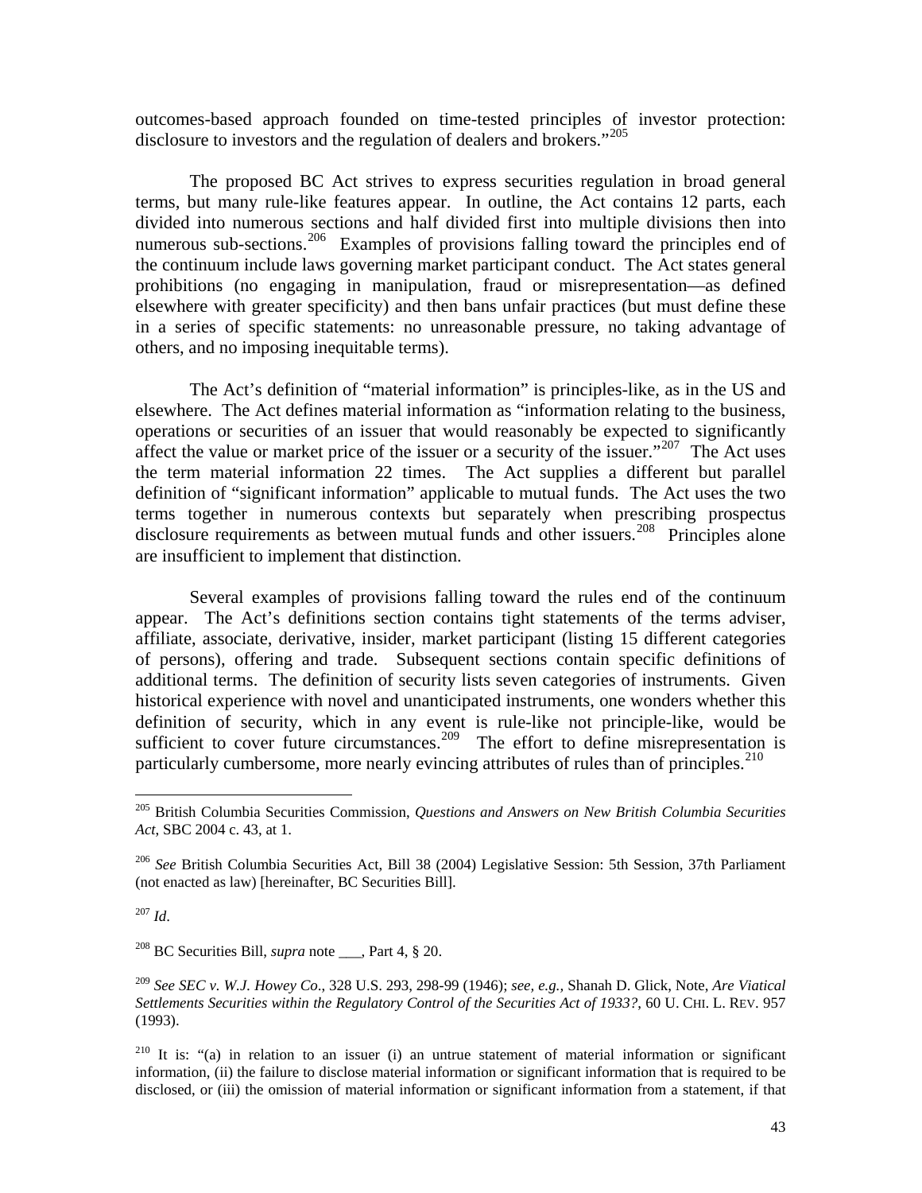outcomes-based approach founded on time-tested principles of investor protection: disclosure to investors and the regulation of dealers and brokers."[205]

The proposed BC Act strives to express securities regulation in broad general terms, but many rule-like features appear. In outline, the Act contains 12 parts, each divided into numerous sections and half divided first into multiple divisions then into numerous sub-sections.[206] Examples of provisions falling toward the principles end of the continuum include laws governing market participant conduct. The Act states general prohibitions (no engaging in manipulation, fraud or misrepresentation—as defined elsewhere with greater specificity) and then bans unfair practices (but must define these in a series of specific statements: no unreasonable pressure, no taking advantage of others, and no imposing inequitable terms).

The Act's definition of "material information" is principles-like, as in the US and elsewhere. The Act defines material information as "information relating to the business, operations or securities of an issuer that would reasonably be expected to significantly affect the value or market price of the issuer or a security of the issuer."[207] The Act uses the term material information 22 times. The Act supplies a different but parallel definition of "significant information" applicable to mutual funds. The Act uses the two terms together in numerous contexts but separately when prescribing prospectus disclosure requirements as between mutual funds and other issuers.[208] Principles alone are insufficient to implement that distinction.

Several examples of provisions falling toward the rules end of the continuum appear. The Act's definitions section contains tight statements of the terms adviser, affiliate, associate, derivative, insider, market participant (listing 15 different categories of persons), offering and trade. Subsequent sections contain specific definitions of additional terms. The definition of security lists seven categories of instruments. Given historical experience with novel and unanticipated instruments, one wonders whether this definition of security, which in any event is rule-like not principle-like, would be sufficient to cover future circumstances.[209] The effort to define misrepresentation is particularly cumbersome, more nearly evincing attributes of rules than of principles.[210]

---

[205] British Columbia Securities Commission, *Questions and Answers on New British Columbia Securities Act*, SBC 2004 c. 43, at 1.

[206] *See* British Columbia Securities Act, Bill 38 (2004) Legislative Session: 5th Session, 37th Parliament (not enacted as law) [hereinafter, BC Securities Bill].

[207] *Id*.

[208] BC Securities Bill, *supra* note ___, Part 4, § 20.

[209] *See SEC v. W.J. Howey Co*., 328 U.S. 293, 298-99 (1946); *see, e.g.,* Shanah D. Glick, Note, *Are Viatical Settlements Securities within the Regulatory Control of the Securities Act of 1933?*, 60 U. CHI. L. REV. 957 (1993).

[210] It is: "(a) in relation to an issuer (i) an untrue statement of material information or significant information, (ii) the failure to disclose material information or significant information that is required to be disclosed, or (iii) the omission of material information or significant information from a statement, if that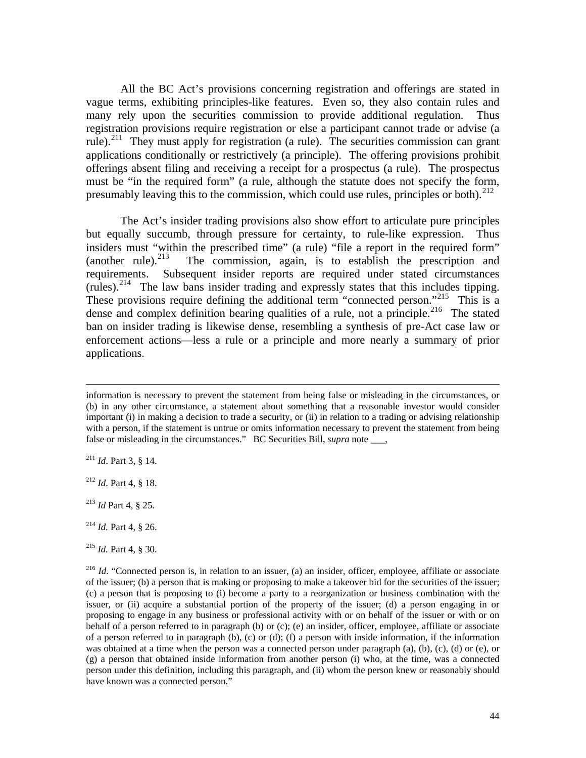All the BC Act's provisions concerning registration and offerings are stated in vague terms, exhibiting principles-like features. Even so, they also contain rules and many rely upon the securities commission to provide additional regulation. Thus registration provisions require registration or else a participant cannot trade or advise (a rule).[211] They must apply for registration (a rule). The securities commission can grant applications conditionally or restrictively (a principle). The offering provisions prohibit offerings absent filing and receiving a receipt for a prospectus (a rule). The prospectus must be "in the required form" (a rule, although the statute does not specify the form, presumably leaving this to the commission, which could use rules, principles or both).[212]

The Act's insider trading provisions also show effort to articulate pure principles but equally succumb, through pressure for certainty, to rule-like expression. Thus insiders must "within the prescribed time" (a rule) "file a report in the required form" (another rule).[213] The commission, again, is to establish the prescription and requirements. Subsequent insider reports are required under stated circumstances (rules).[214] The law bans insider trading and expressly states that this includes tipping. These provisions require defining the additional term "connected person."[215] This is a dense and complex definition bearing qualities of a rule, not a principle.[216] The stated ban on insider trading is likewise dense, resembling a synthesis of pre-Act case law or enforcement actions—less a rule or a principle and more nearly a summary of prior applications.

---

information is necessary to prevent the statement from being false or misleading in the circumstances, or (b) in any other circumstance, a statement about something that a reasonable investor would consider important (i) in making a decision to trade a security, or (ii) in relation to a trading or advising relationship with a person, if the statement is untrue or omits information necessary to prevent the statement from being false or misleading in the circumstances." BC Securities Bill, *supra* note ___,

[211] *Id*. Part 3, § 14.

[212] *Id*. Part 4, § 18.

[213] *Id* Part 4, § 25.

[214] *Id.* Part 4, § 26.

[215] *Id.* Part 4, § 30.

[216] *Id*. "Connected person is, in relation to an issuer, (a) an insider, officer, employee, affiliate or associate of the issuer; (b) a person that is making or proposing to make a takeover bid for the securities of the issuer; (c) a person that is proposing to (i) become a party to a reorganization or business combination with the issuer, or (ii) acquire a substantial portion of the property of the issuer; (d) a person engaging in or proposing to engage in any business or professional activity with or on behalf of the issuer or with or on behalf of a person referred to in paragraph (b) or (c); (e) an insider, officer, employee, affiliate or associate of a person referred to in paragraph (b), (c) or (d); (f) a person with inside information, if the information was obtained at a time when the person was a connected person under paragraph (a), (b), (c), (d) or (e), or (g) a person that obtained inside information from another person (i) who, at the time, was a connected person under this definition, including this paragraph, and (ii) whom the person knew or reasonably should have known was a connected person."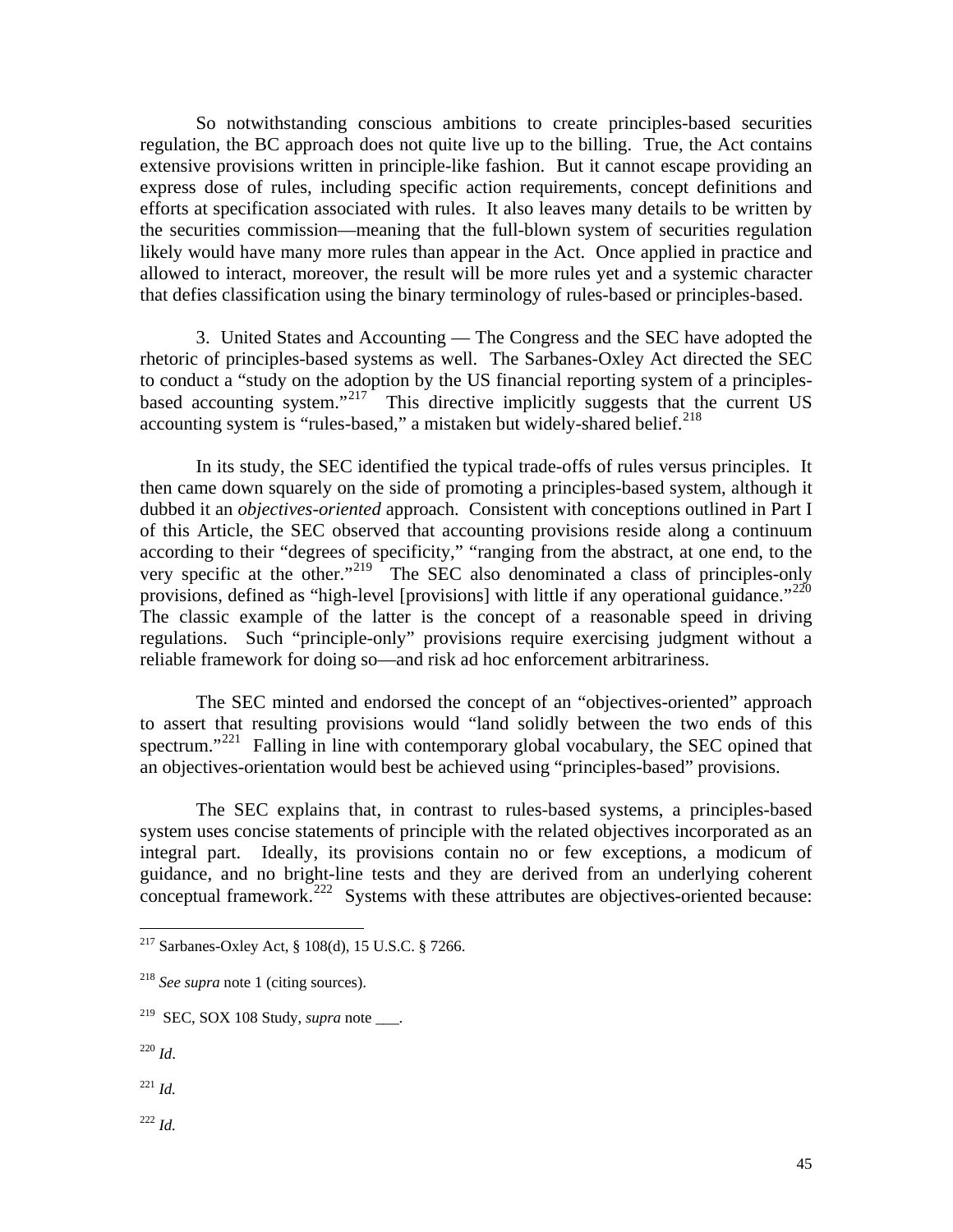So notwithstanding conscious ambitions to create principles-based securities regulation, the BC approach does not quite live up to the billing. True, the Act contains extensive provisions written in principle-like fashion. But it cannot escape providing an express dose of rules, including specific action requirements, concept definitions and efforts at specification associated with rules. It also leaves many details to be written by the securities commission—meaning that the full-blown system of securities regulation likely would have many more rules than appear in the Act. Once applied in practice and allowed to interact, moreover, the result will be more rules yet and a systemic character that defies classification using the binary terminology of rules-based or principles-based.

3. United States and Accounting — The Congress and the SEC have adopted the rhetoric of principles-based systems as well. The Sarbanes-Oxley Act directed the SEC to conduct a "study on the adoption by the US financial reporting system of a principles-based accounting system."[217] This directive implicitly suggests that the current US accounting system is "rules-based," a mistaken but widely-shared belief.[218]

In its study, the SEC identified the typical trade-offs of rules versus principles. It then came down squarely on the side of promoting a principles-based system, although it dubbed it an *objectives-oriented* approach. Consistent with conceptions outlined in Part I of this Article, the SEC observed that accounting provisions reside along a continuum according to their "degrees of specificity," "ranging from the abstract, at one end, to the very specific at the other."[219] The SEC also denominated a class of principles-only provisions, defined as "high-level [provisions] with little if any operational guidance."[220] The classic example of the latter is the concept of a reasonable speed in driving regulations. Such "principle-only" provisions require exercising judgment without a reliable framework for doing so—and risk ad hoc enforcement arbitrariness.

The SEC minted and endorsed the concept of an "objectives-oriented" approach to assert that resulting provisions would "land solidly between the two ends of this spectrum."[221] Falling in line with contemporary global vocabulary, the SEC opined that an objectives-orientation would best be achieved using "principles-based" provisions.

The SEC explains that, in contrast to rules-based systems, a principles-based system uses concise statements of principle with the related objectives incorporated as an integral part. Ideally, its provisions contain no or few exceptions, a modicum of guidance, and no bright-line tests and they are derived from an underlying coherent conceptual framework.[222] Systems with these attributes are objectives-oriented because:

---

[217] Sarbanes-Oxley Act, § 108(d), 15 U.S.C. § 7266.

[218] *See supra* note 1 (citing sources).

[219] SEC, SOX 108 Study, *supra* note ___.

[220] *Id*.

[221] *Id.*

[222] *Id.*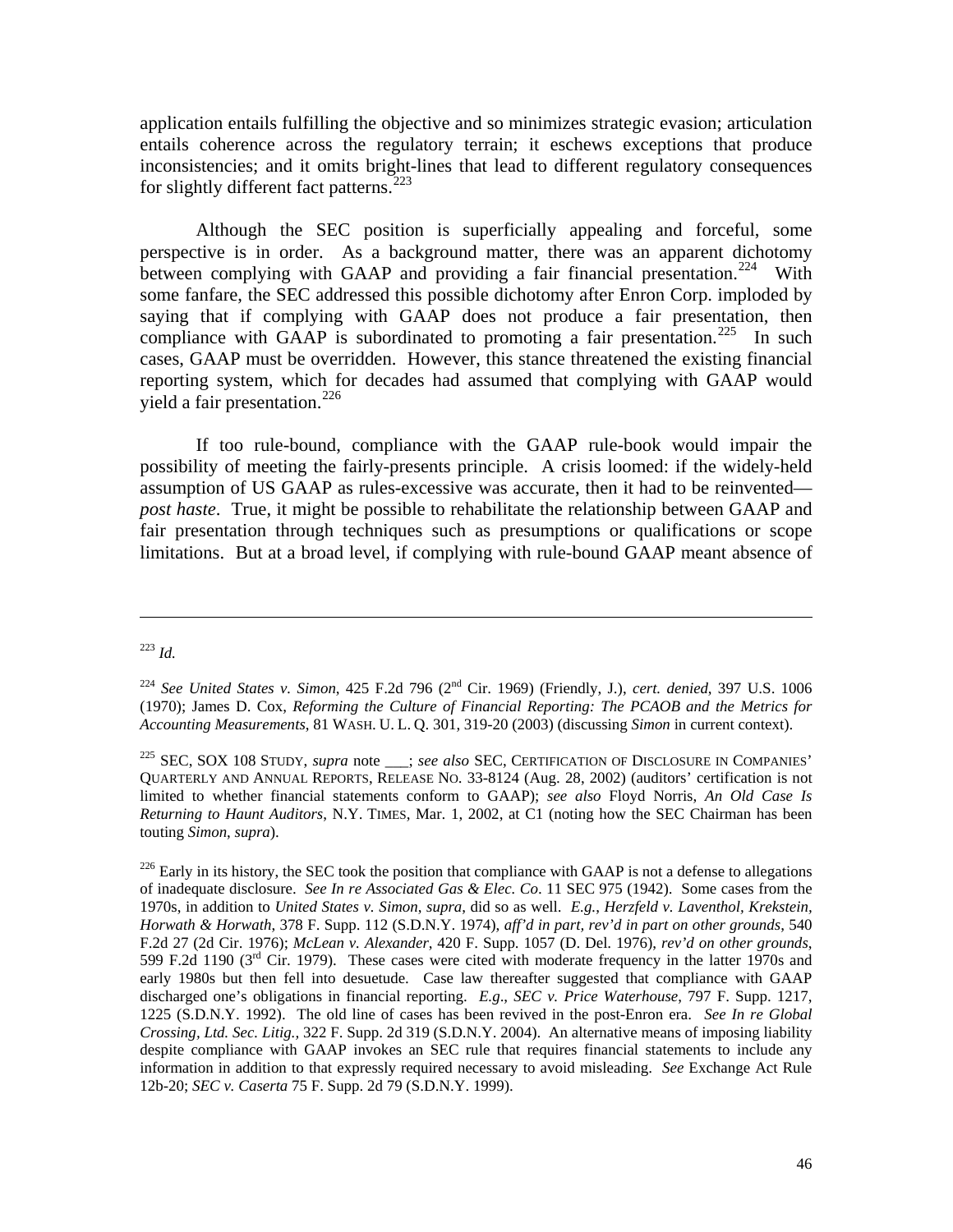application entails fulfilling the objective and so minimizes strategic evasion; articulation entails coherence across the regulatory terrain; it eschews exceptions that produce inconsistencies; and it omits bright-lines that lead to different regulatory consequences for slightly different fact patterns.[223]

Although the SEC position is superficially appealing and forceful, some perspective is in order. As a background matter, there was an apparent dichotomy between complying with GAAP and providing a fair financial presentation.[224] With some fanfare, the SEC addressed this possible dichotomy after Enron Corp. imploded by saying that if complying with GAAP does not produce a fair presentation, then compliance with GAAP is subordinated to promoting a fair presentation.[225] In such cases, GAAP must be overridden. However, this stance threatened the existing financial reporting system, which for decades had assumed that complying with GAAP would yield a fair presentation.[226]

If too rule-bound, compliance with the GAAP rule-book would impair the possibility of meeting the fairly-presents principle. A crisis loomed: if the widely-held assumption of US GAAP as rules-excessive was accurate, then it had to be reinvented—*post haste*. True, it might be possible to rehabilitate the relationship between GAAP and fair presentation through techniques such as presumptions or qualifications or scope limitations. But at a broad level, if complying with rule-bound GAAP meant absence of

---

[223] *Id.*

[224] *See United States v. Simon*, 425 F.2d 796 (2nd Cir. 1969) (Friendly, J.), *cert. denied*, 397 U.S. 1006 (1970); James D. Cox, *Reforming the Culture of Financial Reporting: The PCAOB and the Metrics for Accounting Measurements*, 81 WASH. U. L. Q. 301, 319-20 (2003) (discussing *Simon* in current context).

[225] SEC, SOX 108 STUDY, *supra* note ___; *see also* SEC, CERTIFICATION OF DISCLOSURE IN COMPANIES' QUARTERLY AND ANNUAL REPORTS, RELEASE NO. 33-8124 (Aug. 28, 2002) (auditors' certification is not limited to whether financial statements conform to GAAP); *see also* Floyd Norris, *An Old Case Is Returning to Haunt Auditors*, N.Y. TIMES, Mar. 1, 2002, at C1 (noting how the SEC Chairman has been touting *Simon*, *supra*).

[226] Early in its history, the SEC took the position that compliance with GAAP is not a defense to allegations of inadequate disclosure. *See In re Associated Gas & Elec. Co*. 11 SEC 975 (1942). Some cases from the 1970s, in addition to *United States v. Simon*, *supra*, did so as well. *E.g.*, *Herzfeld v. Laventhol, Krekstein, Horwath & Horwath*, 378 F. Supp. 112 (S.D.N.Y. 1974), *aff'd in part, rev'd in part on other grounds*, 540 F.2d 27 (2d Cir. 1976); *McLean v. Alexander*, 420 F. Supp. 1057 (D. Del. 1976), *rev'd on other grounds*, 599 F.2d 1190 (3rd Cir. 1979). These cases were cited with moderate frequency in the latter 1970s and early 1980s but then fell into desuetude. Case law thereafter suggested that compliance with GAAP discharged one's obligations in financial reporting. *E.g*., *SEC v. Price Waterhouse*, 797 F. Supp. 1217, 1225 (S.D.N.Y. 1992). The old line of cases has been revived in the post-Enron era. *See In re Global Crossing, Ltd. Sec. Litig.*, 322 F. Supp. 2d 319 (S.D.N.Y. 2004). An alternative means of imposing liability despite compliance with GAAP invokes an SEC rule that requires financial statements to include any information in addition to that expressly required necessary to avoid misleading. *See* Exchange Act Rule 12b-20; *SEC v. Caserta* 75 F. Supp. 2d 79 (S.D.N.Y. 1999).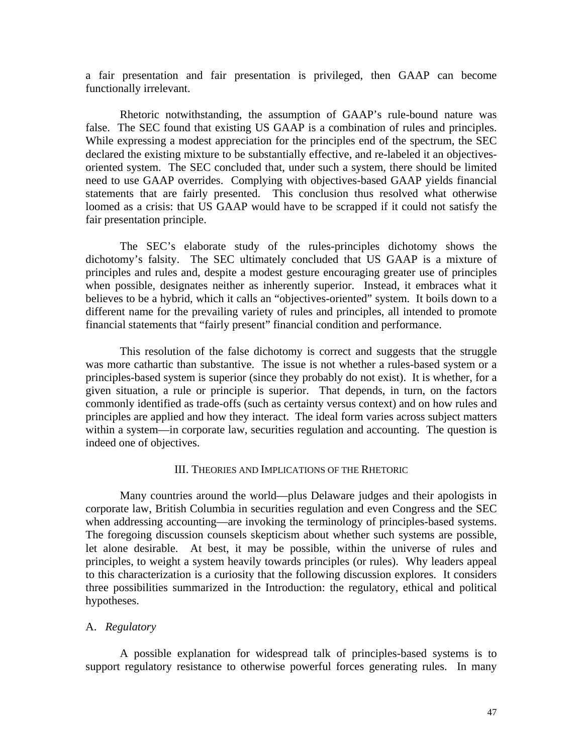a fair presentation and fair presentation is privileged, then GAAP can become functionally irrelevant.

Rhetoric notwithstanding, the assumption of GAAP's rule-bound nature was false. The SEC found that existing US GAAP is a combination of rules and principles. While expressing a modest appreciation for the principles end of the spectrum, the SEC declared the existing mixture to be substantially effective, and re-labeled it an objectives-oriented system. The SEC concluded that, under such a system, there should be limited need to use GAAP overrides. Complying with objectives-based GAAP yields financial statements that are fairly presented. This conclusion thus resolved what otherwise loomed as a crisis: that US GAAP would have to be scrapped if it could not satisfy the fair presentation principle.

The SEC's elaborate study of the rules-principles dichotomy shows the dichotomy's falsity. The SEC ultimately concluded that US GAAP is a mixture of principles and rules and, despite a modest gesture encouraging greater use of principles when possible, designates neither as inherently superior. Instead, it embraces what it believes to be a hybrid, which it calls an "objectives-oriented" system. It boils down to a different name for the prevailing variety of rules and principles, all intended to promote financial statements that "fairly present" financial condition and performance.

This resolution of the false dichotomy is correct and suggests that the struggle was more cathartic than substantive. The issue is not whether a rules-based system or a principles-based system is superior (since they probably do not exist). It is whether, for a given situation, a rule or principle is superior. That depends, in turn, on the factors commonly identified as trade-offs (such as certainty versus context) and on how rules and principles are applied and how they interact. The ideal form varies across subject matters within a system—in corporate law, securities regulation and accounting. The question is indeed one of objectives.

## III. Theories and Implications of the Rhetoric

Many countries around the world—plus Delaware judges and their apologists in corporate law, British Columbia in securities regulation and even Congress and the SEC when addressing accounting—are invoking the terminology of principles-based systems. The foregoing discussion counsels skepticism about whether such systems are possible, let alone desirable. At best, it may be possible, within the universe of rules and principles, to weight a system heavily towards principles (or rules). Why leaders appeal to this characterization is a curiosity that the following discussion explores. It considers three possibilities summarized in the Introduction: the regulatory, ethical and political hypotheses.

### A. *Regulatory*

A possible explanation for widespread talk of principles-based systems is to support regulatory resistance to otherwise powerful forces generating rules. In many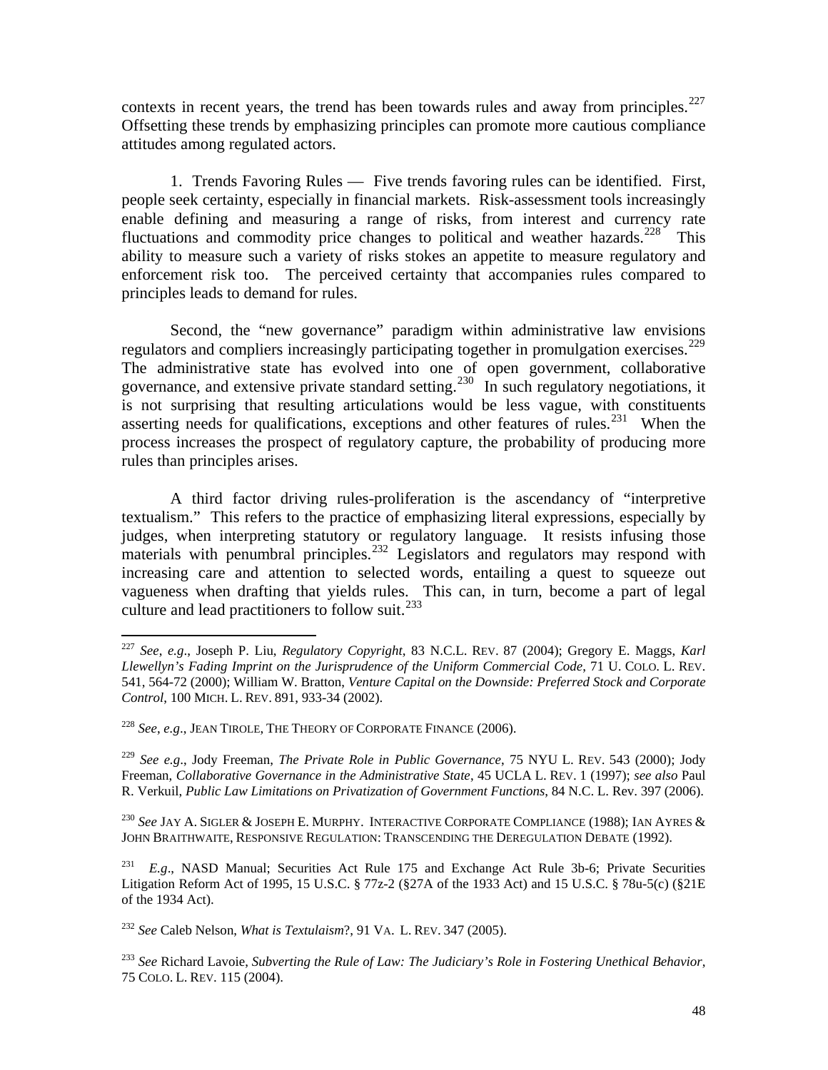contexts in recent years, the trend has been towards rules and away from principles.[227] Offsetting these trends by emphasizing principles can promote more cautious compliance attitudes among regulated actors.

1. Trends Favoring Rules — Five trends favoring rules can be identified. First, people seek certainty, especially in financial markets. Risk-assessment tools increasingly enable defining and measuring a range of risks, from interest and currency rate fluctuations and commodity price changes to political and weather hazards.[228] This ability to measure such a variety of risks stokes an appetite to measure regulatory and enforcement risk too. The perceived certainty that accompanies rules compared to principles leads to demand for rules.

Second, the "new governance" paradigm within administrative law envisions regulators and compliers increasingly participating together in promulgation exercises.[229] The administrative state has evolved into one of open government, collaborative governance, and extensive private standard setting.[230] In such regulatory negotiations, it is not surprising that resulting articulations would be less vague, with constituents asserting needs for qualifications, exceptions and other features of rules.[231] When the process increases the prospect of regulatory capture, the probability of producing more rules than principles arises.

A third factor driving rules-proliferation is the ascendancy of "interpretive textualism." This refers to the practice of emphasizing literal expressions, especially by judges, when interpreting statutory or regulatory language. It resists infusing those materials with penumbral principles.[232] Legislators and regulators may respond with increasing care and attention to selected words, entailing a quest to squeeze out vagueness when drafting that yields rules. This can, in turn, become a part of legal culture and lead practitioners to follow suit.[233]

---

[227] *See, e.g*., Joseph P. Liu, *Regulatory Copyright*, 83 N.C.L. REV. 87 (2004); Gregory E. Maggs, *Karl Llewellyn's Fading Imprint on the Jurisprudence of the Uniform Commercial Code*, 71 U. COLO. L. REV. 541, 564-72 (2000); William W. Bratton, *Venture Capital on the Downside: Preferred Stock and Corporate Control*, 100 MICH. L. REV. 891, 933-34 (2002).

[228] *See*, *e.g*., JEAN TIROLE, THE THEORY OF CORPORATE FINANCE (2006).

[229] *See e.g*., Jody Freeman, *The Private Role in Public Governance*, 75 NYU L. REV. 543 (2000); Jody Freeman, *Collaborative Governance in the Administrative State*, 45 UCLA L. REV. 1 (1997); *see also* Paul R. Verkuil, *Public Law Limitations on Privatization of Government Functions*, 84 N.C. L. Rev. 397 (2006).

[230] *See* JAY A. SIGLER & JOSEPH E. MURPHY. INTERACTIVE CORPORATE COMPLIANCE (1988); IAN AYRES & JOHN BRAITHWAITE, RESPONSIVE REGULATION: TRANSCENDING THE DEREGULATION DEBATE (1992).

[231] *E.g*., NASD Manual; Securities Act Rule 175 and Exchange Act Rule 3b-6; Private Securities Litigation Reform Act of 1995, 15 U.S.C. § 77z-2 (§27A of the 1933 Act) and 15 U.S.C. § 78u-5(c) (§21E of the 1934 Act).

[232] *See* Caleb Nelson, *What is Textualism*?, 91 VA. L. REV. 347 (2005).

[233] *See* Richard Lavoie, *Subverting the Rule of Law: The Judiciary's Role in Fostering Unethical Behavior*, 75 COLO. L. REV. 115 (2004).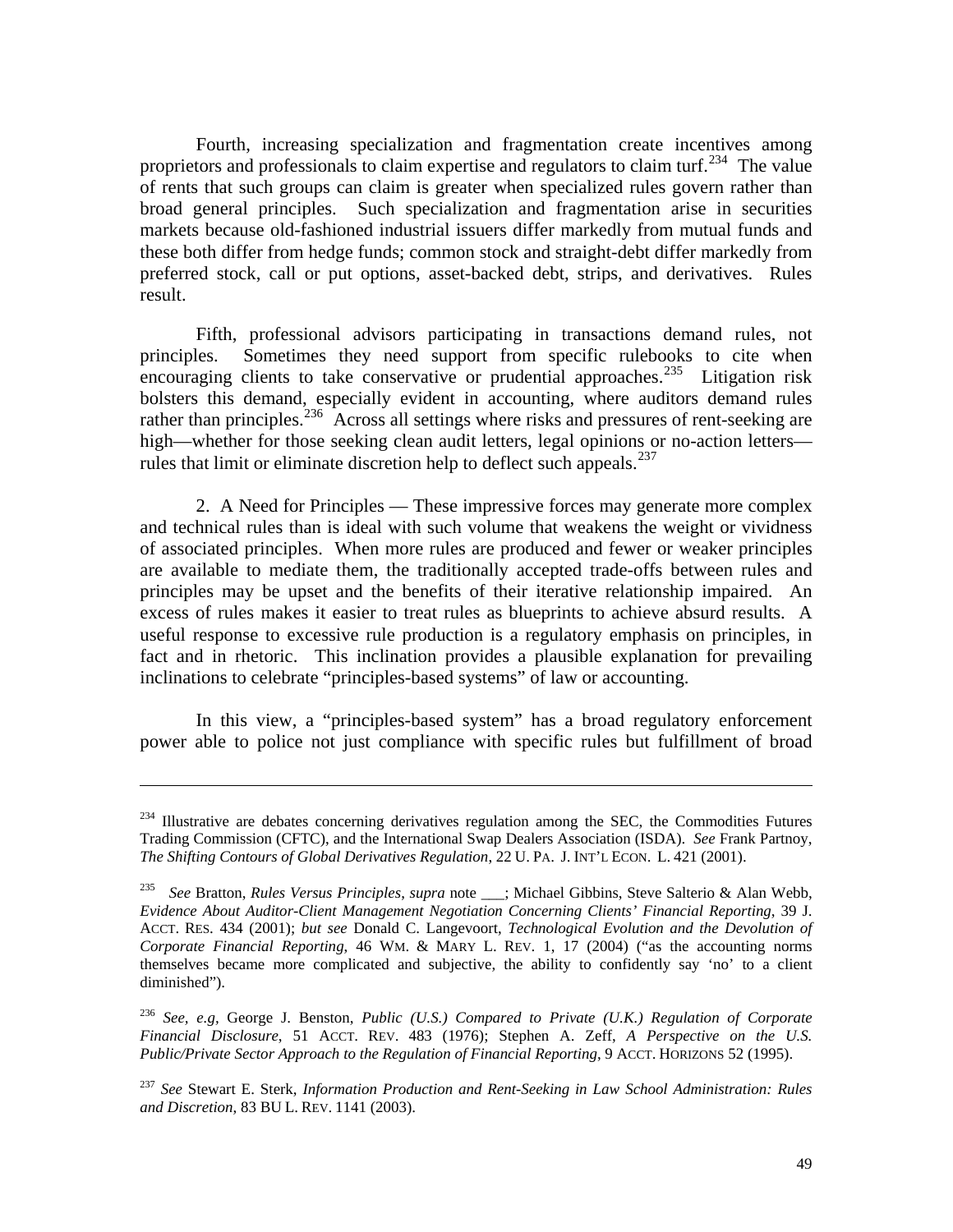Fourth, increasing specialization and fragmentation create incentives among proprietors and professionals to claim expertise and regulators to claim turf.[234] The value of rents that such groups can claim is greater when specialized rules govern rather than broad general principles. Such specialization and fragmentation arise in securities markets because old-fashioned industrial issuers differ markedly from mutual funds and these both differ from hedge funds; common stock and straight-debt differ markedly from preferred stock, call or put options, asset-backed debt, strips, and derivatives. Rules result.

Fifth, professional advisors participating in transactions demand rules, not principles. Sometimes they need support from specific rulebooks to cite when encouraging clients to take conservative or prudential approaches.[235] Litigation risk bolsters this demand, especially evident in accounting, where auditors demand rules rather than principles.[236] Across all settings where risks and pressures of rent-seeking are high—whether for those seeking clean audit letters, legal opinions or no-action letters—rules that limit or eliminate discretion help to deflect such appeals.[237]

2. A Need for Principles — These impressive forces may generate more complex and technical rules than is ideal with such volume that weakens the weight or vividness of associated principles. When more rules are produced and fewer or weaker principles are available to mediate them, the traditionally accepted trade-offs between rules and principles may be upset and the benefits of their iterative relationship impaired. An excess of rules makes it easier to treat rules as blueprints to achieve absurd results. A useful response to excessive rule production is a regulatory emphasis on principles, in fact and in rhetoric. This inclination provides a plausible explanation for prevailing inclinations to celebrate "principles-based systems" of law or accounting.

In this view, a "principles-based system" has a broad regulatory enforcement power able to police not just compliance with specific rules but fulfillment of broad

---

[234] Illustrative are debates concerning derivatives regulation among the SEC, the Commodities Futures Trading Commission (CFTC), and the International Swap Dealers Association (ISDA). *See* Frank Partnoy, *The Shifting Contours of Global Derivatives Regulation*, 22 U. PA. J. INT'L ECON. L. 421 (2001).

[235] *See* Bratton, *Rules Versus Principles*, *supra* note ___; Michael Gibbins, Steve Salterio & Alan Webb, *Evidence About Auditor-Client Management Negotiation Concerning Clients' Financial Reporting*, 39 J. ACCT. RES. 434 (2001); *but see* Donald C. Langevoort, *Technological Evolution and the Devolution of Corporate Financial Reporting*, 46 WM. & MARY L. REV. 1, 17 (2004) ("as the accounting norms themselves became more complicated and subjective, the ability to confidently say 'no' to a client diminished").

[236] *See, e.g*, George J. Benston, *Public (U.S.) Compared to Private (U.K.) Regulation of Corporate Financial Disclosure*, 51 ACCT. REV. 483 (1976); Stephen A. Zeff, *A Perspective on the U.S. Public/Private Sector Approach to the Regulation of Financial Reporting*, 9 ACCT. HORIZONS 52 (1995).

[237] *See* Stewart E. Sterk, *Information Production and Rent-Seeking in Law School Administration: Rules and Discretion*, 83 BU L. REV. 1141 (2003).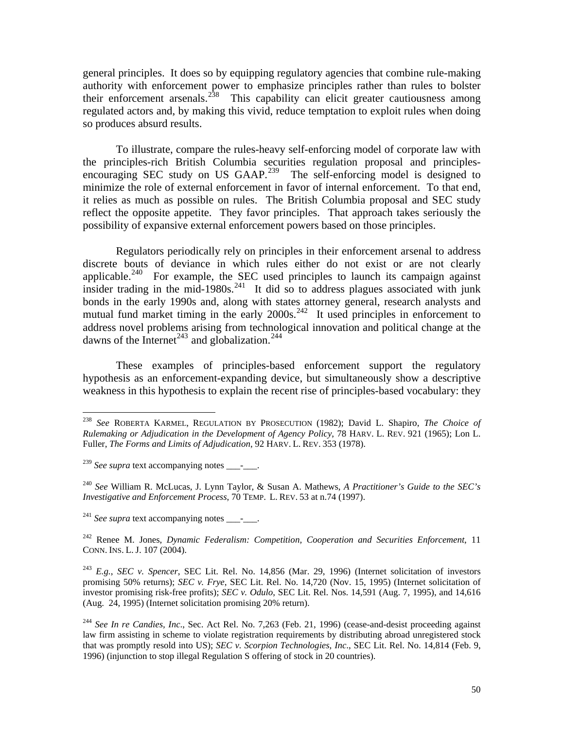general principles. It does so by equipping regulatory agencies that combine rule-making authority with enforcement power to emphasize principles rather than rules to bolster their enforcement arsenals.[238] This capability can elicit greater cautiousness among regulated actors and, by making this vivid, reduce temptation to exploit rules when doing so produces absurd results.

To illustrate, compare the rules-heavy self-enforcing model of corporate law with the principles-rich British Columbia securities regulation proposal and principles-encouraging SEC study on US GAAP.[239] The self-enforcing model is designed to minimize the role of external enforcement in favor of internal enforcement. To that end, it relies as much as possible on rules. The British Columbia proposal and SEC study reflect the opposite appetite. They favor principles. That approach takes seriously the possibility of expansive external enforcement powers based on those principles.

Regulators periodically rely on principles in their enforcement arsenal to address discrete bouts of deviance in which rules either do not exist or are not clearly applicable.[240] For example, the SEC used principles to launch its campaign against insider trading in the mid-1980s.[241] It did so to address plagues associated with junk bonds in the early 1990s and, along with states attorney general, research analysts and mutual fund market timing in the early 2000s.[242] It used principles in enforcement to address novel problems arising from technological innovation and political change at the dawns of the Internet[243] and globalization.[244]

These examples of principles-based enforcement support the regulatory hypothesis as an enforcement-expanding device, but simultaneously show a descriptive weakness in this hypothesis to explain the recent rise of principles-based vocabulary: they

---

[238] *See* ROBERTA KARMEL, REGULATION BY PROSECUTION (1982); David L. Shapiro, *The Choice of Rulemaking or Adjudication in the Development of Agency Policy*, 78 HARV. L. REV. 921 (1965); Lon L. Fuller, *The Forms and Limits of Adjudication*, 92 HARV. L. REV. 353 (1978).

[239] *See supra* text accompanying notes ___-___.

[240] *See* William R. McLucas, J. Lynn Taylor, & Susan A. Mathews, *A Practitioner's Guide to the SEC's Investigative and Enforcement Process*, 70 TEMP. L. REV. 53 at n.74 (1997).

[241] *See supra* text accompanying notes ___-___.

[242] Renee M. Jones, *Dynamic Federalism: Competition, Cooperation and Securities Enforcement*, 11 CONN. INS. L. J. 107 (2004).

[243] *E.g.*, *SEC v. Spencer*, SEC Lit. Rel. No. 14,856 (Mar. 29, 1996) (Internet solicitation of investors promising 50% returns); *SEC v. Frye*, SEC Lit. Rel. No. 14,720 (Nov. 15, 1995) (Internet solicitation of investor promising risk-free profits); *SEC v. Odulo*, SEC Lit. Rel. Nos. 14,591 (Aug. 7, 1995), and 14,616 (Aug. 24, 1995) (Internet solicitation promising 20% return).

[244] *See In re Candies, Inc*., Sec. Act Rel. No. 7,263 (Feb. 21, 1996) (cease-and-desist proceeding against law firm assisting in scheme to violate registration requirements by distributing abroad unregistered stock that was promptly resold into US); *SEC v. Scorpion Technologies, Inc*., SEC Lit. Rel. No. 14,814 (Feb. 9, 1996) (injunction to stop illegal Regulation S offering of stock in 20 countries).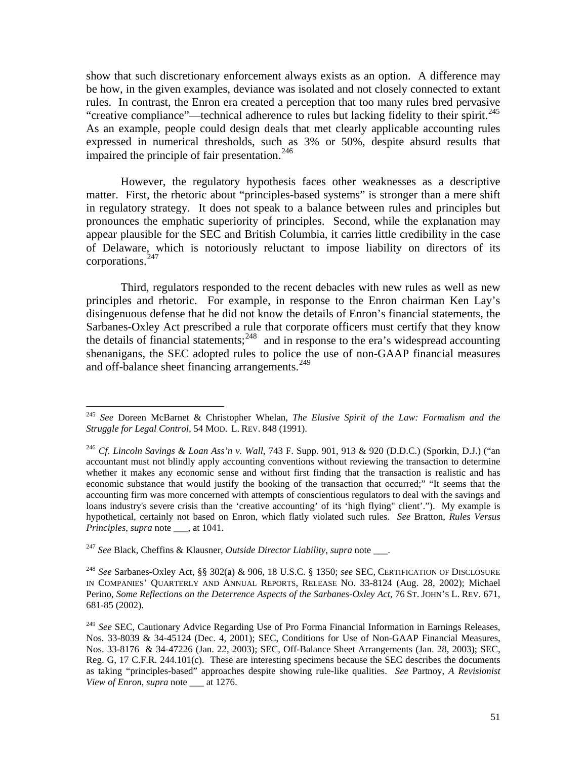show that such discretionary enforcement always exists as an option. A difference may be how, in the given examples, deviance was isolated and not closely connected to extant rules. In contrast, the Enron era created a perception that too many rules bred pervasive "creative compliance"—technical adherence to rules but lacking fidelity to their spirit.[245] As an example, people could design deals that met clearly applicable accounting rules expressed in numerical thresholds, such as 3% or 50%, despite absurd results that impaired the principle of fair presentation.[246]

However, the regulatory hypothesis faces other weaknesses as a descriptive matter. First, the rhetoric about "principles-based systems" is stronger than a mere shift in regulatory strategy. It does not speak to a balance between rules and principles but pronounces the emphatic superiority of principles. Second, while the explanation may appear plausible for the SEC and British Columbia, it carries little credibility in the case of Delaware, which is notoriously reluctant to impose liability on directors of its corporations.[247]

Third, regulators responded to the recent debacles with new rules as well as new principles and rhetoric. For example, in response to the Enron chairman Ken Lay's disingenuous defense that he did not know the details of Enron's financial statements, the Sarbanes-Oxley Act prescribed a rule that corporate officers must certify that they know the details of financial statements;[248] and in response to the era's widespread accounting shenanigans, the SEC adopted rules to police the use of non-GAAP financial measures and off-balance sheet financing arrangements.[249]

---

[245] *See* Doreen McBarnet & Christopher Whelan, *The Elusive Spirit of the Law: Formalism and the Struggle for Legal Control*, 54 MOD. L. REV. 848 (1991).

[246] *Cf. Lincoln Savings & Loan Ass'n v. Wall*, 743 F. Supp. 901, 913 & 920 (D.D.C.) (Sporkin, D.J.) ("an accountant must not blindly apply accounting conventions without reviewing the transaction to determine whether it makes any economic sense and without first finding that the transaction is realistic and has economic substance that would justify the booking of the transaction that occurred;" "It seems that the accounting firm was more concerned with attempts of conscientious regulators to deal with the savings and loans industry's severe crisis than the 'creative accounting' of its 'high flying" client'."). My example is hypothetical, certainly not based on Enron, which flatly violated such rules. *See* Bratton, *Rules Versus Principles*, *supra* note ___, at 1041.

[247] *See* Black, Cheffins & Klausner, *Outside Director Liability*, *supra* note ___.

[248] *See* Sarbanes-Oxley Act, §§ 302(a) & 906, 18 U.S.C. § 1350; *see* SEC, CERTIFICATION OF DISCLOSURE IN COMPANIES' QUARTERLY AND ANNUAL REPORTS, RELEASE NO. 33-8124 (Aug. 28, 2002); Michael Perino, *Some Reflections on the Deterrence Aspects of the Sarbanes-Oxley Act*, 76 ST. JOHN'S L. REV. 671, 681-85 (2002).

[249] *See* SEC, Cautionary Advice Regarding Use of Pro Forma Financial Information in Earnings Releases, Nos. 33-8039 & 34-45124 (Dec. 4, 2001); SEC, Conditions for Use of Non-GAAP Financial Measures, Nos. 33-8176 & 34-47226 (Jan. 22, 2003); SEC, Off-Balance Sheet Arrangements (Jan. 28, 2003); SEC, Reg. G, 17 C.F.R. 244.101(c). These are interesting specimens because the SEC describes the documents as taking "principles-based" approaches despite showing rule-like qualities. *See* Partnoy, *A Revisionist View of Enron*, *supra* note ___ at 1276.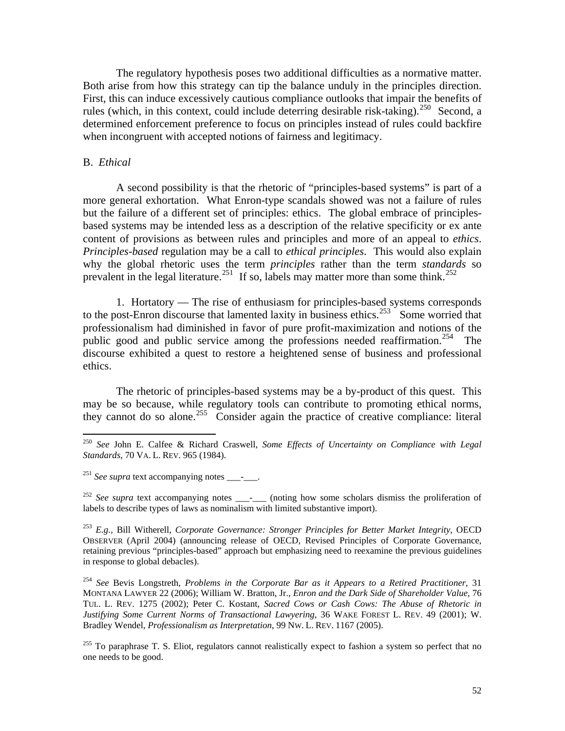The regulatory hypothesis poses two additional difficulties as a normative matter. Both arise from how this strategy can tip the balance unduly in the principles direction. First, this can induce excessively cautious compliance outlooks that impair the benefits of rules (which, in this context, could include deterring desirable risk-taking).[250] Second, a determined enforcement preference to focus on principles instead of rules could backfire when incongruent with accepted notions of fairness and legitimacy.

B. *Ethical*

A second possibility is that the rhetoric of "principles-based systems" is part of a more general exhortation. What Enron-type scandals showed was not a failure of rules but the failure of a different set of principles: ethics. The global embrace of principles-based systems may be intended less as a description of the relative specificity or ex ante content of provisions as between rules and principles and more of an appeal to *ethics*. *Principles-based* regulation may be a call to *ethical principles*. This would also explain why the global rhetoric uses the term *principles* rather than the term *standards* so prevalent in the legal literature.[251] If so, labels may matter more than some think.[252]

1. Hortatory — The rise of enthusiasm for principles-based systems corresponds to the post-Enron discourse that lamented laxity in business ethics.[253] Some worried that professionalism had diminished in favor of pure profit-maximization and notions of the public good and public service among the professions needed reaffirmation.[254] The discourse exhibited a quest to restore a heightened sense of business and professional ethics.

The rhetoric of principles-based systems may be a by-product of this quest. This may be so because, while regulatory tools can contribute to promoting ethical norms, they cannot do so alone.[255] Consider again the practice of creative compliance: literal

---

[250] *See* John E. Calfee & Richard Craswell, *Some Effects of Uncertainty on Compliance with Legal Standards*, 70 VA. L. REV. 965 (1984).

[251] *See supra* text accompanying notes ___-___.

[252] *See supra* text accompanying notes ___-___ (noting how some scholars dismiss the proliferation of labels to describe types of laws as nominalism with limited substantive import).

[253] *E.g.*, Bill Witherell, *Corporate Governance: Stronger Principles for Better Market Integrity*, OECD OBSERVER (April 2004) (announcing release of OECD, Revised Principles of Corporate Governance, retaining previous "principles-based" approach but emphasizing need to reexamine the previous guidelines in response to global debacles).

[254] *See* Bevis Longstreth, *Problems in the Corporate Bar as it Appears to a Retired Practitioner*, 31 MONTANA LAWYER 22 (2006); William W. Bratton, Jr., *Enron and the Dark Side of Shareholder Value*, 76 TUL. L. REV. 1275 (2002); Peter C. Kostant, *Sacred Cows or Cash Cows: The Abuse of Rhetoric in Justifying Some Current Norms of Transactional Lawyering*, 36 WAKE FOREST L. REV. 49 (2001); W. Bradley Wendel, *Professionalism as Interpretation*, 99 NW. L. REV. 1167 (2005).

[255] To paraphrase T. S. Eliot, regulators cannot realistically expect to fashion a system so perfect that no one needs to be good.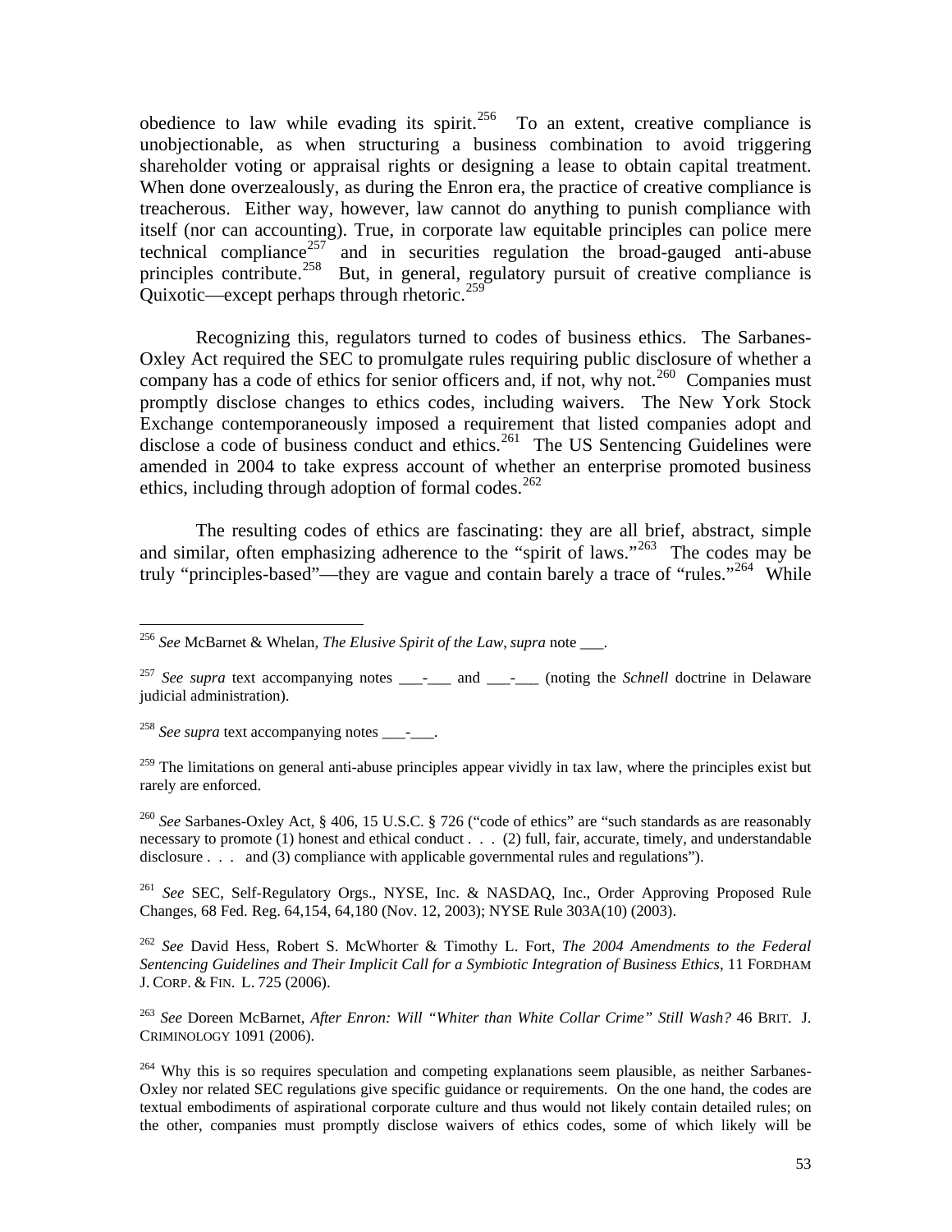obedience to law while evading its spirit.[256] To an extent, creative compliance is unobjectionable, as when structuring a business combination to avoid triggering shareholder voting or appraisal rights or designing a lease to obtain capital treatment. When done overzealously, as during the Enron era, the practice of creative compliance is treacherous. Either way, however, law cannot do anything to punish compliance with itself (nor can accounting). True, in corporate law equitable principles can police mere technical compliance[257] and in securities regulation the broad-gauged anti-abuse principles contribute.[258] But, in general, regulatory pursuit of creative compliance is Quixotic—except perhaps through rhetoric.[259]

Recognizing this, regulators turned to codes of business ethics. The Sarbanes-Oxley Act required the SEC to promulgate rules requiring public disclosure of whether a company has a code of ethics for senior officers and, if not, why not.[260] Companies must promptly disclose changes to ethics codes, including waivers. The New York Stock Exchange contemporaneously imposed a requirement that listed companies adopt and disclose a code of business conduct and ethics.[261] The US Sentencing Guidelines were amended in 2004 to take express account of whether an enterprise promoted business ethics, including through adoption of formal codes.[262]

The resulting codes of ethics are fascinating: they are all brief, abstract, simple and similar, often emphasizing adherence to the "spirit of laws."[263] The codes may be truly "principles-based"—they are vague and contain barely a trace of "rules."[264] While

---

[256] *See* McBarnet & Whelan, *The Elusive Spirit of the Law*, *supra* note ___.

[257] *See supra* text accompanying notes ___-___ and ___-___ (noting the *Schnell* doctrine in Delaware judicial administration).

[258] *See supra* text accompanying notes ___-___.

[259] The limitations on general anti-abuse principles appear vividly in tax law, where the principles exist but rarely are enforced.

[260] *See* Sarbanes-Oxley Act, § 406, 15 U.S.C. § 726 ("code of ethics" are "such standards as are reasonably necessary to promote (1) honest and ethical conduct . . . (2) full, fair, accurate, timely, and understandable disclosure . . . and (3) compliance with applicable governmental rules and regulations").

[261] *See* SEC, Self-Regulatory Orgs., NYSE, Inc. & NASDAQ, Inc., Order Approving Proposed Rule Changes, 68 Fed. Reg. 64,154, 64,180 (Nov. 12, 2003); NYSE Rule 303A(10) (2003).

[262] *See* David Hess, Robert S. McWhorter & Timothy L. Fort, *The 2004 Amendments to the Federal Sentencing Guidelines and Their Implicit Call for a Symbiotic Integration of Business Ethics*, 11 FORDHAM J. CORP. & FIN. L. 725 (2006).

[263] *See* Doreen McBarnet, *After Enron: Will "Whiter than White Collar Crime" Still Wash?* 46 BRIT. J. CRIMINOLOGY 1091 (2006).

[264] Why this is so requires speculation and competing explanations seem plausible, as neither Sarbanes-Oxley nor related SEC regulations give specific guidance or requirements. On the one hand, the codes are textual embodiments of aspirational corporate culture and thus would not likely contain detailed rules; on the other, companies must promptly disclose waivers of ethics codes, some of which likely will be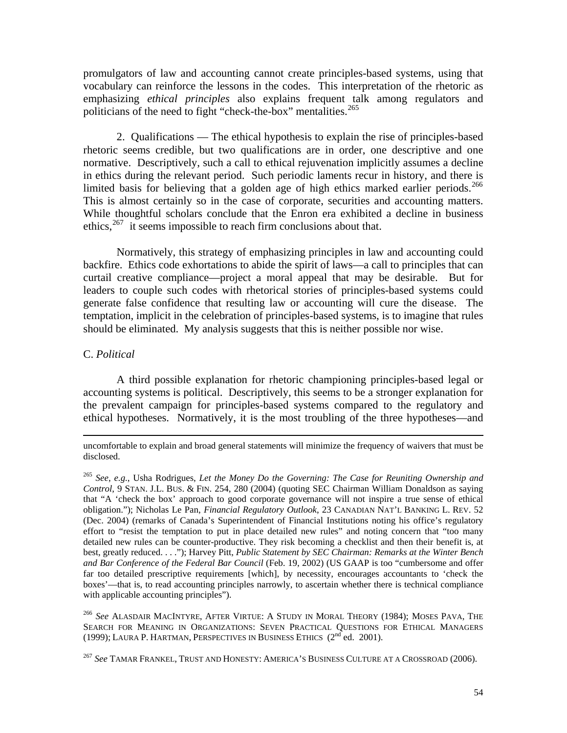promulgators of law and accounting cannot create principles-based systems, using that vocabulary can reinforce the lessons in the codes. This interpretation of the rhetoric as emphasizing *ethical principles* also explains frequent talk among regulators and politicians of the need to fight "check-the-box" mentalities.[265]

2. Qualifications — The ethical hypothesis to explain the rise of principles-based rhetoric seems credible, but two qualifications are in order, one descriptive and one normative. Descriptively, such a call to ethical rejuvenation implicitly assumes a decline in ethics during the relevant period. Such periodic laments recur in history, and there is limited basis for believing that a golden age of high ethics marked earlier periods.[266] This is almost certainly so in the case of corporate, securities and accounting matters. While thoughtful scholars conclude that the Enron era exhibited a decline in business ethics,[267] it seems impossible to reach firm conclusions about that.

Normatively, this strategy of emphasizing principles in law and accounting could backfire. Ethics code exhortations to abide the spirit of laws—a call to principles that can curtail creative compliance—project a moral appeal that may be desirable. But for leaders to couple such codes with rhetorical stories of principles-based systems could generate false confidence that resulting law or accounting will cure the disease. The temptation, implicit in the celebration of principles-based systems, is to imagine that rules should be eliminated. My analysis suggests that this is neither possible nor wise.

C. *Political*

A third possible explanation for rhetoric championing principles-based legal or accounting systems is political. Descriptively, this seems to be a stronger explanation for the prevalent campaign for principles-based systems compared to the regulatory and ethical hypotheses. Normatively, it is the most troubling of the three hypotheses—and

---

uncomfortable to explain and broad general statements will minimize the frequency of waivers that must be disclosed.

[265] *See, e.g.*, Usha Rodrigues, *Let the Money Do the Governing: The Case for Reuniting Ownership and Control*, 9 STAN. J.L. BUS. & FIN. 254, 280 (2004) (quoting SEC Chairman William Donaldson as saying that "A 'check the box' approach to good corporate governance will not inspire a true sense of ethical obligation."); Nicholas Le Pan, *Financial Regulatory Outlook*, 23 CANADIAN NAT'L BANKING L. REV. 52 (Dec. 2004) (remarks of Canada's Superintendent of Financial Institutions noting his office's regulatory effort to "resist the temptation to put in place detailed new rules" and noting concern that "too many detailed new rules can be counter-productive. They risk becoming a checklist and then their benefit is, at best, greatly reduced. . . ."); Harvey Pitt, *Public Statement by SEC Chairman: Remarks at the Winter Bench and Bar Conference of the Federal Bar Council* (Feb. 19, 2002) (US GAAP is too "cumbersome and offer far too detailed prescriptive requirements [which], by necessity, encourages accountants to 'check the boxes'—that is, to read accounting principles narrowly, to ascertain whether there is technical compliance with applicable accounting principles").

[266] *See* ALASDAIR MACINTYRE, AFTER VIRTUE: A STUDY IN MORAL THEORY (1984); MOSES PAVA, THE SEARCH FOR MEANING IN ORGANIZATIONS: SEVEN PRACTICAL QUESTIONS FOR ETHICAL MANAGERS (1999); LAURA P. HARTMAN, PERSPECTIVES IN BUSINESS ETHICS (2nd ed. 2001).

[267] *See* TAMAR FRANKEL, TRUST AND HONESTY: AMERICA'S BUSINESS CULTURE AT A CROSSROAD (2006).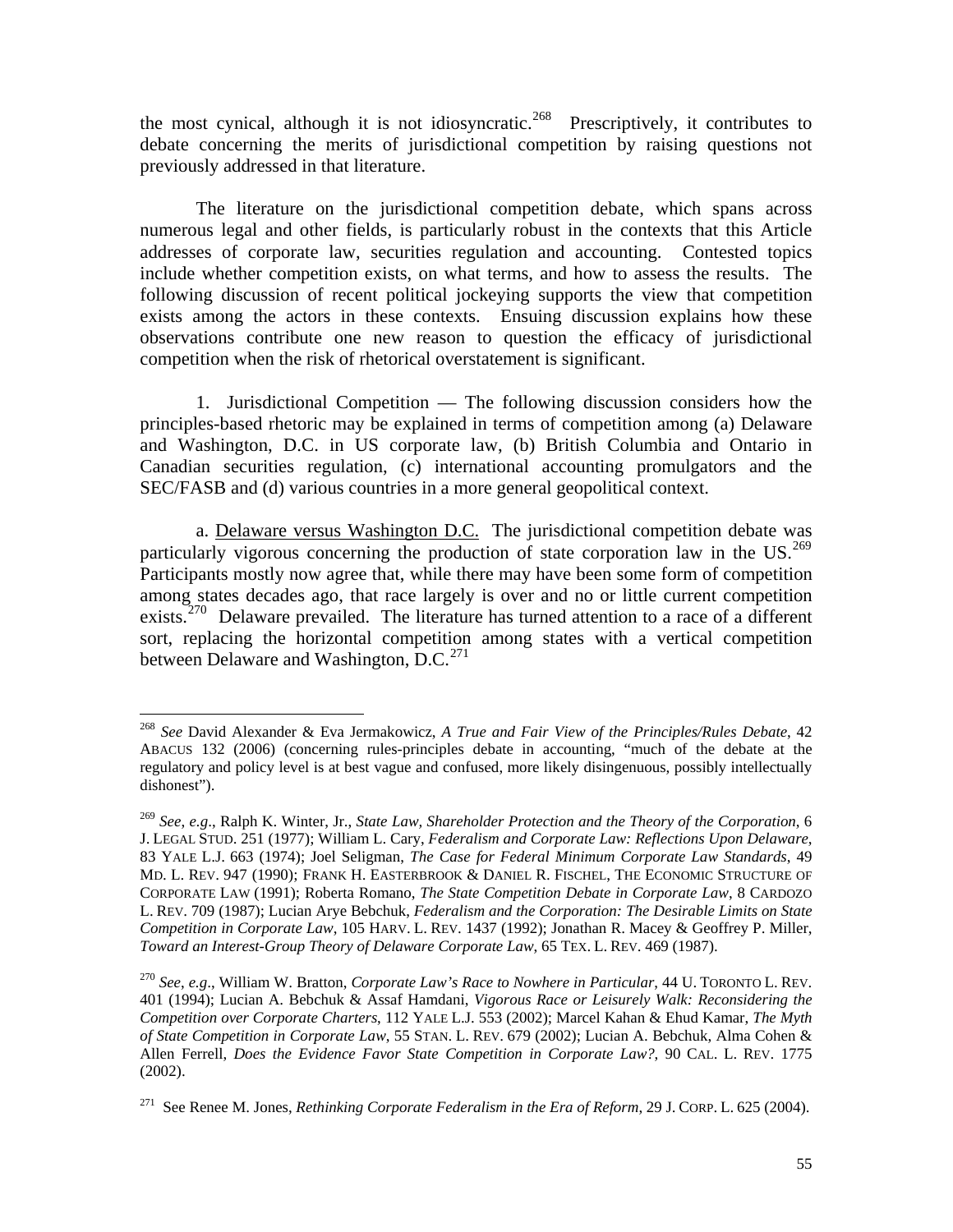the most cynical, although it is not idiosyncratic.[268] Prescriptively, it contributes to debate concerning the merits of jurisdictional competition by raising questions not previously addressed in that literature.

The literature on the jurisdictional competition debate, which spans across numerous legal and other fields, is particularly robust in the contexts that this Article addresses of corporate law, securities regulation and accounting. Contested topics include whether competition exists, on what terms, and how to assess the results. The following discussion of recent political jockeying supports the view that competition exists among the actors in these contexts. Ensuing discussion explains how these observations contribute one new reason to question the efficacy of jurisdictional competition when the risk of rhetorical overstatement is significant.

1. Jurisdictional Competition — The following discussion considers how the principles-based rhetoric may be explained in terms of competition among (a) Delaware and Washington, D.C. in US corporate law, (b) British Columbia and Ontario in Canadian securities regulation, (c) international accounting promulgators and the SEC/FASB and (d) various countries in a more general geopolitical context.

a. Delaware versus Washington D.C. The jurisdictional competition debate was particularly vigorous concerning the production of state corporation law in the US.[269] Participants mostly now agree that, while there may have been some form of competition among states decades ago, that race largely is over and no or little current competition exists.[270] Delaware prevailed. The literature has turned attention to a race of a different sort, replacing the horizontal competition among states with a vertical competition between Delaware and Washington, D.C.[271]

---

[268] *See* David Alexander & Eva Jermakowicz, *A True and Fair View of the Principles/Rules Debate*, 42 ABACUS 132 (2006) (concerning rules-principles debate in accounting, "much of the debate at the regulatory and policy level is at best vague and confused, more likely disingenuous, possibly intellectually dishonest").

[269] *See, e.g.*, Ralph K. Winter, Jr., *State Law, Shareholder Protection and the Theory of the Corporation*, 6 J. LEGAL STUD. 251 (1977); William L. Cary, *Federalism and Corporate Law: Reflections Upon Delaware*, 83 YALE L.J. 663 (1974); Joel Seligman, *The Case for Federal Minimum Corporate Law Standards*, 49 MD. L. REV. 947 (1990); FRANK H. EASTERBROOK & DANIEL R. FISCHEL, THE ECONOMIC STRUCTURE OF CORPORATE LAW (1991); Roberta Romano, *The State Competition Debate in Corporate Law*, 8 CARDOZO L. REV. 709 (1987); Lucian Arye Bebchuk, *Federalism and the Corporation: The Desirable Limits on State Competition in Corporate Law*, 105 HARV. L. REV. 1437 (1992); Jonathan R. Macey & Geoffrey P. Miller, *Toward an Interest-Group Theory of Delaware Corporate Law*, 65 TEX. L. REV. 469 (1987).

[270] *See, e.g.*, William W. Bratton, *Corporate Law's Race to Nowhere in Particular*, 44 U. TORONTO L. REV. 401 (1994); Lucian A. Bebchuk & Assaf Hamdani, *Vigorous Race or Leisurely Walk: Reconsidering the Competition over Corporate Charters*, 112 YALE L.J. 553 (2002); Marcel Kahan & Ehud Kamar, *The Myth of State Competition in Corporate Law*, 55 STAN. L. REV. 679 (2002); Lucian A. Bebchuk, Alma Cohen & Allen Ferrell, *Does the Evidence Favor State Competition in Corporate Law?*, 90 CAL. L. REV. 1775 (2002).

[271] See Renee M. Jones, *Rethinking Corporate Federalism in the Era of Reform*, 29 J. CORP. L. 625 (2004).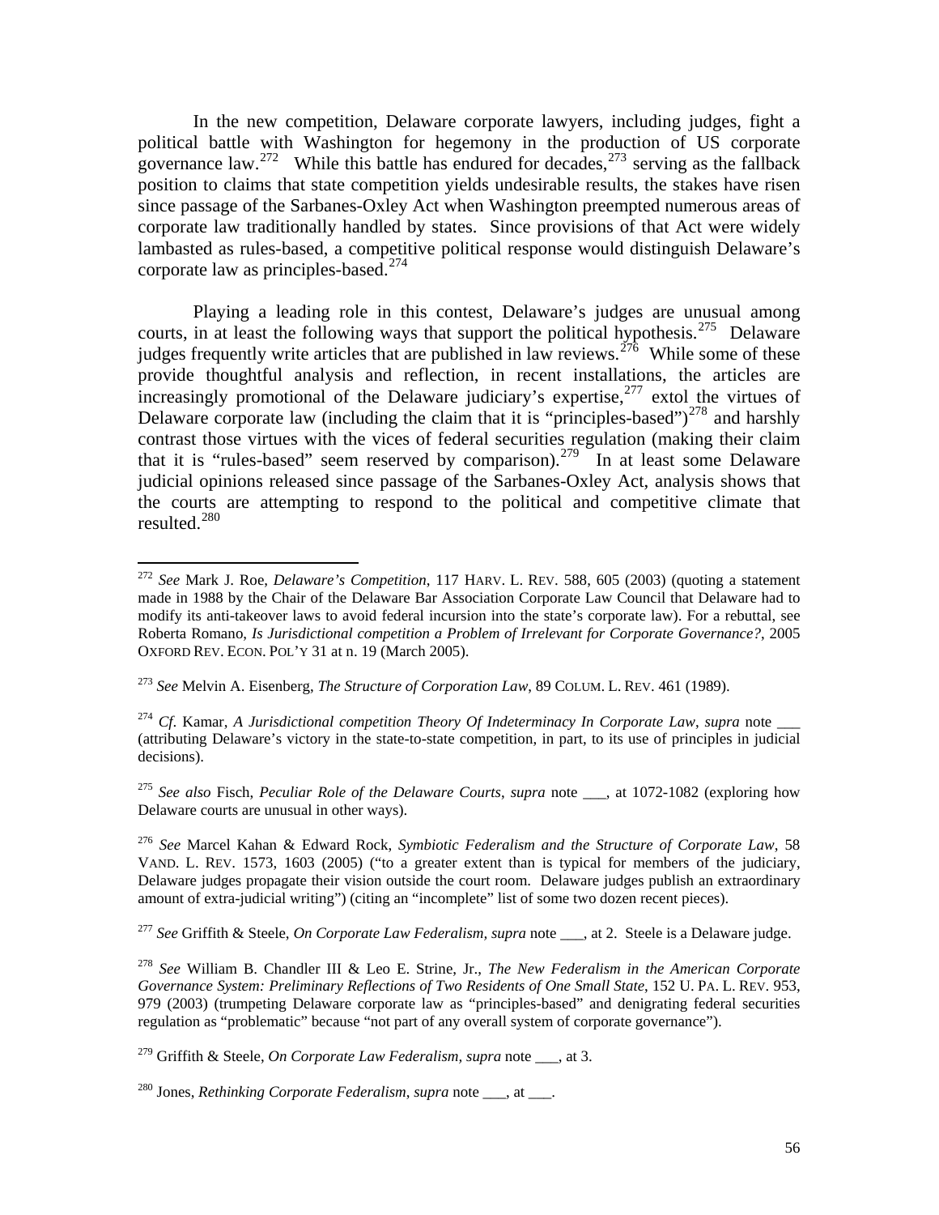In the new competition, Delaware corporate lawyers, including judges, fight a political battle with Washington for hegemony in the production of US corporate governance law.[272] While this battle has endured for decades,[273] serving as the fallback position to claims that state competition yields undesirable results, the stakes have risen since passage of the Sarbanes-Oxley Act when Washington preempted numerous areas of corporate law traditionally handled by states. Since provisions of that Act were widely lambasted as rules-based, a competitive political response would distinguish Delaware's corporate law as principles-based.[274]

Playing a leading role in this contest, Delaware's judges are unusual among courts, in at least the following ways that support the political hypothesis.[275] Delaware judges frequently write articles that are published in law reviews.[276] While some of these provide thoughtful analysis and reflection, in recent installations, the articles are increasingly promotional of the Delaware judiciary's expertise,[277] extol the virtues of Delaware corporate law (including the claim that it is "principles-based")[278] and harshly contrast those virtues with the vices of federal securities regulation (making their claim that it is "rules-based" seem reserved by comparison).[279] In at least some Delaware judicial opinions released since passage of the Sarbanes-Oxley Act, analysis shows that the courts are attempting to respond to the political and competitive climate that resulted.[280]

---

[272] *See* Mark J. Roe, *Delaware's Competition*, 117 HARV. L. REV. 588, 605 (2003) (quoting a statement made in 1988 by the Chair of the Delaware Bar Association Corporate Law Council that Delaware had to modify its anti-takeover laws to avoid federal incursion into the state's corporate law). For a rebuttal, see Roberta Romano, *Is Jurisdictional competition a Problem of Irrelevant for Corporate Governance?*, 2005 OXFORD REV. ECON. POL'Y 31 at n. 19 (March 2005).

[273] *See* Melvin A. Eisenberg, *The Structure of Corporation Law*, 89 COLUM. L. REV. 461 (1989).

[274] *Cf.* Kamar, *A Jurisdictional competition Theory Of Indeterminacy In Corporate Law*, *supra* note ___ (attributing Delaware's victory in the state-to-state competition, in part, to its use of principles in judicial decisions).

[275] *See also* Fisch, *Peculiar Role of the Delaware Courts*, *supra* note ___, at 1072-1082 (exploring how Delaware courts are unusual in other ways).

[276] *See* Marcel Kahan & Edward Rock, *Symbiotic Federalism and the Structure of Corporate Law*, 58 VAND. L. REV. 1573, 1603 (2005) ("to a greater extent than is typical for members of the judiciary, Delaware judges propagate their vision outside the court room. Delaware judges publish an extraordinary amount of extra-judicial writing") (citing an "incomplete" list of some two dozen recent pieces).

[277] *See* Griffith & Steele, *On Corporate Law Federalism*, *supra* note ___, at 2. Steele is a Delaware judge.

[278] *See* William B. Chandler III & Leo E. Strine, Jr., *The New Federalism in the American Corporate Governance System: Preliminary Reflections of Two Residents of One Small State*, 152 U. PA. L. REV. 953, 979 (2003) (trumpeting Delaware corporate law as "principles-based" and denigrating federal securities regulation as "problematic" because "not part of any overall system of corporate governance").

[279] Griffith & Steele, *On Corporate Law Federalism*, *supra* note ___, at 3.

[280] Jones, *Rethinking Corporate Federalism*, *supra* note ___, at ___.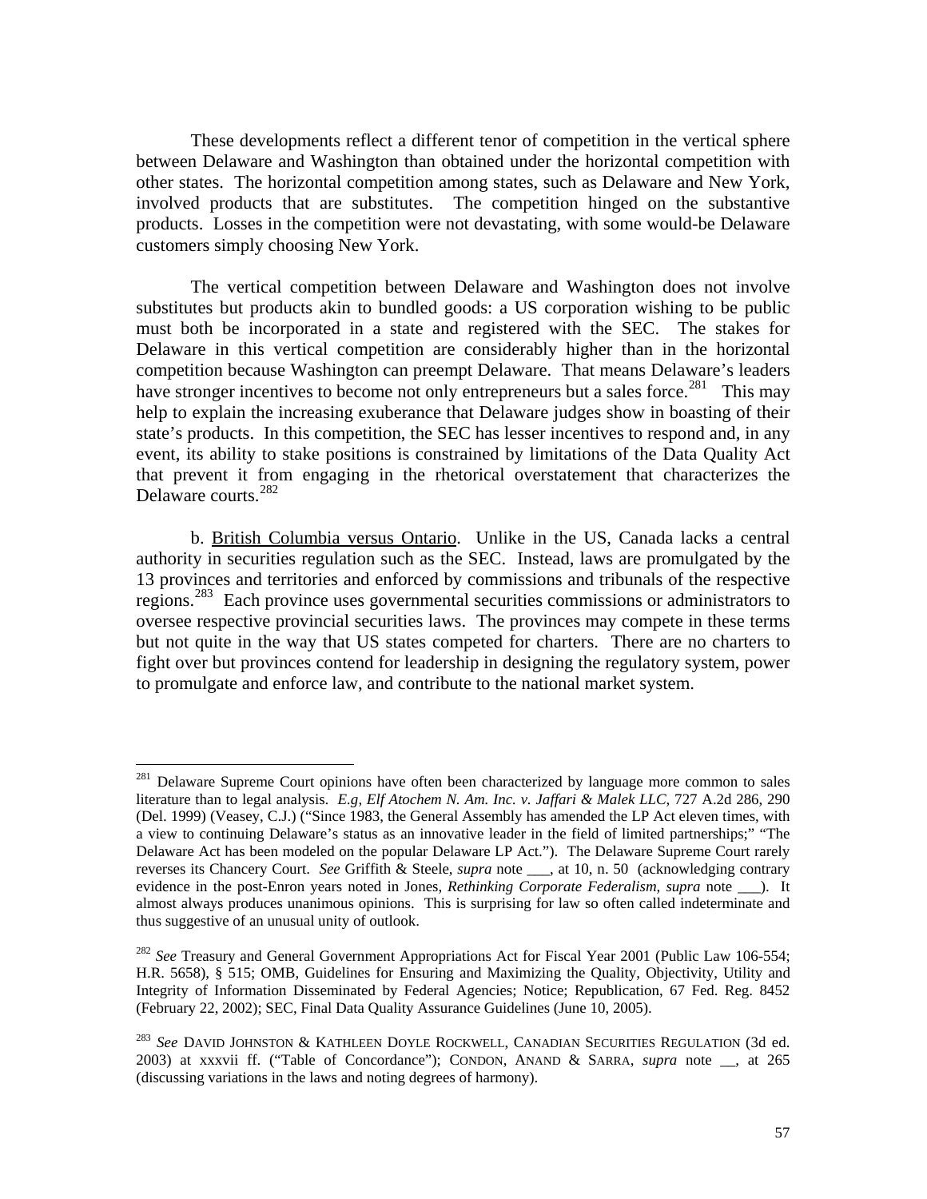These developments reflect a different tenor of competition in the vertical sphere between Delaware and Washington than obtained under the horizontal competition with other states. The horizontal competition among states, such as Delaware and New York, involved products that are substitutes. The competition hinged on the substantive products. Losses in the competition were not devastating, with some would-be Delaware customers simply choosing New York.

The vertical competition between Delaware and Washington does not involve substitutes but products akin to bundled goods: a US corporation wishing to be public must both be incorporated in a state and registered with the SEC. The stakes for Delaware in this vertical competition are considerably higher than in the horizontal competition because Washington can preempt Delaware. That means Delaware's leaders have stronger incentives to become not only entrepreneurs but a sales force.[281] This may help to explain the increasing exuberance that Delaware judges show in boasting of their state's products. In this competition, the SEC has lesser incentives to respond and, in any event, its ability to stake positions is constrained by limitations of the Data Quality Act that prevent it from engaging in the rhetorical overstatement that characterizes the Delaware courts.[282]

b. British Columbia versus Ontario. Unlike in the US, Canada lacks a central authority in securities regulation such as the SEC. Instead, laws are promulgated by the 13 provinces and territories and enforced by commissions and tribunals of the respective regions.[283] Each province uses governmental securities commissions or administrators to oversee respective provincial securities laws. The provinces may compete in these terms but not quite in the way that US states competed for charters. There are no charters to fight over but provinces contend for leadership in designing the regulatory system, power to promulgate and enforce law, and contribute to the national market system.

---

[281] Delaware Supreme Court opinions have often been characterized by language more common to sales literature than to legal analysis. *E.g, Elf Atochem N. Am. Inc. v. Jaffari & Malek LLC*, 727 A.2d 286, 290 (Del. 1999) (Veasey, C.J.) ("Since 1983, the General Assembly has amended the LP Act eleven times, with a view to continuing Delaware's status as an innovative leader in the field of limited partnerships;" "The Delaware Act has been modeled on the popular Delaware LP Act."). The Delaware Supreme Court rarely reverses its Chancery Court. *See* Griffith & Steele, *supra* note ___, at 10, n. 50 (acknowledging contrary evidence in the post-Enron years noted in Jones, *Rethinking Corporate Federalism*, *supra* note ___). It almost always produces unanimous opinions. This is surprising for law so often called indeterminate and thus suggestive of an unusual unity of outlook.

[282] *See* Treasury and General Government Appropriations Act for Fiscal Year 2001 (Public Law 106-554; H.R. 5658), § 515; OMB, Guidelines for Ensuring and Maximizing the Quality, Objectivity, Utility and Integrity of Information Disseminated by Federal Agencies; Notice; Republication, 67 Fed. Reg. 8452 (February 22, 2002); SEC, Final Data Quality Assurance Guidelines (June 10, 2005).

[283] *See* DAVID JOHNSTON & KATHLEEN DOYLE ROCKWELL, CANADIAN SECURITIES REGULATION (3d ed. 2003) at xxxvii ff. ("Table of Concordance"); CONDON, ANAND & SARRA, *supra* note __, at 265 (discussing variations in the laws and noting degrees of harmony).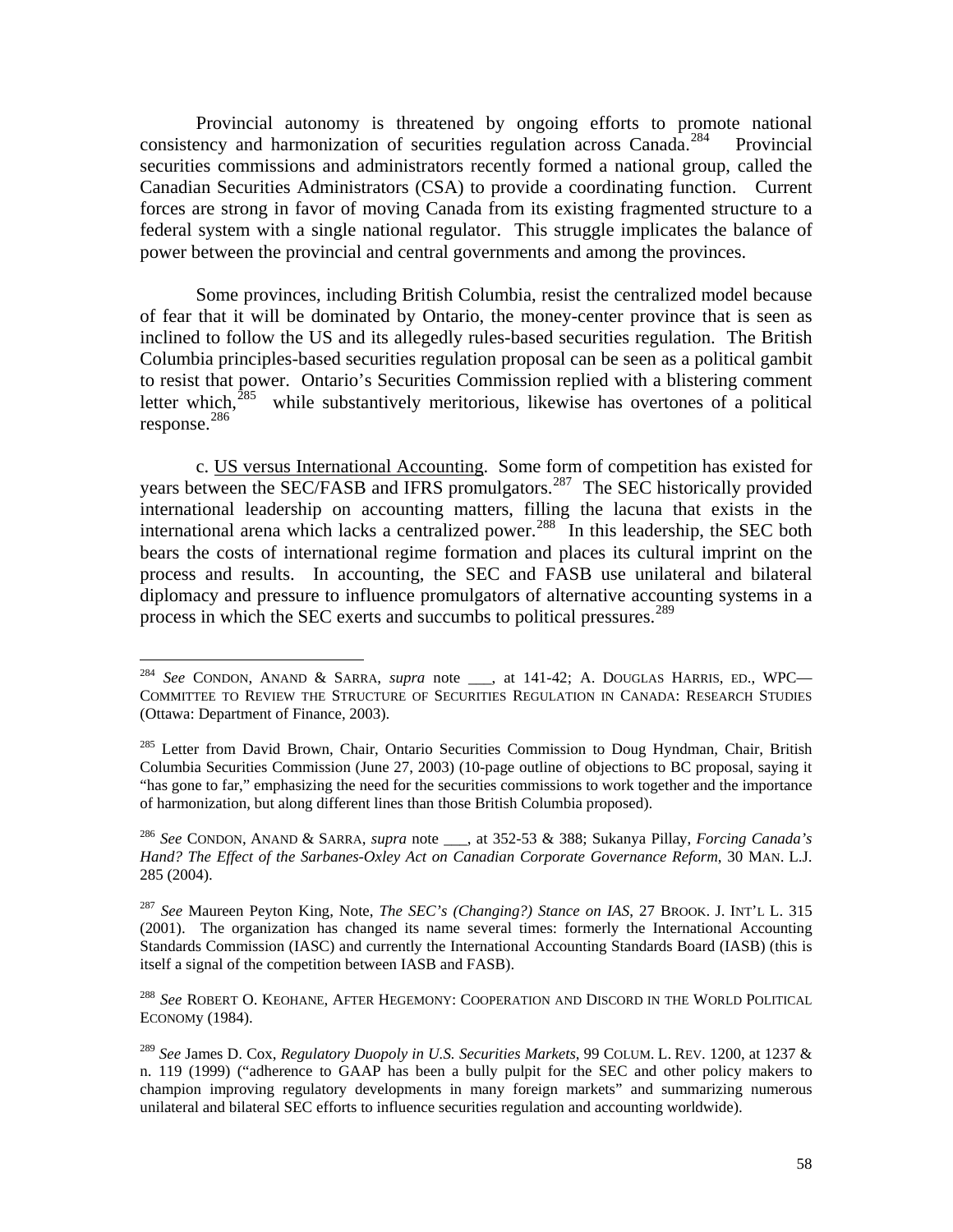Provincial autonomy is threatened by ongoing efforts to promote national consistency and harmonization of securities regulation across Canada.[284] Provincial securities commissions and administrators recently formed a national group, called the Canadian Securities Administrators (CSA) to provide a coordinating function. Current forces are strong in favor of moving Canada from its existing fragmented structure to a federal system with a single national regulator. This struggle implicates the balance of power between the provincial and central governments and among the provinces.

Some provinces, including British Columbia, resist the centralized model because of fear that it will be dominated by Ontario, the money-center province that is seen as inclined to follow the US and its allegedly rules-based securities regulation. The British Columbia principles-based securities regulation proposal can be seen as a political gambit to resist that power. Ontario's Securities Commission replied with a blistering comment letter which,[285] while substantively meritorious, likewise has overtones of a political response.[286]

c. US versus International Accounting. Some form of competition has existed for years between the SEC/FASB and IFRS promulgators.[287] The SEC historically provided international leadership on accounting matters, filling the lacuna that exists in the international arena which lacks a centralized power.[288] In this leadership, the SEC both bears the costs of international regime formation and places its cultural imprint on the process and results. In accounting, the SEC and FASB use unilateral and bilateral diplomacy and pressure to influence promulgators of alternative accounting systems in a process in which the SEC exerts and succumbs to political pressures.[289]

---

[284] *See* CONDON, ANAND & SARRA, *supra* note ___, at 141-42; A. DOUGLAS HARRIS, ED., WPC—COMMITTEE TO REVIEW THE STRUCTURE OF SECURITIES REGULATION IN CANADA: RESEARCH STUDIES (Ottawa: Department of Finance, 2003).

[285] Letter from David Brown, Chair, Ontario Securities Commission to Doug Hyndman, Chair, British Columbia Securities Commission (June 27, 2003) (10-page outline of objections to BC proposal, saying it "has gone to far," emphasizing the need for the securities commissions to work together and the importance of harmonization, but along different lines than those British Columbia proposed).

[286] *See* CONDON, ANAND & SARRA, *supra* note ___, at 352-53 & 388; Sukanya Pillay, *Forcing Canada's Hand? The Effect of the Sarbanes-Oxley Act on Canadian Corporate Governance Reform*, 30 MAN. L.J. 285 (2004).

[287] *See* Maureen Peyton King, Note, *The SEC's (Changing?) Stance on IAS*, 27 BROOK. J. INT'L L. 315 (2001). The organization has changed its name several times: formerly the International Accounting Standards Commission (IASC) and currently the International Accounting Standards Board (IASB) (this is itself a signal of the competition between IASB and FASB).

[288] *See* ROBERT O. KEOHANE, AFTER HEGEMONY: COOPERATION AND DISCORD IN THE WORLD POLITICAL ECONOMY (1984).

[289] *See* James D. Cox, *Regulatory Duopoly in U.S. Securities Markets*, 99 COLUM. L. REV. 1200, at 1237 & n. 119 (1999) ("adherence to GAAP has been a bully pulpit for the SEC and other policy makers to champion improving regulatory developments in many foreign markets" and summarizing numerous unilateral and bilateral SEC efforts to influence securities regulation and accounting worldwide).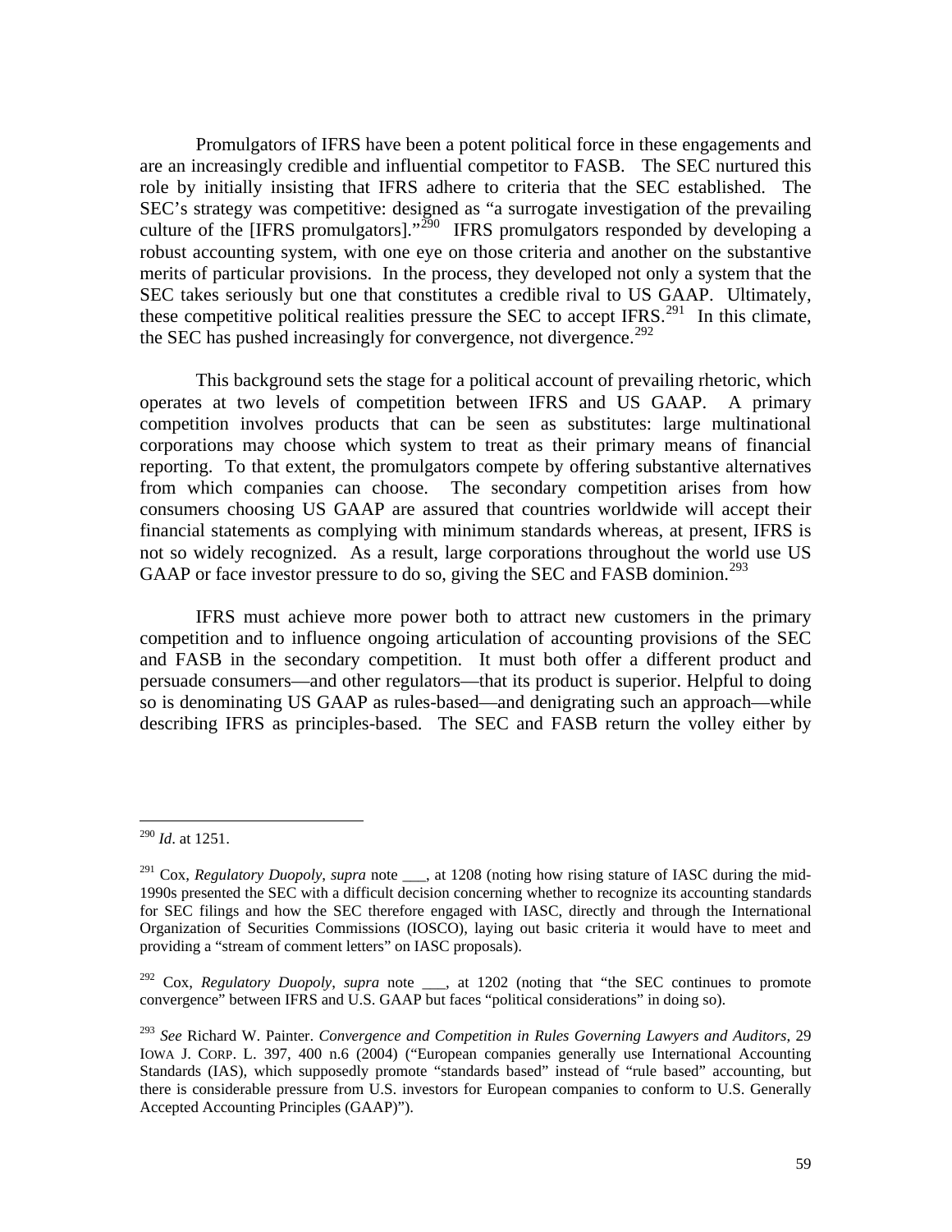Promulgators of IFRS have been a potent political force in these engagements and are an increasingly credible and influential competitor to FASB. The SEC nurtured this role by initially insisting that IFRS adhere to criteria that the SEC established. The SEC's strategy was competitive: designed as "a surrogate investigation of the prevailing culture of the [IFRS promulgators]."[290] IFRS promulgators responded by developing a robust accounting system, with one eye on those criteria and another on the substantive merits of particular provisions. In the process, they developed not only a system that the SEC takes seriously but one that constitutes a credible rival to US GAAP. Ultimately, these competitive political realities pressure the SEC to accept IFRS.[291] In this climate, the SEC has pushed increasingly for convergence, not divergence.[292]

This background sets the stage for a political account of prevailing rhetoric, which operates at two levels of competition between IFRS and US GAAP. A primary competition involves products that can be seen as substitutes: large multinational corporations may choose which system to treat as their primary means of financial reporting. To that extent, the promulgators compete by offering substantive alternatives from which companies can choose. The secondary competition arises from how consumers choosing US GAAP are assured that countries worldwide will accept their financial statements as complying with minimum standards whereas, at present, IFRS is not so widely recognized. As a result, large corporations throughout the world use US GAAP or face investor pressure to do so, giving the SEC and FASB dominion.[293]

IFRS must achieve more power both to attract new customers in the primary competition and to influence ongoing articulation of accounting provisions of the SEC and FASB in the secondary competition. It must both offer a different product and persuade consumers—and other regulators—that its product is superior. Helpful to doing so is denominating US GAAP as rules-based—and denigrating such an approach—while describing IFRS as principles-based. The SEC and FASB return the volley either by

---

[290] *Id*. at 1251.

[291] Cox, *Regulatory Duopoly*, *supra* note ___, at 1208 (noting how rising stature of IASC during the mid-1990s presented the SEC with a difficult decision concerning whether to recognize its accounting standards for SEC filings and how the SEC therefore engaged with IASC, directly and through the International Organization of Securities Commissions (IOSCO), laying out basic criteria it would have to meet and providing a "stream of comment letters" on IASC proposals).

[292] Cox, *Regulatory Duopoly*, *supra* note ___, at 1202 (noting that "the SEC continues to promote convergence" between IFRS and U.S. GAAP but faces "political considerations" in doing so).

[293] *See* Richard W. Painter. *Convergence and Competition in Rules Governing Lawyers and Auditors*, 29 IOWA J. CORP. L. 397, 400 n.6 (2004) ("European companies generally use International Accounting Standards (IAS), which supposedly promote "standards based" instead of "rule based" accounting, but there is considerable pressure from U.S. investors for European companies to conform to U.S. Generally Accepted Accounting Principles (GAAP)").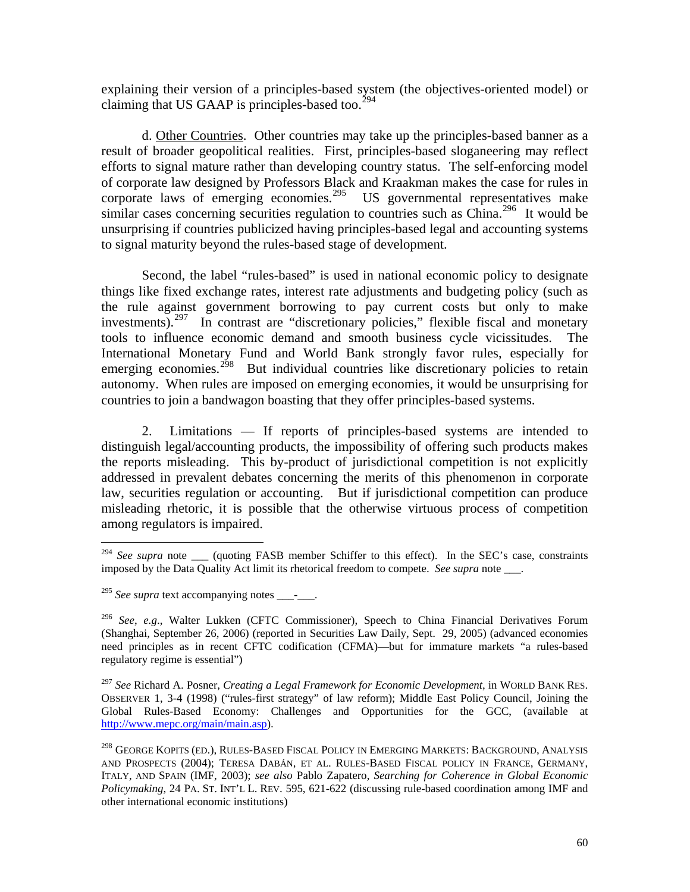explaining their version of a principles-based system (the objectives-oriented model) or claiming that US GAAP is principles-based too.[294]

d. Other Countries. Other countries may take up the principles-based banner as a result of broader geopolitical realities. First, principles-based sloganeering may reflect efforts to signal mature rather than developing country status. The self-enforcing model of corporate law designed by Professors Black and Kraakman makes the case for rules in corporate laws of emerging economies.[295] US governmental representatives make similar cases concerning securities regulation to countries such as China.[296] It would be unsurprising if countries publicized having principles-based legal and accounting systems to signal maturity beyond the rules-based stage of development.

Second, the label "rules-based" is used in national economic policy to designate things like fixed exchange rates, interest rate adjustments and budgeting policy (such as the rule against government borrowing to pay current costs but only to make investments).[297] In contrast are "discretionary policies," flexible fiscal and monetary tools to influence economic demand and smooth business cycle vicissitudes. The International Monetary Fund and World Bank strongly favor rules, especially for emerging economies.[298] But individual countries like discretionary policies to retain autonomy. When rules are imposed on emerging economies, it would be unsurprising for countries to join a bandwagon boasting that they offer principles-based systems.

2. Limitations — If reports of principles-based systems are intended to distinguish legal/accounting products, the impossibility of offering such products makes the reports misleading. This by-product of jurisdictional competition is not explicitly addressed in prevalent debates concerning the merits of this phenomenon in corporate law, securities regulation or accounting. But if jurisdictional competition can produce misleading rhetoric, it is possible that the otherwise virtuous process of competition among regulators is impaired.

---

[294] *See supra* note ___ (quoting FASB member Schiffer to this effect). In the SEC's case, constraints imposed by the Data Quality Act limit its rhetorical freedom to compete. *See supra* note ___.

[295] *See supra* text accompanying notes ___-___.

[296] *See*, *e.g*., Walter Lukken (CFTC Commissioner), Speech to China Financial Derivatives Forum (Shanghai, September 26, 2006) (reported in Securities Law Daily, Sept. 29, 2005) (advanced economies need principles as in recent CFTC codification (CFMA)—but for immature markets "a rules-based regulatory regime is essential")

[297] *See* Richard A. Posner, *Creating a Legal Framework for Economic Development*, in WORLD BANK RES. OBSERVER 1, 3-4 (1998) ("rules-first strategy" of law reform); Middle East Policy Council, Joining the Global Rules-Based Economy: Challenges and Opportunities for the GCC, (available at http://www.mepc.org/main/main.asp).

[298] GEORGE KOPITS (ED.), RULES-BASED FISCAL POLICY IN EMERGING MARKETS: BACKGROUND, ANALYSIS AND PROSPECTS (2004); TERESA DABÁN, ET AL. RULES-BASED FISCAL POLICY IN FRANCE, GERMANY, ITALY, AND SPAIN (IMF, 2003); *see also* Pablo Zapatero, *Searching for Coherence in Global Economic Policymaking*, 24 PA. ST. INT'L L. REV. 595, 621-622 (discussing rule-based coordination among IMF and other international economic institutions)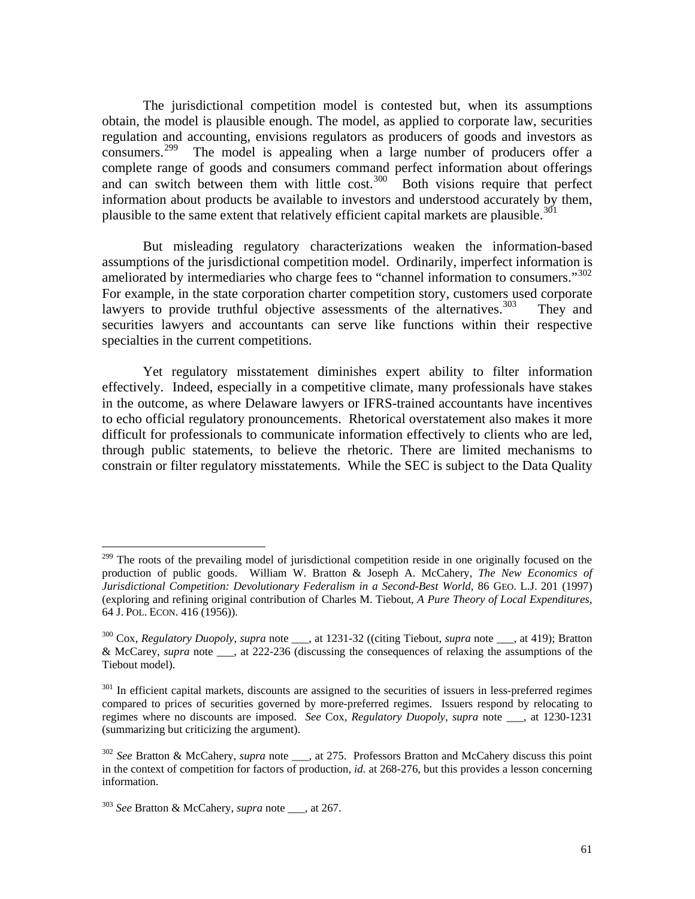The jurisdictional competition model is contested but, when its assumptions obtain, the model is plausible enough. The model, as applied to corporate law, securities regulation and accounting, envisions regulators as producers of goods and investors as consumers.[299] The model is appealing when a large number of producers offer a complete range of goods and consumers command perfect information about offerings and can switch between them with little cost.[300] Both visions require that perfect information about products be available to investors and understood accurately by them, plausible to the same extent that relatively efficient capital markets are plausible.[301]

But misleading regulatory characterizations weaken the information-based assumptions of the jurisdictional competition model. Ordinarily, imperfect information is ameliorated by intermediaries who charge fees to "channel information to consumers."[302] For example, in the state corporation charter competition story, customers used corporate lawyers to provide truthful objective assessments of the alternatives.[303] They and securities lawyers and accountants can serve like functions within their respective specialties in the current competitions.

Yet regulatory misstatement diminishes expert ability to filter information effectively. Indeed, especially in a competitive climate, many professionals have stakes in the outcome, as where Delaware lawyers or IFRS-trained accountants have incentives to echo official regulatory pronouncements. Rhetorical overstatement also makes it more difficult for professionals to communicate information effectively to clients who are led, through public statements, to believe the rhetoric. There are limited mechanisms to constrain or filter regulatory misstatements. While the SEC is subject to the Data Quality

---

[299] The roots of the prevailing model of jurisdictional competition reside in one originally focused on the production of public goods. William W. Bratton & Joseph A. McCahery, *The New Economics of Jurisdictional Competition: Devolutionary Federalism in a Second-Best World*, 86 GEO. L.J. 201 (1997) (exploring and refining original contribution of Charles M. Tiebout, *A Pure Theory of Local Expenditures*, 64 J. POL. ECON. 416 (1956)).

[300] Cox, *Regulatory Duopoly*, *supra* note ___, at 1231-32 ((citing Tiebout, *supra* note ___, at 419); Bratton & McCarey, *supra* note ___, at 222-236 (discussing the consequences of relaxing the assumptions of the Tiebout model).

[301] In efficient capital markets, discounts are assigned to the securities of issuers in less-preferred regimes compared to prices of securities governed by more-preferred regimes. Issuers respond by relocating to regimes where no discounts are imposed. *See* Cox, *Regulatory Duopoly*, *supra* note ___, at 1230-1231 (summarizing but criticizing the argument).

[302] *See* Bratton & McCahery, *supra* note ___, at 275. Professors Bratton and McCahery discuss this point in the context of competition for factors of production, *id.* at 268-276, but this provides a lesson concerning information.

[303] *See* Bratton & McCahery, *supra* note ___, at 267.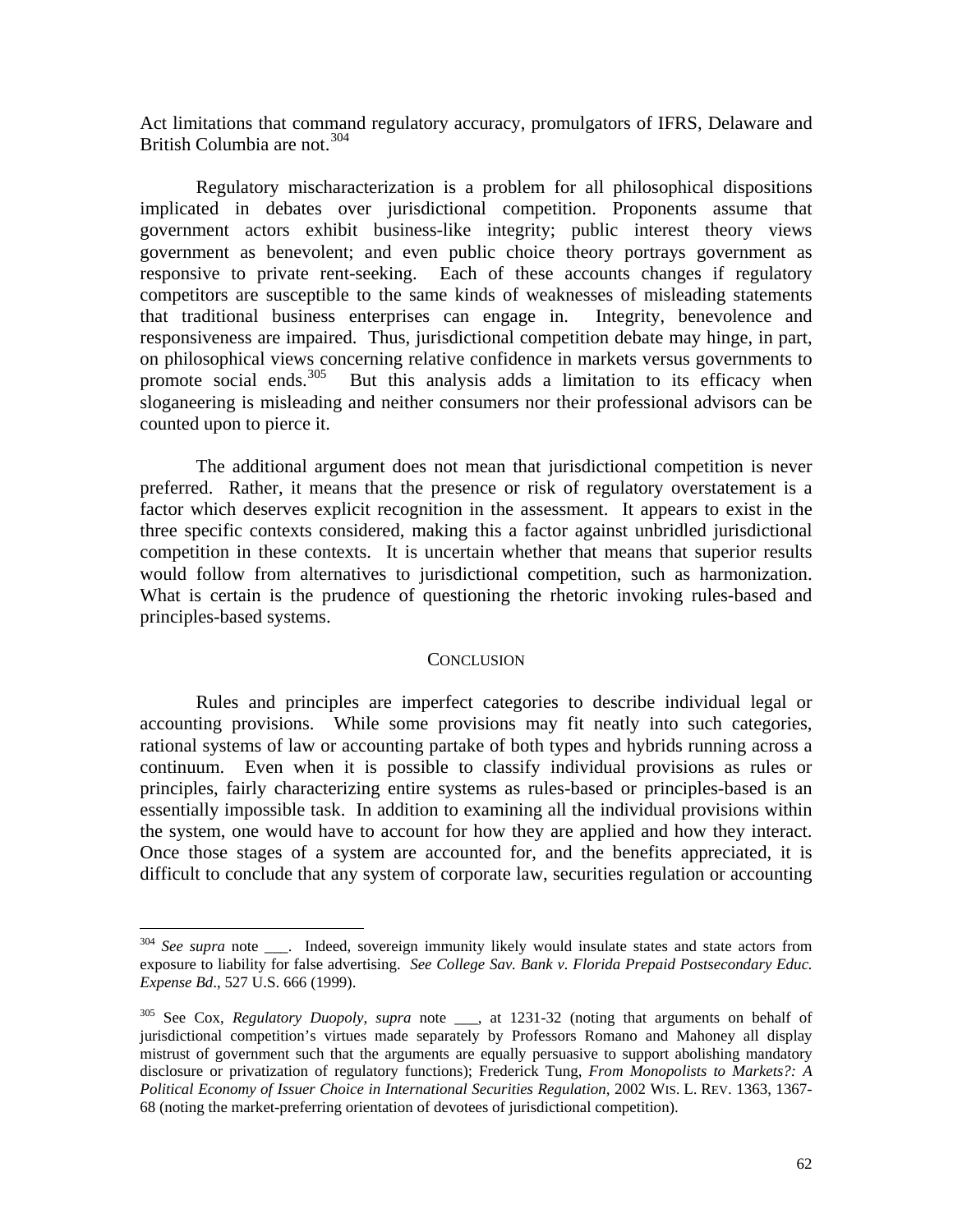Act limitations that command regulatory accuracy, promulgators of IFRS, Delaware and British Columbia are not.[304]

Regulatory mischaracterization is a problem for all philosophical dispositions implicated in debates over jurisdictional competition. Proponents assume that government actors exhibit business-like integrity; public interest theory views government as benevolent; and even public choice theory portrays government as responsive to private rent-seeking. Each of these accounts changes if regulatory competitors are susceptible to the same kinds of weaknesses of misleading statements that traditional business enterprises can engage in. Integrity, benevolence and responsiveness are impaired. Thus, jurisdictional competition debate may hinge, in part, on philosophical views concerning relative confidence in markets versus governments to promote social ends.[305] But this analysis adds a limitation to its efficacy when sloganeering is misleading and neither consumers nor their professional advisors can be counted upon to pierce it.

The additional argument does not mean that jurisdictional competition is never preferred. Rather, it means that the presence or risk of regulatory overstatement is a factor which deserves explicit recognition in the assessment. It appears to exist in the three specific contexts considered, making this a factor against unbridled jurisdictional competition in these contexts. It is uncertain whether that means that superior results would follow from alternatives to jurisdictional competition, such as harmonization. What is certain is the prudence of questioning the rhetoric invoking rules-based and principles-based systems.

## CONCLUSION

Rules and principles are imperfect categories to describe individual legal or accounting provisions. While some provisions may fit neatly into such categories, rational systems of law or accounting partake of both types and hybrids running across a continuum. Even when it is possible to classify individual provisions as rules or principles, fairly characterizing entire systems as rules-based or principles-based is an essentially impossible task. In addition to examining all the individual provisions within the system, one would have to account for how they are applied and how they interact. Once those stages of a system are accounted for, and the benefits appreciated, it is difficult to conclude that any system of corporate law, securities regulation or accounting

---

[304] *See supra* note ___. Indeed, sovereign immunity likely would insulate states and state actors from exposure to liability for false advertising. *See College Sav. Bank v. Florida Prepaid Postsecondary Educ. Expense Bd*., 527 U.S. 666 (1999).

[305] See Cox, *Regulatory Duopoly*, *supra* note ___, at 1231-32 (noting that arguments on behalf of jurisdictional competition's virtues made separately by Professors Romano and Mahoney all display mistrust of government such that the arguments are equally persuasive to support abolishing mandatory disclosure or privatization of regulatory functions); Frederick Tung, *From Monopolists to Markets?: A Political Economy of Issuer Choice in International Securities Regulation*, 2002 WIS. L. REV. 1363, 1367-68 (noting the market-preferring orientation of devotees of jurisdictional competition).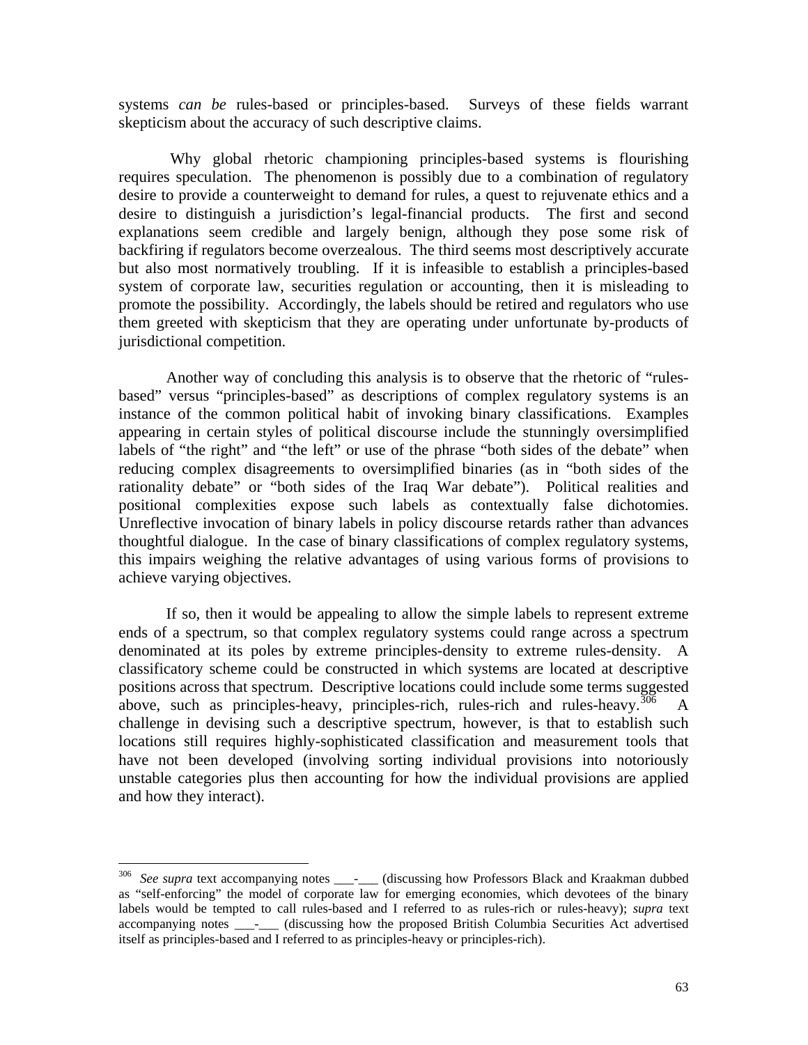systems *can be* rules-based or principles-based. Surveys of these fields warrant skepticism about the accuracy of such descriptive claims.

Why global rhetoric championing principles-based systems is flourishing requires speculation. The phenomenon is possibly due to a combination of regulatory desire to provide a counterweight to demand for rules, a quest to rejuvenate ethics and a desire to distinguish a jurisdiction's legal-financial products. The first and second explanations seem credible and largely benign, although they pose some risk of backfiring if regulators become overzealous. The third seems most descriptively accurate but also most normatively troubling. If it is infeasible to establish a principles-based system of corporate law, securities regulation or accounting, then it is misleading to promote the possibility. Accordingly, the labels should be retired and regulators who use them greeted with skepticism that they are operating under unfortunate by-products of jurisdictional competition.

Another way of concluding this analysis is to observe that the rhetoric of "rules-based" versus "principles-based" as descriptions of complex regulatory systems is an instance of the common political habit of invoking binary classifications. Examples appearing in certain styles of political discourse include the stunningly oversimplified labels of "the right" and "the left" or use of the phrase "both sides of the debate" when reducing complex disagreements to oversimplified binaries (as in "both sides of the rationality debate" or "both sides of the Iraq War debate"). Political realities and positional complexities expose such labels as contextually false dichotomies. Unreflective invocation of binary labels in policy discourse retards rather than advances thoughtful dialogue. In the case of binary classifications of complex regulatory systems, this impairs weighing the relative advantages of using various forms of provisions to achieve varying objectives.

If so, then it would be appealing to allow the simple labels to represent extreme ends of a spectrum, so that complex regulatory systems could range across a spectrum denominated at its poles by extreme principles-density to extreme rules-density. A classificatory scheme could be constructed in which systems are located at descriptive positions across that spectrum. Descriptive locations could include some terms suggested above, such as principles-heavy, principles-rich, rules-rich and rules-heavy.[306] A challenge in devising such a descriptive spectrum, however, is that to establish such locations still requires highly-sophisticated classification and measurement tools that have not been developed (involving sorting individual provisions into notoriously unstable categories plus then accounting for how the individual provisions are applied and how they interact).

---

[306] *See supra* text accompanying notes ___-___ (discussing how Professors Black and Kraakman dubbed as "self-enforcing" the model of corporate law for emerging economies, which devotees of the binary labels would be tempted to call rules-based and I referred to as rules-rich or rules-heavy); *supra* text accompanying notes ___-___ (discussing how the proposed British Columbia Securities Act advertised itself as principles-based and I referred to as principles-heavy or principles-rich).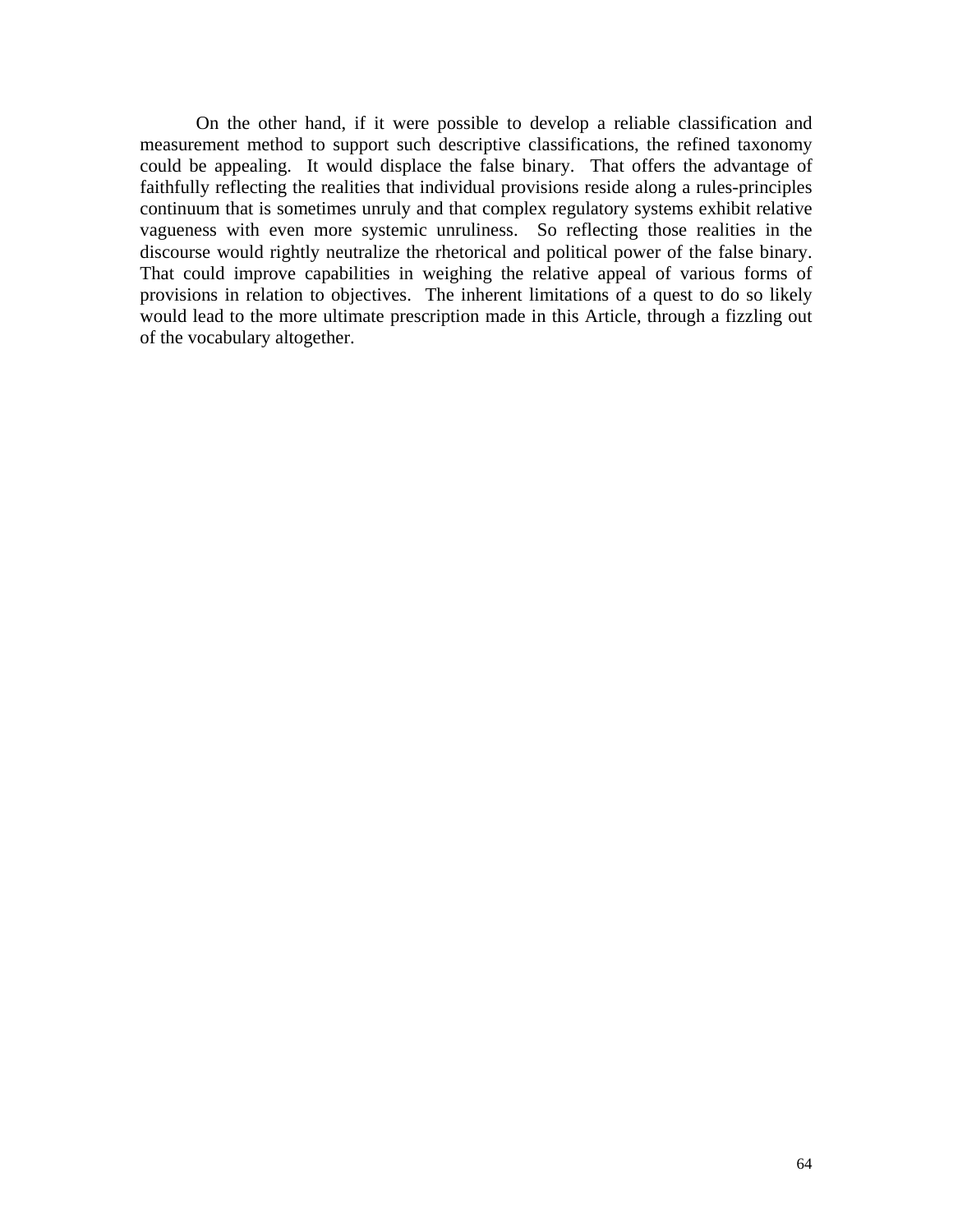On the other hand, if it were possible to develop a reliable classification and measurement method to support such descriptive classifications, the refined taxonomy could be appealing. It would displace the false binary. That offers the advantage of faithfully reflecting the realities that individual provisions reside along a rules-principles continuum that is sometimes unruly and that complex regulatory systems exhibit relative vagueness with even more systemic unruliness. So reflecting those realities in the discourse would rightly neutralize the rhetorical and political power of the false binary. That could improve capabilities in weighing the relative appeal of various forms of provisions in relation to objectives. The inherent limitations of a quest to do so likely would lead to the more ultimate prescription made in this Article, through a fizzling out of the vocabulary altogether.